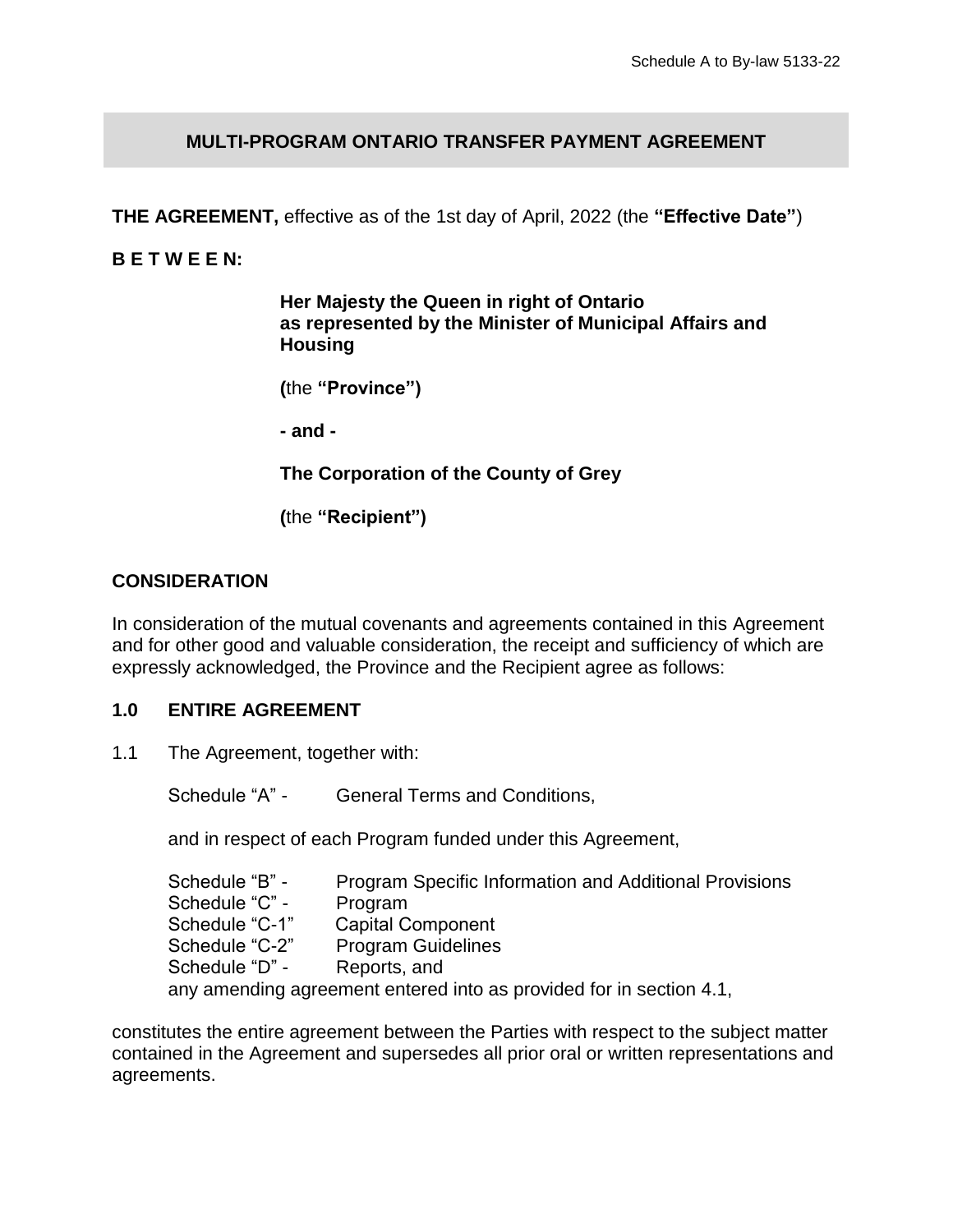Schedule A to By-law 5133-22

# MULTI-PROGRAM ONTARIO TRANSFER PAYMENT AGREEMENT

**THE AGREEMENT,** effective as of the 1st day of April, 2022 (the **"Effective Date"**)

**B E T W E E N:**

**Her Majesty the Queen in right of Ontario as represented by the Minister of Municipal Affairs and Housing**

**(**the **"Province")**

**- and -**

**The Corporation of the County of Grey**

**(**the **"Recipient")**

## CONSIDERATION

In consideration of the mutual covenants and agreements contained in this Agreement and for other good and valuable consideration, the receipt and sufficiency of which are expressly acknowledged, the Province and the Recipient agree as follows:

## 1.0 ENTIRE AGREEMENT

1.1 The Agreement, together with:

Schedule "A" - General Terms and Conditions,

and in respect of each Program funded under this Agreement,

Schedule "B" - Program Specific Information and Additional Provisions
Schedule "C" - Program
Schedule "C-1" Capital Component
Schedule "C-2" Program Guidelines
Schedule "D" - Reports, and
any amending agreement entered into as provided for in section 4.1,

constitutes the entire agreement between the Parties with respect to the subject matter contained in the Agreement and supersedes all prior oral or written representations and agreements.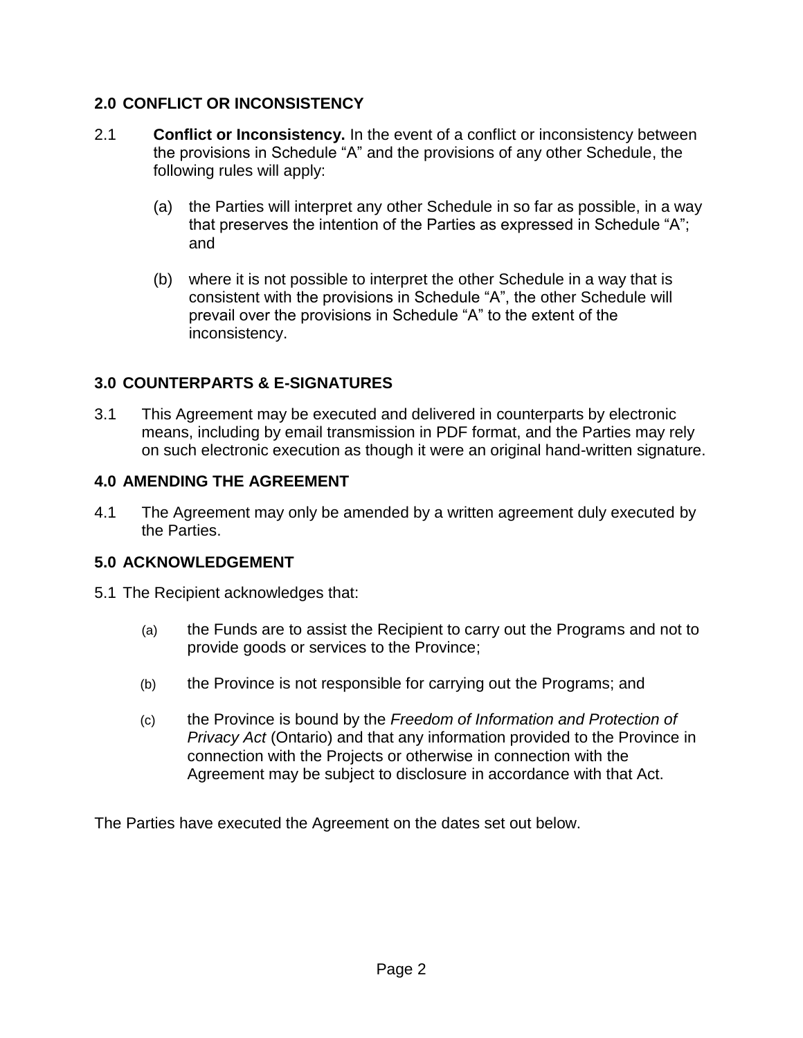## 2.0 CONFLICT OR INCONSISTENCY

2.1 **Conflict or Inconsistency.** In the event of a conflict or inconsistency between the provisions in Schedule "A" and the provisions of any other Schedule, the following rules will apply:

(a) the Parties will interpret any other Schedule in so far as possible, in a way that preserves the intention of the Parties as expressed in Schedule "A"; and

(b) where it is not possible to interpret the other Schedule in a way that is consistent with the provisions in Schedule "A", the other Schedule will prevail over the provisions in Schedule "A" to the extent of the inconsistency.

## 3.0 COUNTERPARTS & E-SIGNATURES

3.1 This Agreement may be executed and delivered in counterparts by electronic means, including by email transmission in PDF format, and the Parties may rely on such electronic execution as though it were an original hand-written signature.

## 4.0 AMENDING THE AGREEMENT

4.1 The Agreement may only be amended by a written agreement duly executed by the Parties.

## 5.0 ACKNOWLEDGEMENT

5.1 The Recipient acknowledges that:

(a) the Funds are to assist the Recipient to carry out the Programs and not to provide goods or services to the Province;

(b) the Province is not responsible for carrying out the Programs; and

(c) the Province is bound by the *Freedom of Information and Protection of Privacy Act* (Ontario) and that any information provided to the Province in connection with the Projects or otherwise in connection with the Agreement may be subject to disclosure in accordance with that Act.

The Parties have executed the Agreement on the dates set out below.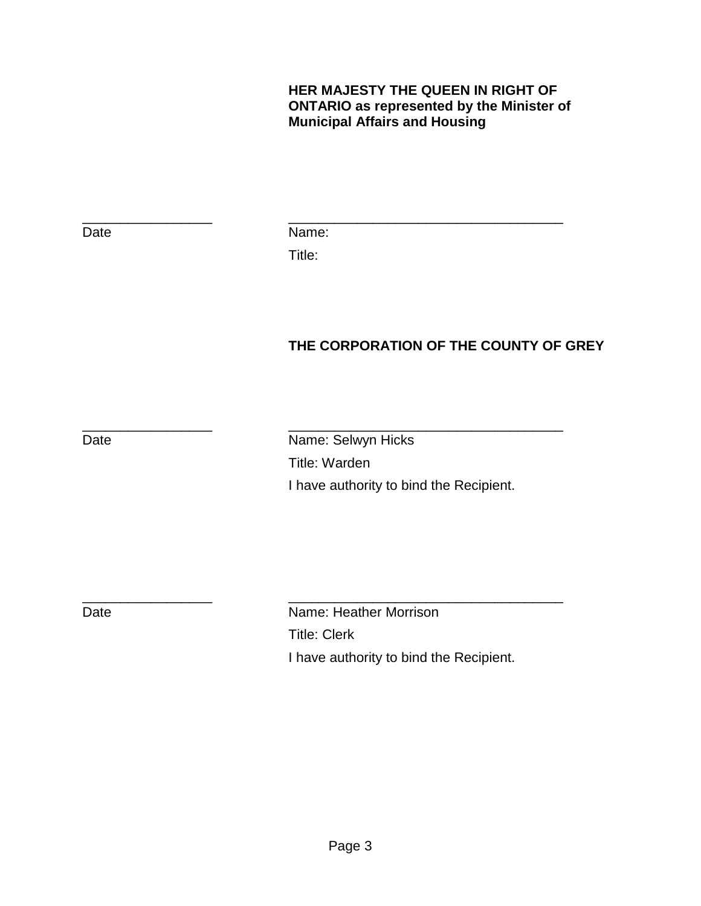**HER MAJESTY THE QUEEN IN RIGHT OF ONTARIO as represented by the Minister of Municipal Affairs and Housing**

_________________ 　　　　 ____________________________________

Date　　　　　　　　　　 Name:

Title:

**THE CORPORATION OF THE COUNTY OF GREY**

_________________ 　　　　 ____________________________________

Date　　　　　　　　　　 Name: Selwyn Hicks

Title: Warden

I have authority to bind the Recipient.

_________________ 　　　　 ____________________________________

Date　　　　　　　　　　 Name: Heather Morrison

Title: Clerk

I have authority to bind the Recipient.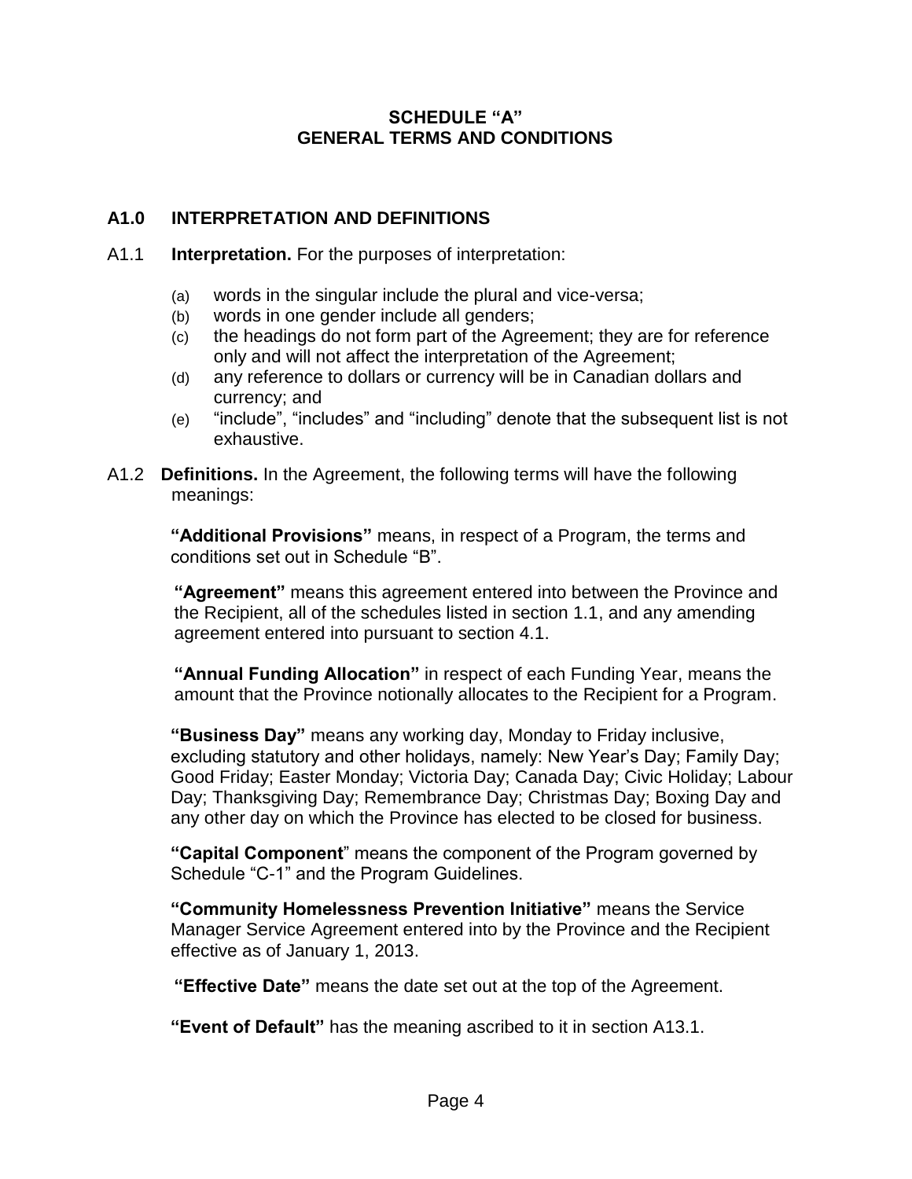# SCHEDULE "A"
# GENERAL TERMS AND CONDITIONS

## A1.0 INTERPRETATION AND DEFINITIONS

A1.1 **Interpretation.** For the purposes of interpretation:

(a) words in the singular include the plural and vice-versa;
(b) words in one gender include all genders;
(c) the headings do not form part of the Agreement; they are for reference only and will not affect the interpretation of the Agreement;
(d) any reference to dollars or currency will be in Canadian dollars and currency; and
(e) "include", "includes" and "including" denote that the subsequent list is not exhaustive.

A1.2 **Definitions.** In the Agreement, the following terms will have the following meanings:

**"Additional Provisions"** means, in respect of a Program, the terms and conditions set out in Schedule "B".

**"Agreement"** means this agreement entered into between the Province and the Recipient, all of the schedules listed in section 1.1, and any amending agreement entered into pursuant to section 4.1.

**"Annual Funding Allocation"** in respect of each Funding Year, means the amount that the Province notionally allocates to the Recipient for a Program.

**"Business Day"** means any working day, Monday to Friday inclusive, excluding statutory and other holidays, namely: New Year's Day; Family Day; Good Friday; Easter Monday; Victoria Day; Canada Day; Civic Holiday; Labour Day; Thanksgiving Day; Remembrance Day; Christmas Day; Boxing Day and any other day on which the Province has elected to be closed for business.

**"Capital Component"** means the component of the Program governed by Schedule "C-1" and the Program Guidelines.

**"Community Homelessness Prevention Initiative"** means the Service Manager Service Agreement entered into by the Province and the Recipient effective as of January 1, 2013.

**"Effective Date"** means the date set out at the top of the Agreement.

**"Event of Default"** has the meaning ascribed to it in section A13.1.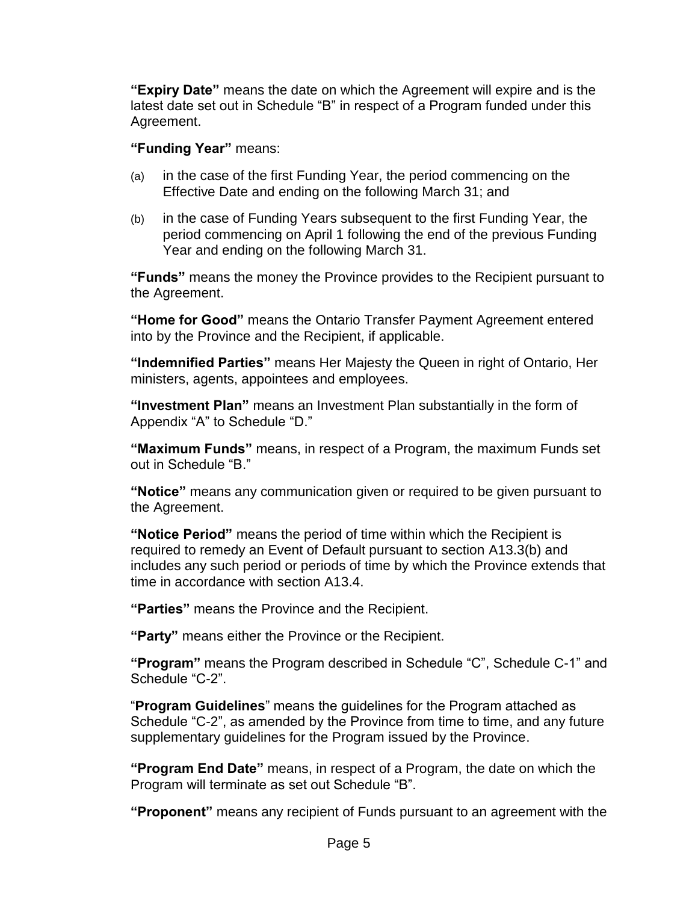**"Expiry Date"** means the date on which the Agreement will expire and is the latest date set out in Schedule "B" in respect of a Program funded under this Agreement.

**"Funding Year"** means:

(a) in the case of the first Funding Year, the period commencing on the Effective Date and ending on the following March 31; and

(b) in the case of Funding Years subsequent to the first Funding Year, the period commencing on April 1 following the end of the previous Funding Year and ending on the following March 31.

**"Funds"** means the money the Province provides to the Recipient pursuant to the Agreement.

**"Home for Good"** means the Ontario Transfer Payment Agreement entered into by the Province and the Recipient, if applicable.

**"Indemnified Parties"** means Her Majesty the Queen in right of Ontario, Her ministers, agents, appointees and employees.

**"Investment Plan"** means an Investment Plan substantially in the form of Appendix "A" to Schedule "D."

**"Maximum Funds"** means, in respect of a Program, the maximum Funds set out in Schedule "B."

**"Notice"** means any communication given or required to be given pursuant to the Agreement.

**"Notice Period"** means the period of time within which the Recipient is required to remedy an Event of Default pursuant to section A13.3(b) and includes any such period or periods of time by which the Province extends that time in accordance with section A13.4.

**"Parties"** means the Province and the Recipient.

**"Party"** means either the Province or the Recipient.

**"Program"** means the Program described in Schedule "C", Schedule C-1" and Schedule "C-2".

"**Program Guidelines**" means the guidelines for the Program attached as Schedule "C-2", as amended by the Province from time to time, and any future supplementary guidelines for the Program issued by the Province.

**"Program End Date"** means, in respect of a Program, the date on which the Program will terminate as set out Schedule "B".

**"Proponent"** means any recipient of Funds pursuant to an agreement with the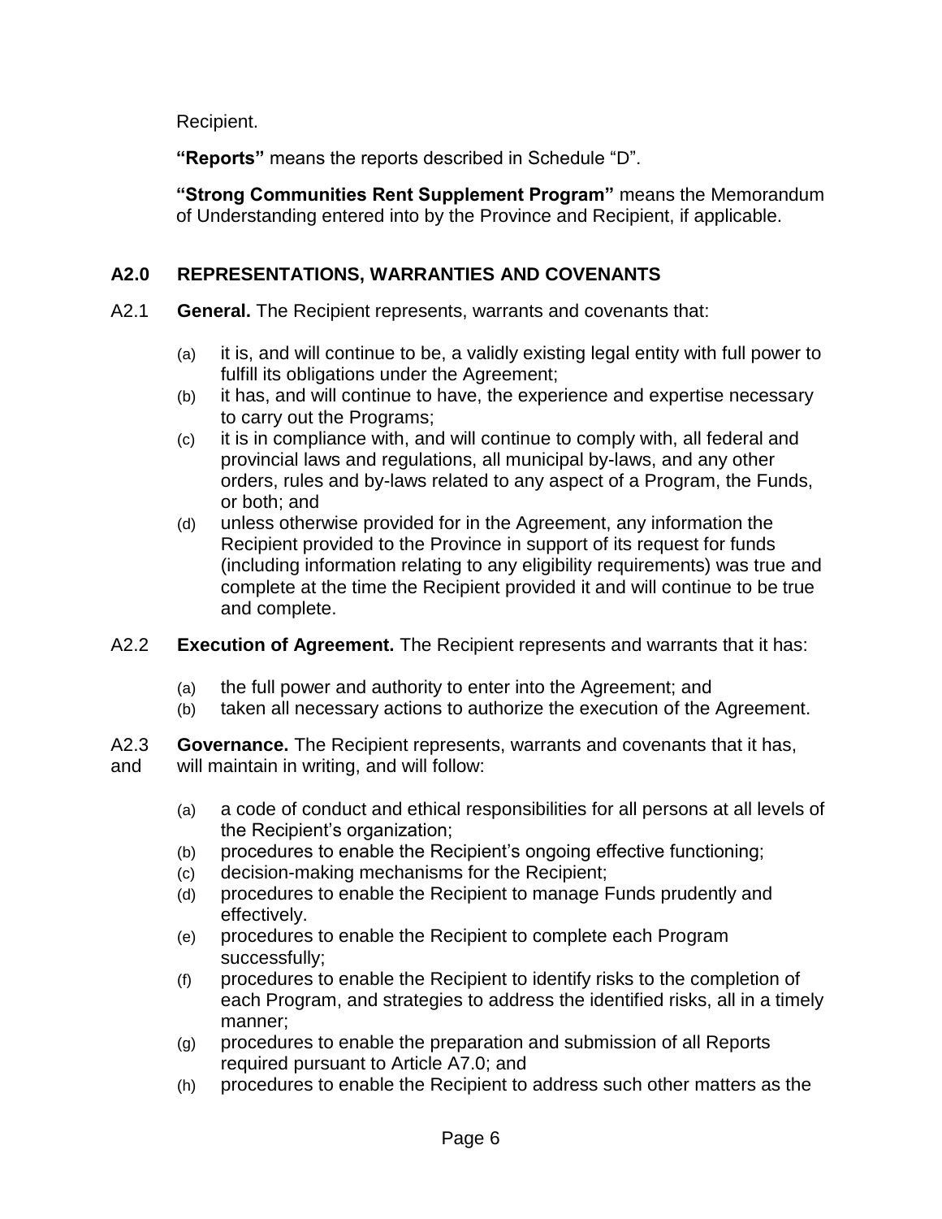Recipient.

**"Reports"** means the reports described in Schedule "D".

**"Strong Communities Rent Supplement Program"** means the Memorandum of Understanding entered into by the Province and Recipient, if applicable.

## A2.0 REPRESENTATIONS, WARRANTIES AND COVENANTS

A2.1 **General.** The Recipient represents, warrants and covenants that:

(a) it is, and will continue to be, a validly existing legal entity with full power to fulfill its obligations under the Agreement;
(b) it has, and will continue to have, the experience and expertise necessary to carry out the Programs;
(c) it is in compliance with, and will continue to comply with, all federal and provincial laws and regulations, all municipal by-laws, and any other orders, rules and by-laws related to any aspect of a Program, the Funds, or both; and
(d) unless otherwise provided for in the Agreement, any information the Recipient provided to the Province in support of its request for funds (including information relating to any eligibility requirements) was true and complete at the time the Recipient provided it and will continue to be true and complete.

A2.2 **Execution of Agreement.** The Recipient represents and warrants that it has:

(a) the full power and authority to enter into the Agreement; and
(b) taken all necessary actions to authorize the execution of the Agreement.

A2.3 **Governance.** The Recipient represents, warrants and covenants that it has, and will maintain in writing, and will follow:

(a) a code of conduct and ethical responsibilities for all persons at all levels of the Recipient's organization;
(b) procedures to enable the Recipient's ongoing effective functioning;
(c) decision-making mechanisms for the Recipient;
(d) procedures to enable the Recipient to manage Funds prudently and effectively.
(e) procedures to enable the Recipient to complete each Program successfully;
(f) procedures to enable the Recipient to identify risks to the completion of each Program, and strategies to address the identified risks, all in a timely manner;
(g) procedures to enable the preparation and submission of all Reports required pursuant to Article A7.0; and
(h) procedures to enable the Recipient to address such other matters as the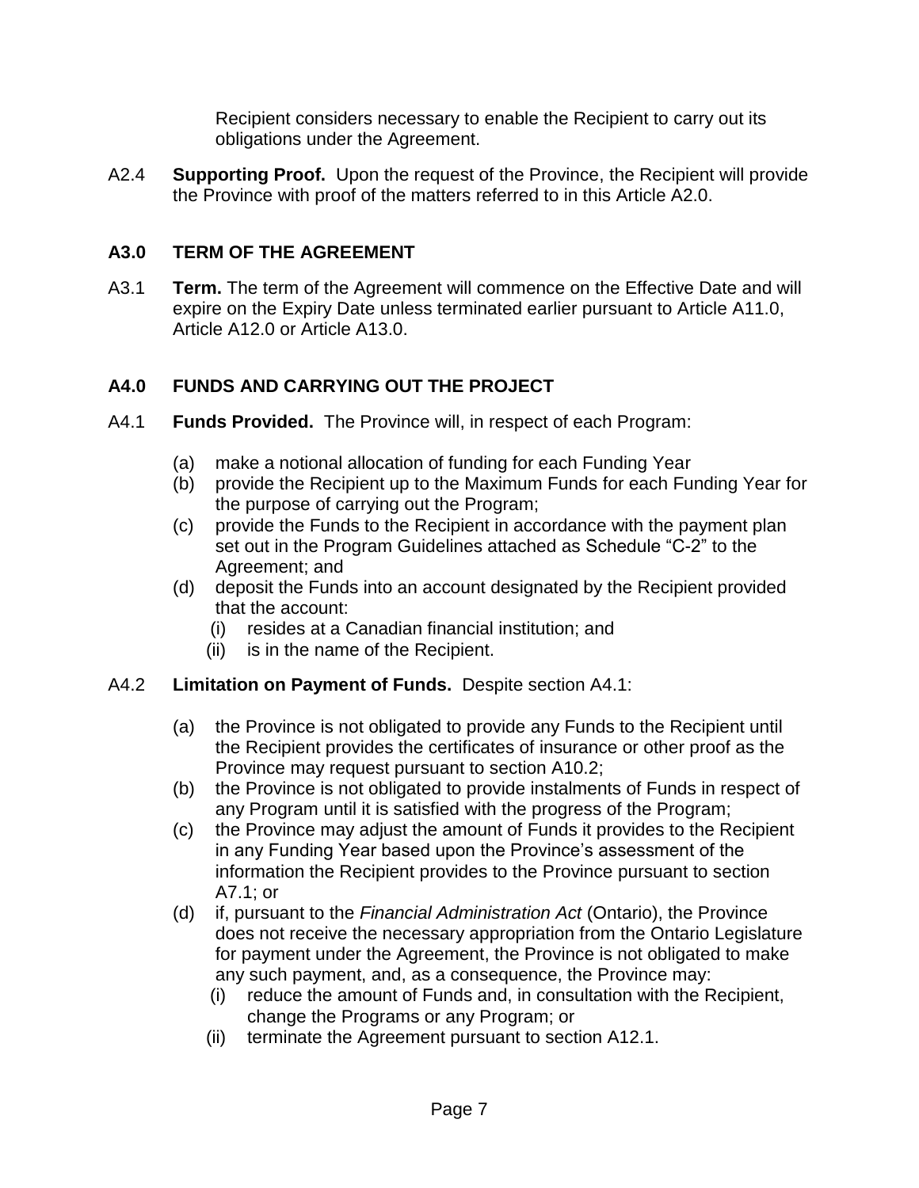Recipient considers necessary to enable the Recipient to carry out its obligations under the Agreement.

A2.4 **Supporting Proof.** Upon the request of the Province, the Recipient will provide the Province with proof of the matters referred to in this Article A2.0.

## A3.0 TERM OF THE AGREEMENT

A3.1 **Term.** The term of the Agreement will commence on the Effective Date and will expire on the Expiry Date unless terminated earlier pursuant to Article A11.0, Article A12.0 or Article A13.0.

## A4.0 FUNDS AND CARRYING OUT THE PROJECT

A4.1 **Funds Provided.** The Province will, in respect of each Program:

- (a) make a notional allocation of funding for each Funding Year
- (b) provide the Recipient up to the Maximum Funds for each Funding Year for the purpose of carrying out the Program;
- (c) provide the Funds to the Recipient in accordance with the payment plan set out in the Program Guidelines attached as Schedule "C-2" to the Agreement; and
- (d) deposit the Funds into an account designated by the Recipient provided that the account:
  - (i) resides at a Canadian financial institution; and
  - (ii) is in the name of the Recipient.

A4.2 **Limitation on Payment of Funds.** Despite section A4.1:

- (a) the Province is not obligated to provide any Funds to the Recipient until the Recipient provides the certificates of insurance or other proof as the Province may request pursuant to section A10.2;
- (b) the Province is not obligated to provide instalments of Funds in respect of any Program until it is satisfied with the progress of the Program;
- (c) the Province may adjust the amount of Funds it provides to the Recipient in any Funding Year based upon the Province's assessment of the information the Recipient provides to the Province pursuant to section A7.1; or
- (d) if, pursuant to the *Financial Administration Act* (Ontario), the Province does not receive the necessary appropriation from the Ontario Legislature for payment under the Agreement, the Province is not obligated to make any such payment, and, as a consequence, the Province may:
  - (i) reduce the amount of Funds and, in consultation with the Recipient, change the Programs or any Program; or
  - (ii) terminate the Agreement pursuant to section A12.1.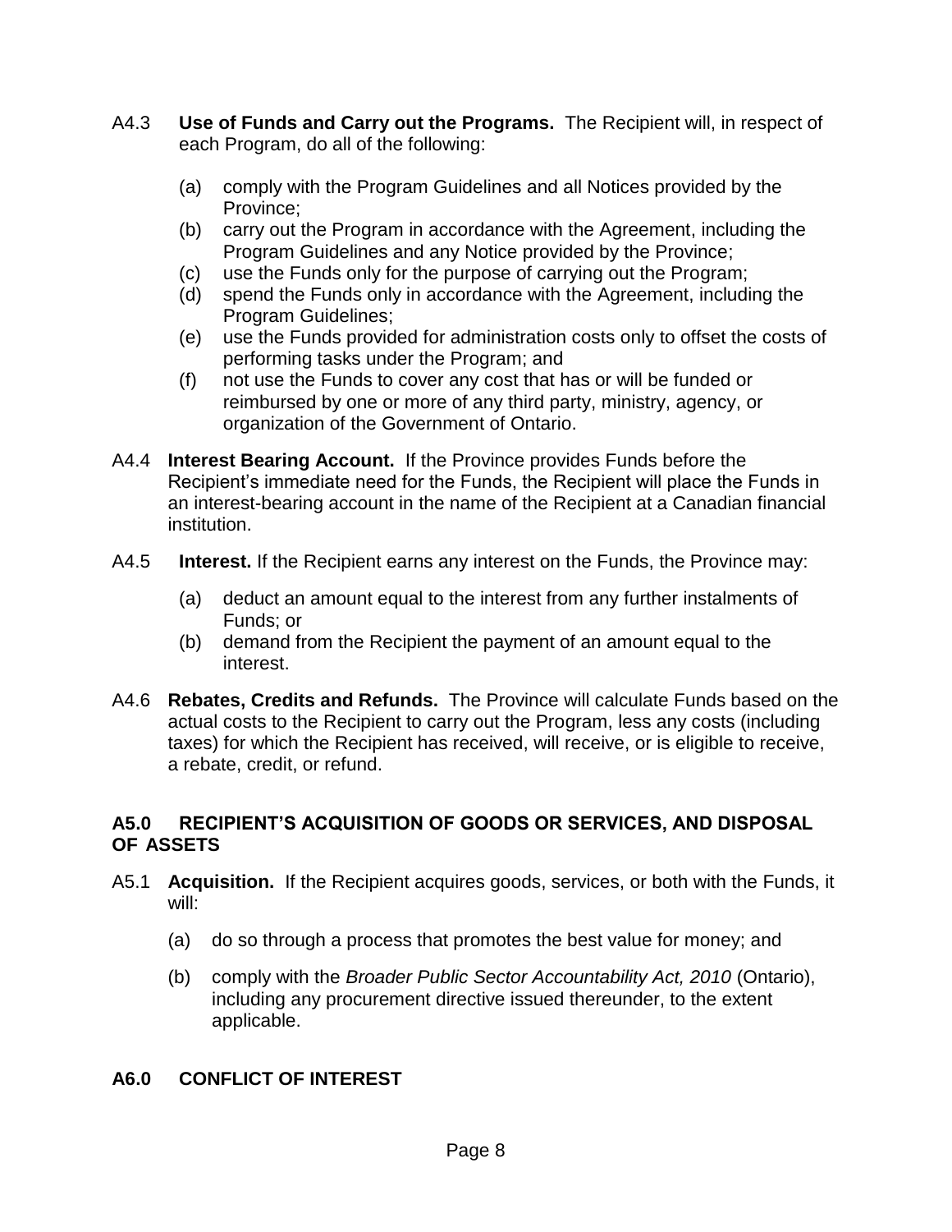A4.3 **Use of Funds and Carry out the Programs.** The Recipient will, in respect of each Program, do all of the following:

(a) comply with the Program Guidelines and all Notices provided by the Province;
(b) carry out the Program in accordance with the Agreement, including the Program Guidelines and any Notice provided by the Province;
(c) use the Funds only for the purpose of carrying out the Program;
(d) spend the Funds only in accordance with the Agreement, including the Program Guidelines;
(e) use the Funds provided for administration costs only to offset the costs of performing tasks under the Program; and
(f) not use the Funds to cover any cost that has or will be funded or reimbursed by one or more of any third party, ministry, agency, or organization of the Government of Ontario.

A4.4 **Interest Bearing Account.** If the Province provides Funds before the Recipient's immediate need for the Funds, the Recipient will place the Funds in an interest-bearing account in the name of the Recipient at a Canadian financial institution.

A4.5 **Interest.** If the Recipient earns any interest on the Funds, the Province may:

(a) deduct an amount equal to the interest from any further instalments of Funds; or
(b) demand from the Recipient the payment of an amount equal to the interest.

A4.6 **Rebates, Credits and Refunds.** The Province will calculate Funds based on the actual costs to the Recipient to carry out the Program, less any costs (including taxes) for which the Recipient has received, will receive, or is eligible to receive, a rebate, credit, or refund.

## A5.0 RECIPIENT'S ACQUISITION OF GOODS OR SERVICES, AND DISPOSAL OF ASSETS

A5.1 **Acquisition.** If the Recipient acquires goods, services, or both with the Funds, it will:

(a) do so through a process that promotes the best value for money; and

(b) comply with the *Broader Public Sector Accountability Act, 2010* (Ontario), including any procurement directive issued thereunder, to the extent applicable.

## A6.0 CONFLICT OF INTEREST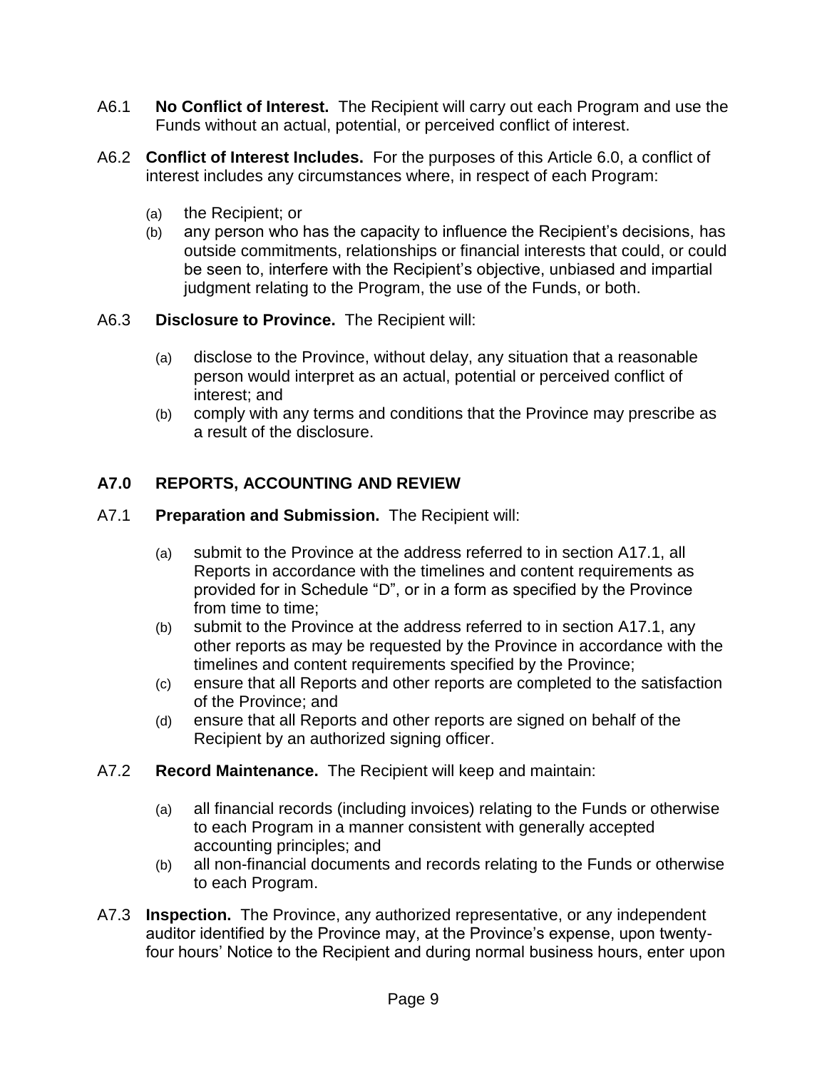A6.1 **No Conflict of Interest.** The Recipient will carry out each Program and use the Funds without an actual, potential, or perceived conflict of interest.

A6.2 **Conflict of Interest Includes.** For the purposes of this Article 6.0, a conflict of interest includes any circumstances where, in respect of each Program:

(a) the Recipient; or
(b) any person who has the capacity to influence the Recipient's decisions, has outside commitments, relationships or financial interests that could, or could be seen to, interfere with the Recipient's objective, unbiased and impartial judgment relating to the Program, the use of the Funds, or both.

A6.3 **Disclosure to Province.** The Recipient will:

(a) disclose to the Province, without delay, any situation that a reasonable person would interpret as an actual, potential or perceived conflict of interest; and
(b) comply with any terms and conditions that the Province may prescribe as a result of the disclosure.

## A7.0 REPORTS, ACCOUNTING AND REVIEW

A7.1 **Preparation and Submission.** The Recipient will:

(a) submit to the Province at the address referred to in section A17.1, all Reports in accordance with the timelines and content requirements as provided for in Schedule "D", or in a form as specified by the Province from time to time;
(b) submit to the Province at the address referred to in section A17.1, any other reports as may be requested by the Province in accordance with the timelines and content requirements specified by the Province;
(c) ensure that all Reports and other reports are completed to the satisfaction of the Province; and
(d) ensure that all Reports and other reports are signed on behalf of the Recipient by an authorized signing officer.

A7.2 **Record Maintenance.** The Recipient will keep and maintain:

(a) all financial records (including invoices) relating to the Funds or otherwise to each Program in a manner consistent with generally accepted accounting principles; and
(b) all non-financial documents and records relating to the Funds or otherwise to each Program.

A7.3 **Inspection.** The Province, any authorized representative, or any independent auditor identified by the Province may, at the Province's expense, upon twenty-four hours' Notice to the Recipient and during normal business hours, enter upon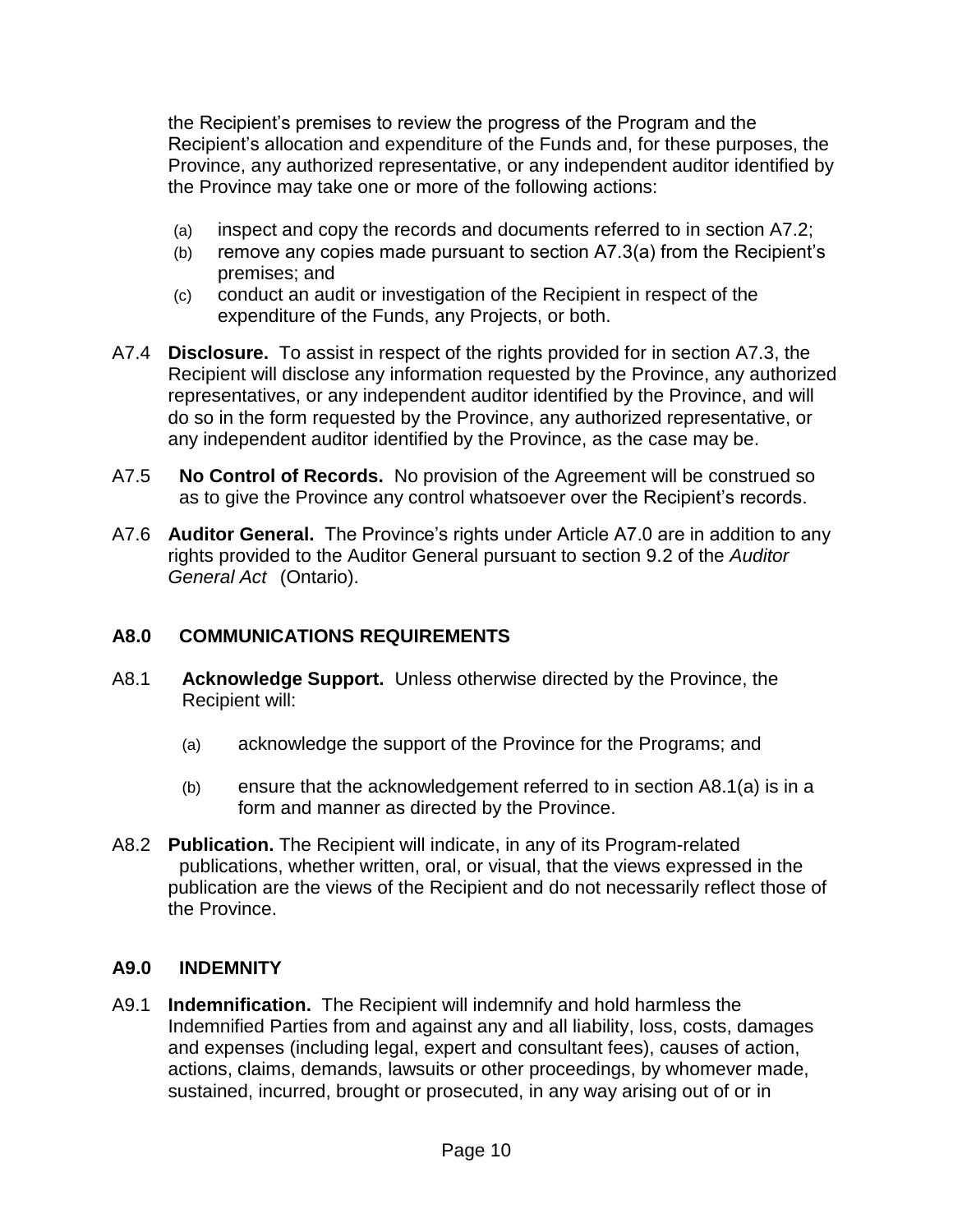the Recipient's premises to review the progress of the Program and the Recipient's allocation and expenditure of the Funds and, for these purposes, the Province, any authorized representative, or any independent auditor identified by the Province may take one or more of the following actions:

(a) inspect and copy the records and documents referred to in section A7.2;
(b) remove any copies made pursuant to section A7.3(a) from the Recipient's premises; and
(c) conduct an audit or investigation of the Recipient in respect of the expenditure of the Funds, any Projects, or both.

A7.4 **Disclosure.** To assist in respect of the rights provided for in section A7.3, the Recipient will disclose any information requested by the Province, any authorized representatives, or any independent auditor identified by the Province, and will do so in the form requested by the Province, any authorized representative, or any independent auditor identified by the Province, as the case may be.

A7.5 **No Control of Records.** No provision of the Agreement will be construed so as to give the Province any control whatsoever over the Recipient's records.

A7.6 **Auditor General.** The Province's rights under Article A7.0 are in addition to any rights provided to the Auditor General pursuant to section 9.2 of the *Auditor General Act* (Ontario).

### A8.0 COMMUNICATIONS REQUIREMENTS

A8.1 **Acknowledge Support.** Unless otherwise directed by the Province, the Recipient will:

(a) acknowledge the support of the Province for the Programs; and

(b) ensure that the acknowledgement referred to in section A8.1(a) is in a form and manner as directed by the Province.

A8.2 **Publication.** The Recipient will indicate, in any of its Program-related publications, whether written, oral, or visual, that the views expressed in the publication are the views of the Recipient and do not necessarily reflect those of the Province.

### A9.0 INDEMNITY

A9.1 **Indemnification.** The Recipient will indemnify and hold harmless the Indemnified Parties from and against any and all liability, loss, costs, damages and expenses (including legal, expert and consultant fees), causes of action, actions, claims, demands, lawsuits or other proceedings, by whomever made, sustained, incurred, brought or prosecuted, in any way arising out of or in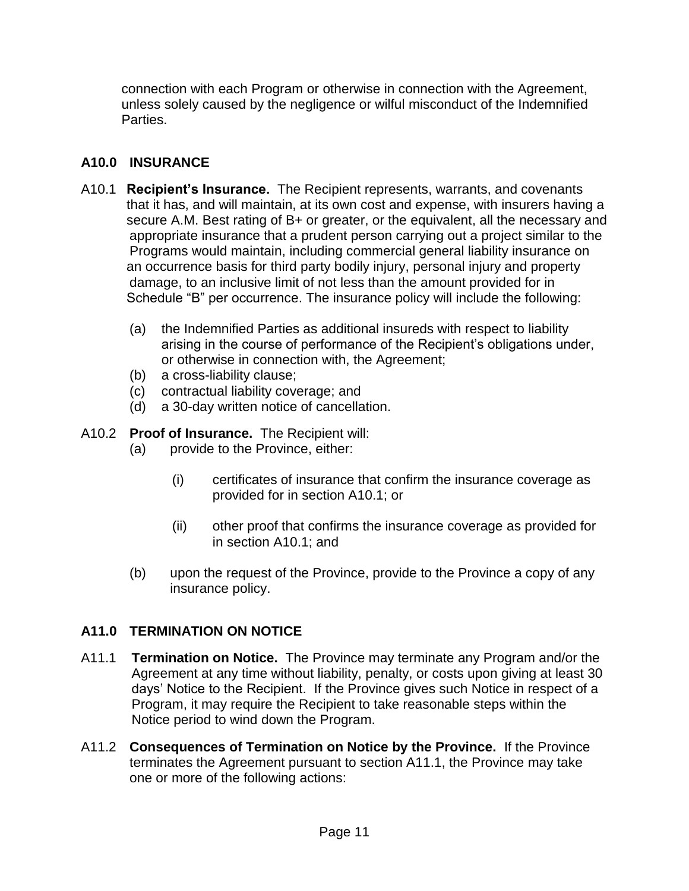connection with each Program or otherwise in connection with the Agreement, unless solely caused by the negligence or wilful misconduct of the Indemnified Parties.

## A10.0 INSURANCE

A10.1 **Recipient's Insurance.** The Recipient represents, warrants, and covenants that it has, and will maintain, at its own cost and expense, with insurers having a secure A.M. Best rating of B+ or greater, or the equivalent, all the necessary and appropriate insurance that a prudent person carrying out a project similar to the Programs would maintain, including commercial general liability insurance on an occurrence basis for third party bodily injury, personal injury and property damage, to an inclusive limit of not less than the amount provided for in Schedule "B" per occurrence. The insurance policy will include the following:

- (a) the Indemnified Parties as additional insureds with respect to liability arising in the course of performance of the Recipient's obligations under, or otherwise in connection with, the Agreement;
- (b) a cross-liability clause;
- (c) contractual liability coverage; and
- (d) a 30-day written notice of cancellation.

A10.2 **Proof of Insurance.** The Recipient will:

- (a) provide to the Province, either:
  - (i) certificates of insurance that confirm the insurance coverage as provided for in section A10.1; or
  - (ii) other proof that confirms the insurance coverage as provided for in section A10.1; and
- (b) upon the request of the Province, provide to the Province a copy of any insurance policy.

## A11.0 TERMINATION ON NOTICE

A11.1 **Termination on Notice.** The Province may terminate any Program and/or the Agreement at any time without liability, penalty, or costs upon giving at least 30 days' Notice to the Recipient. If the Province gives such Notice in respect of a Program, it may require the Recipient to take reasonable steps within the Notice period to wind down the Program.

A11.2 **Consequences of Termination on Notice by the Province.** If the Province terminates the Agreement pursuant to section A11.1, the Province may take one or more of the following actions: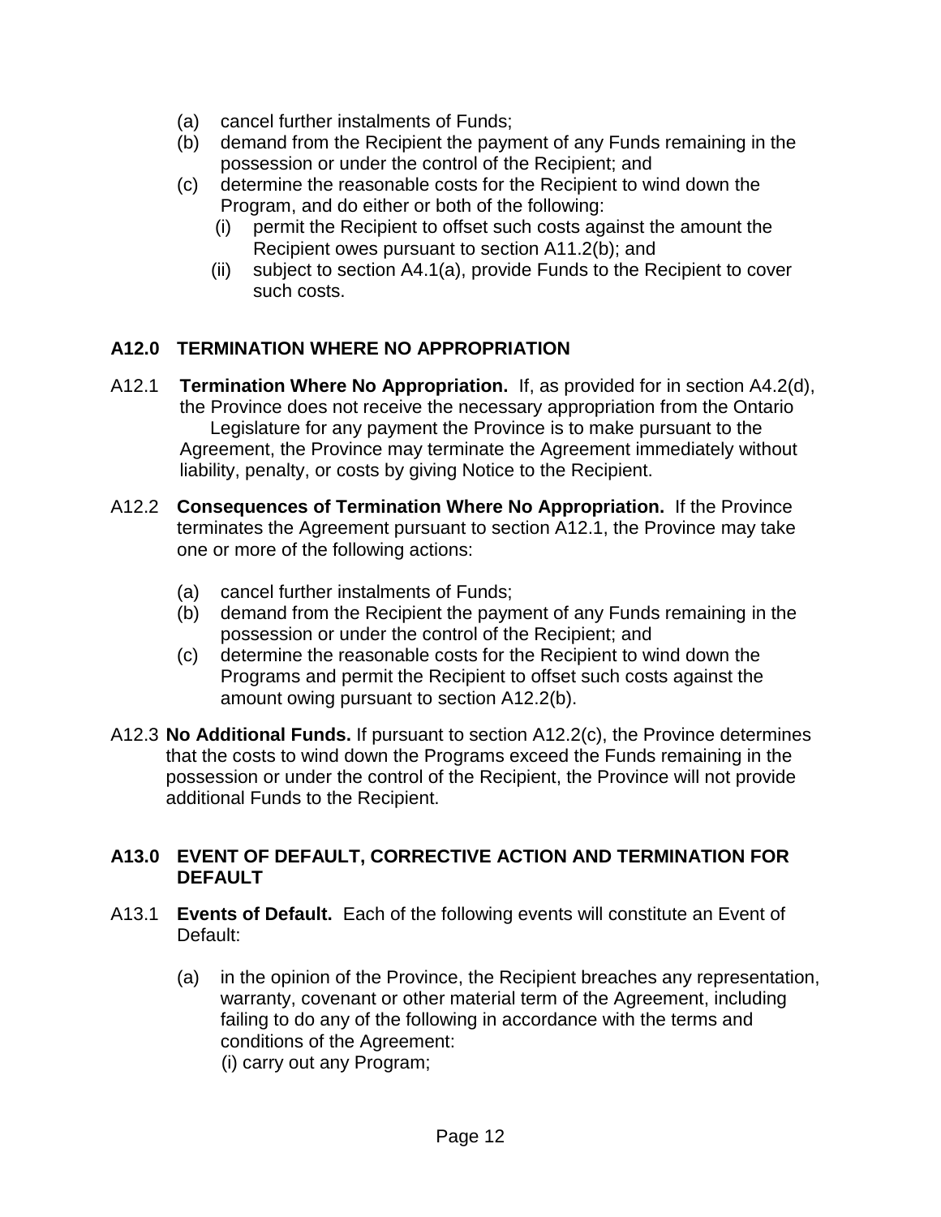(a) cancel further instalments of Funds;
(b) demand from the Recipient the payment of any Funds remaining in the possession or under the control of the Recipient; and
(c) determine the reasonable costs for the Recipient to wind down the Program, and do either or both of the following:
    (i) permit the Recipient to offset such costs against the amount the Recipient owes pursuant to section A11.2(b); and
    (ii) subject to section A4.1(a), provide Funds to the Recipient to cover such costs.

## A12.0 TERMINATION WHERE NO APPROPRIATION

A12.1 **Termination Where No Appropriation.** If, as provided for in section A4.2(d), the Province does not receive the necessary appropriation from the Ontario Legislature for any payment the Province is to make pursuant to the Agreement, the Province may terminate the Agreement immediately without liability, penalty, or costs by giving Notice to the Recipient.

A12.2 **Consequences of Termination Where No Appropriation.** If the Province terminates the Agreement pursuant to section A12.1, the Province may take one or more of the following actions:

(a) cancel further instalments of Funds;
(b) demand from the Recipient the payment of any Funds remaining in the possession or under the control of the Recipient; and
(c) determine the reasonable costs for the Recipient to wind down the Programs and permit the Recipient to offset such costs against the amount owing pursuant to section A12.2(b).

A12.3 **No Additional Funds.** If pursuant to section A12.2(c), the Province determines that the costs to wind down the Programs exceed the Funds remaining in the possession or under the control of the Recipient, the Province will not provide additional Funds to the Recipient.

## A13.0 EVENT OF DEFAULT, CORRECTIVE ACTION AND TERMINATION FOR DEFAULT

A13.1 **Events of Default.** Each of the following events will constitute an Event of Default:

(a) in the opinion of the Province, the Recipient breaches any representation, warranty, covenant or other material term of the Agreement, including failing to do any of the following in accordance with the terms and conditions of the Agreement:
    (i) carry out any Program;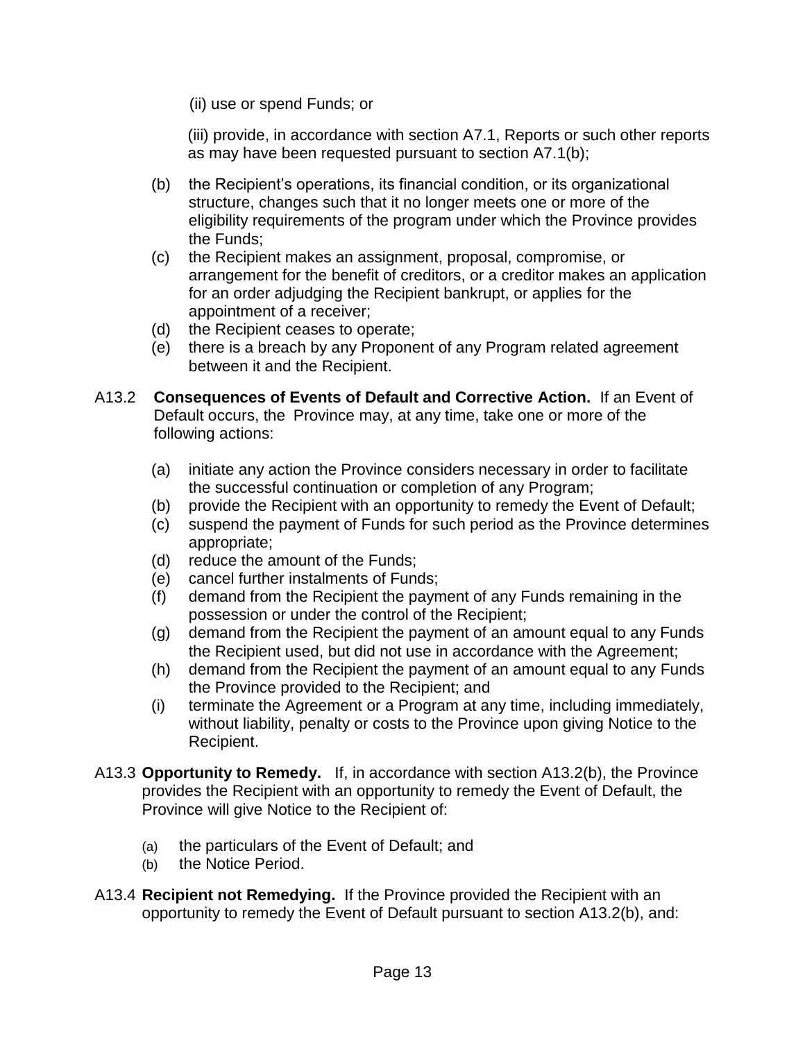(ii) use or spend Funds; or

(iii) provide, in accordance with section A7.1, Reports or such other reports as may have been requested pursuant to section A7.1(b);

(b) the Recipient's operations, its financial condition, or its organizational structure, changes such that it no longer meets one or more of the eligibility requirements of the program under which the Province provides the Funds;

(c) the Recipient makes an assignment, proposal, compromise, or arrangement for the benefit of creditors, or a creditor makes an application for an order adjudging the Recipient bankrupt, or applies for the appointment of a receiver;

(d) the Recipient ceases to operate;

(e) there is a breach by any Proponent of any Program related agreement between it and the Recipient.

A13.2 **Consequences of Events of Default and Corrective Action.** If an Event of Default occurs, the Province may, at any time, take one or more of the following actions:

(a) initiate any action the Province considers necessary in order to facilitate the successful continuation or completion of any Program;

(b) provide the Recipient with an opportunity to remedy the Event of Default;

(c) suspend the payment of Funds for such period as the Province determines appropriate;

(d) reduce the amount of the Funds;

(e) cancel further instalments of Funds;

(f) demand from the Recipient the payment of any Funds remaining in the possession or under the control of the Recipient;

(g) demand from the Recipient the payment of an amount equal to any Funds the Recipient used, but did not use in accordance with the Agreement;

(h) demand from the Recipient the payment of an amount equal to any Funds the Province provided to the Recipient; and

(i) terminate the Agreement or a Program at any time, including immediately, without liability, penalty or costs to the Province upon giving Notice to the Recipient.

A13.3 **Opportunity to Remedy.** If, in accordance with section A13.2(b), the Province provides the Recipient with an opportunity to remedy the Event of Default, the Province will give Notice to the Recipient of:

(a) the particulars of the Event of Default; and

(b) the Notice Period.

A13.4 **Recipient not Remedying.** If the Province provided the Recipient with an opportunity to remedy the Event of Default pursuant to section A13.2(b), and: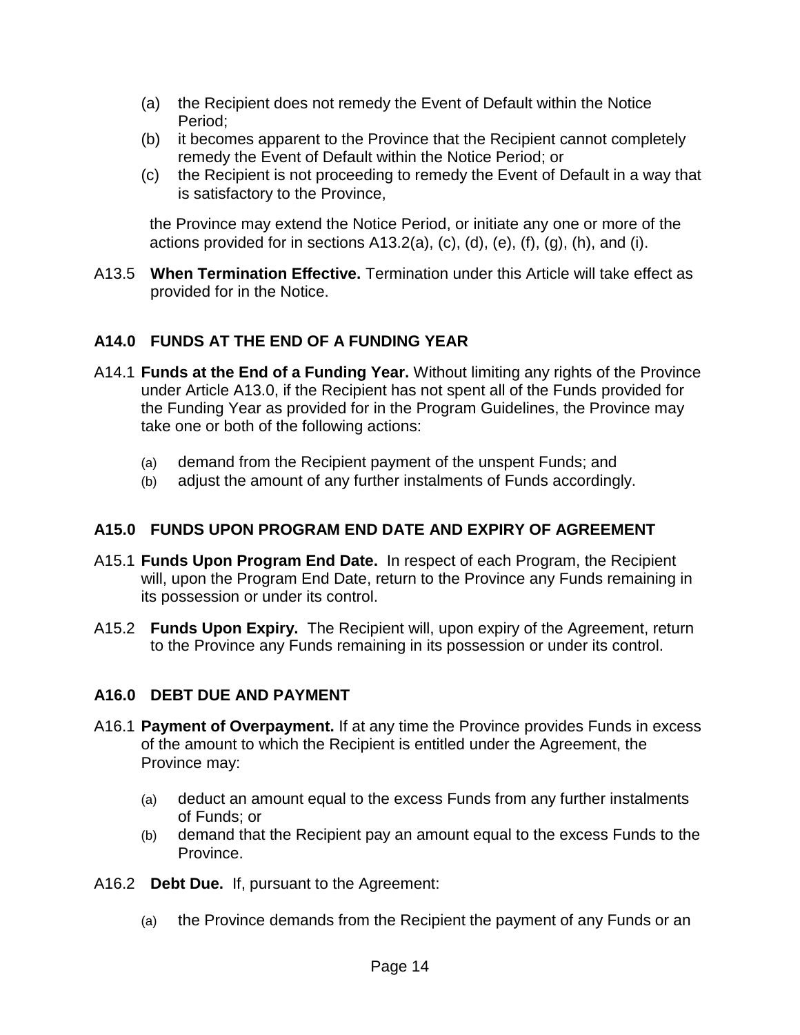(a) the Recipient does not remedy the Event of Default within the Notice Period;
(b) it becomes apparent to the Province that the Recipient cannot completely remedy the Event of Default within the Notice Period; or
(c) the Recipient is not proceeding to remedy the Event of Default in a way that is satisfactory to the Province,

the Province may extend the Notice Period, or initiate any one or more of the actions provided for in sections A13.2(a), (c), (d), (e), (f), (g), (h), and (i).

A13.5 **When Termination Effective.** Termination under this Article will take effect as provided for in the Notice.

## A14.0 FUNDS AT THE END OF A FUNDING YEAR

A14.1 **Funds at the End of a Funding Year.** Without limiting any rights of the Province under Article A13.0, if the Recipient has not spent all of the Funds provided for the Funding Year as provided for in the Program Guidelines, the Province may take one or both of the following actions:

(a) demand from the Recipient payment of the unspent Funds; and
(b) adjust the amount of any further instalments of Funds accordingly.

## A15.0 FUNDS UPON PROGRAM END DATE AND EXPIRY OF AGREEMENT

A15.1 **Funds Upon Program End Date.** In respect of each Program, the Recipient will, upon the Program End Date, return to the Province any Funds remaining in its possession or under its control.

A15.2 **Funds Upon Expiry.** The Recipient will, upon expiry of the Agreement, return to the Province any Funds remaining in its possession or under its control.

## A16.0 DEBT DUE AND PAYMENT

A16.1 **Payment of Overpayment.** If at any time the Province provides Funds in excess of the amount to which the Recipient is entitled under the Agreement, the Province may:

(a) deduct an amount equal to the excess Funds from any further instalments of Funds; or
(b) demand that the Recipient pay an amount equal to the excess Funds to the Province.

A16.2 **Debt Due.** If, pursuant to the Agreement:

(a) the Province demands from the Recipient the payment of any Funds or an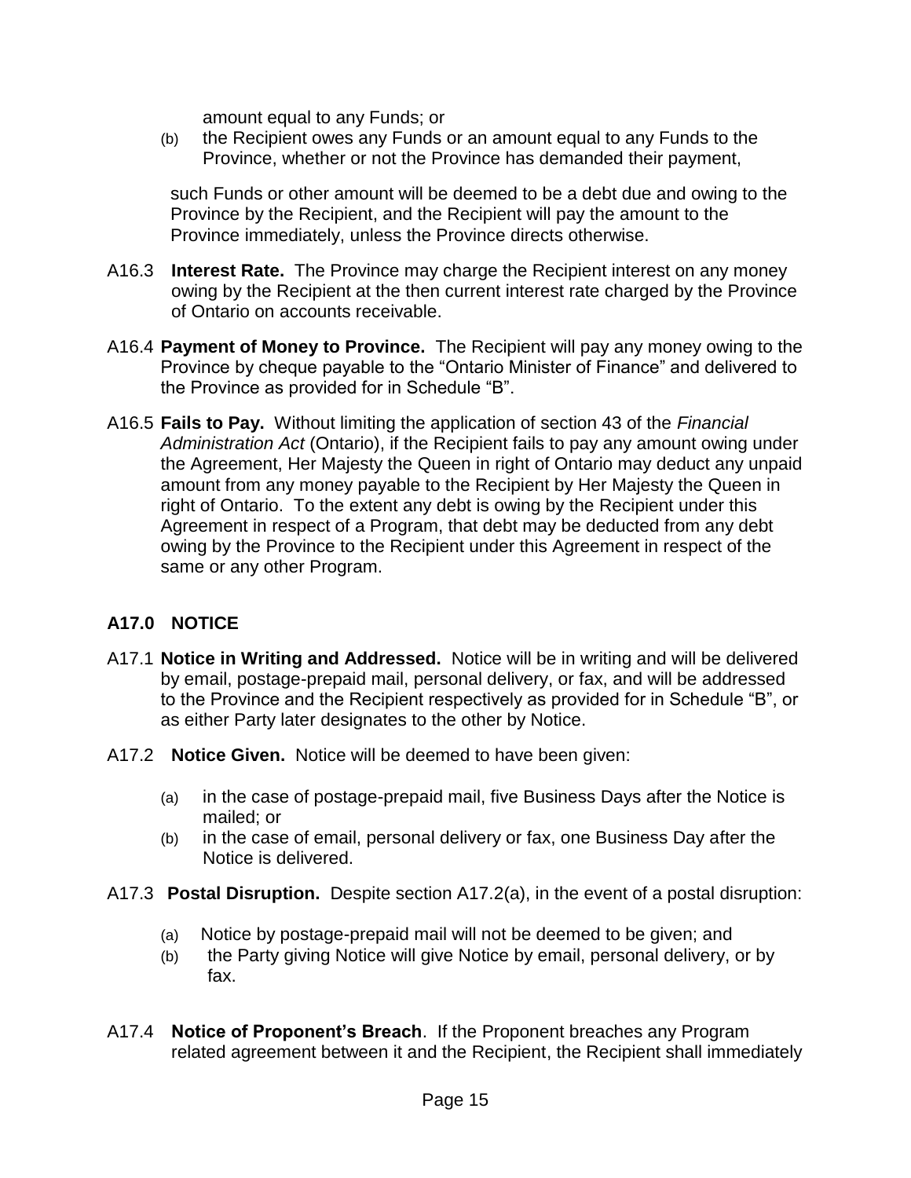amount equal to any Funds; or

(b) the Recipient owes any Funds or an amount equal to any Funds to the Province, whether or not the Province has demanded their payment,

such Funds or other amount will be deemed to be a debt due and owing to the Province by the Recipient, and the Recipient will pay the amount to the Province immediately, unless the Province directs otherwise.

A16.3 **Interest Rate.** The Province may charge the Recipient interest on any money owing by the Recipient at the then current interest rate charged by the Province of Ontario on accounts receivable.

A16.4 **Payment of Money to Province.** The Recipient will pay any money owing to the Province by cheque payable to the "Ontario Minister of Finance" and delivered to the Province as provided for in Schedule "B".

A16.5 **Fails to Pay.** Without limiting the application of section 43 of the *Financial Administration Act* (Ontario), if the Recipient fails to pay any amount owing under the Agreement, Her Majesty the Queen in right of Ontario may deduct any unpaid amount from any money payable to the Recipient by Her Majesty the Queen in right of Ontario. To the extent any debt is owing by the Recipient under this Agreement in respect of a Program, that debt may be deducted from any debt owing by the Province to the Recipient under this Agreement in respect of the same or any other Program.

## A17.0 NOTICE

A17.1 **Notice in Writing and Addressed.** Notice will be in writing and will be delivered by email, postage-prepaid mail, personal delivery, or fax, and will be addressed to the Province and the Recipient respectively as provided for in Schedule "B", or as either Party later designates to the other by Notice.

A17.2 **Notice Given.** Notice will be deemed to have been given:

(a) in the case of postage-prepaid mail, five Business Days after the Notice is mailed; or

(b) in the case of email, personal delivery or fax, one Business Day after the Notice is delivered.

A17.3 **Postal Disruption.** Despite section A17.2(a), in the event of a postal disruption:

(a) Notice by postage-prepaid mail will not be deemed to be given; and

(b) the Party giving Notice will give Notice by email, personal delivery, or by fax.

A17.4 **Notice of Proponent's Breach**. If the Proponent breaches any Program related agreement between it and the Recipient, the Recipient shall immediately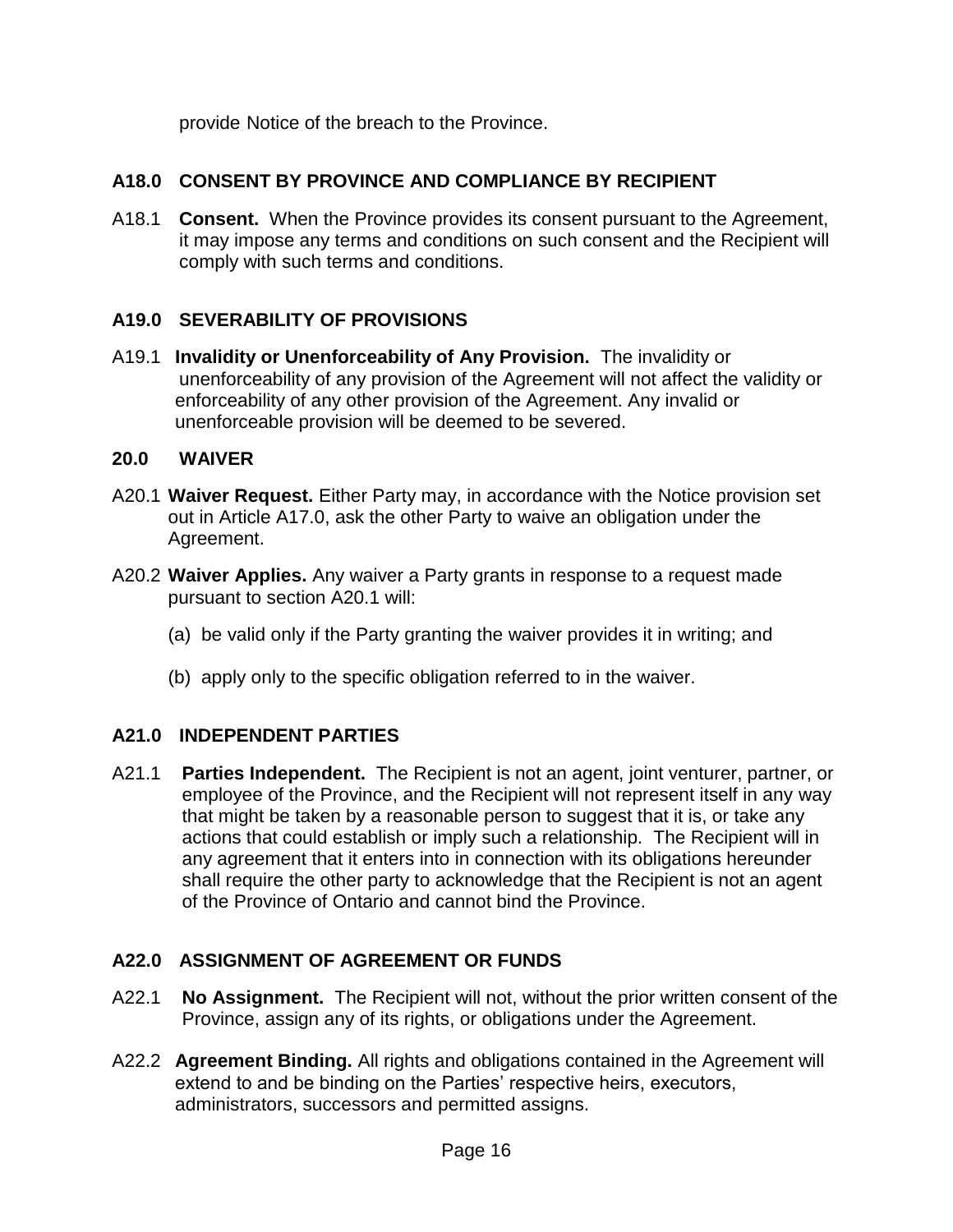provide Notice of the breach to the Province.

## A18.0 CONSENT BY PROVINCE AND COMPLIANCE BY RECIPIENT

A18.1 **Consent.** When the Province provides its consent pursuant to the Agreement, it may impose any terms and conditions on such consent and the Recipient will comply with such terms and conditions.

## A19.0 SEVERABILITY OF PROVISIONS

A19.1 **Invalidity or Unenforceability of Any Provision.** The invalidity or unenforceability of any provision of the Agreement will not affect the validity or enforceability of any other provision of the Agreement. Any invalid or unenforceable provision will be deemed to be severed.

## 20.0 WAIVER

A20.1 **Waiver Request.** Either Party may, in accordance with the Notice provision set out in Article A17.0, ask the other Party to waive an obligation under the Agreement.

A20.2 **Waiver Applies.** Any waiver a Party grants in response to a request made pursuant to section A20.1 will:

(a) be valid only if the Party granting the waiver provides it in writing; and

(b) apply only to the specific obligation referred to in the waiver.

## A21.0 INDEPENDENT PARTIES

A21.1 **Parties Independent.** The Recipient is not an agent, joint venturer, partner, or employee of the Province, and the Recipient will not represent itself in any way that might be taken by a reasonable person to suggest that it is, or take any actions that could establish or imply such a relationship. The Recipient will in any agreement that it enters into in connection with its obligations hereunder shall require the other party to acknowledge that the Recipient is not an agent of the Province of Ontario and cannot bind the Province.

## A22.0 ASSIGNMENT OF AGREEMENT OR FUNDS

A22.1 **No Assignment.** The Recipient will not, without the prior written consent of the Province, assign any of its rights, or obligations under the Agreement.

A22.2 **Agreement Binding.** All rights and obligations contained in the Agreement will extend to and be binding on the Parties' respective heirs, executors, administrators, successors and permitted assigns.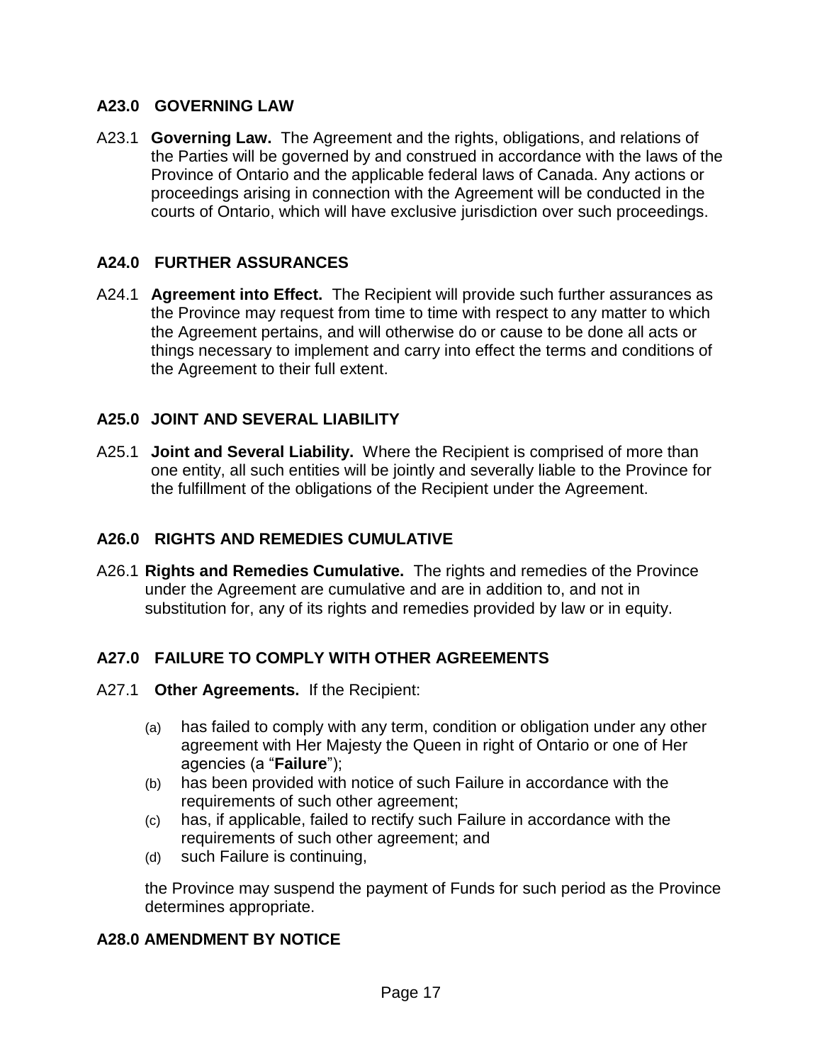## A23.0 GOVERNING LAW

A23.1 **Governing Law.** The Agreement and the rights, obligations, and relations of the Parties will be governed by and construed in accordance with the laws of the Province of Ontario and the applicable federal laws of Canada. Any actions or proceedings arising in connection with the Agreement will be conducted in the courts of Ontario, which will have exclusive jurisdiction over such proceedings.

## A24.0 FURTHER ASSURANCES

A24.1 **Agreement into Effect.** The Recipient will provide such further assurances as the Province may request from time to time with respect to any matter to which the Agreement pertains, and will otherwise do or cause to be done all acts or things necessary to implement and carry into effect the terms and conditions of the Agreement to their full extent.

## A25.0 JOINT AND SEVERAL LIABILITY

A25.1 **Joint and Several Liability.** Where the Recipient is comprised of more than one entity, all such entities will be jointly and severally liable to the Province for the fulfillment of the obligations of the Recipient under the Agreement.

## A26.0 RIGHTS AND REMEDIES CUMULATIVE

A26.1 **Rights and Remedies Cumulative.** The rights and remedies of the Province under the Agreement are cumulative and are in addition to, and not in substitution for, any of its rights and remedies provided by law or in equity.

## A27.0 FAILURE TO COMPLY WITH OTHER AGREEMENTS

A27.1 **Other Agreements.** If the Recipient:

(a) has failed to comply with any term, condition or obligation under any other agreement with Her Majesty the Queen in right of Ontario or one of Her agencies (a "**Failure**");

(b) has been provided with notice of such Failure in accordance with the requirements of such other agreement;

(c) has, if applicable, failed to rectify such Failure in accordance with the requirements of such other agreement; and

(d) such Failure is continuing,

the Province may suspend the payment of Funds for such period as the Province determines appropriate.

## A28.0 AMENDMENT BY NOTICE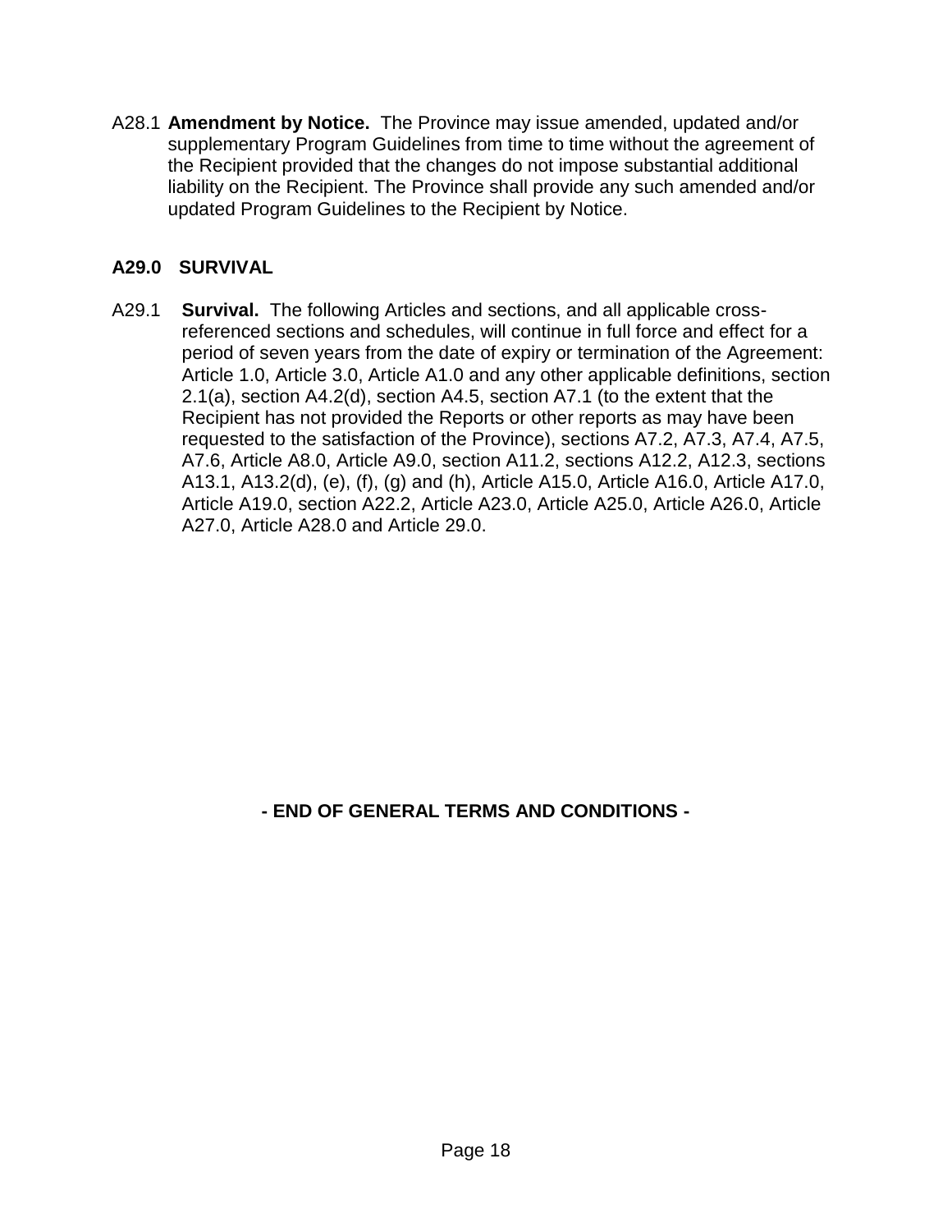A28.1 **Amendment by Notice.** The Province may issue amended, updated and/or supplementary Program Guidelines from time to time without the agreement of the Recipient provided that the changes do not impose substantial additional liability on the Recipient. The Province shall provide any such amended and/or updated Program Guidelines to the Recipient by Notice.

## A29.0 SURVIVAL

A29.1 **Survival.** The following Articles and sections, and all applicable cross-referenced sections and schedules, will continue in full force and effect for a period of seven years from the date of expiry or termination of the Agreement: Article 1.0, Article 3.0, Article A1.0 and any other applicable definitions, section 2.1(a), section A4.2(d), section A4.5, section A7.1 (to the extent that the Recipient has not provided the Reports or other reports as may have been requested to the satisfaction of the Province), sections A7.2, A7.3, A7.4, A7.5, A7.6, Article A8.0, Article A9.0, section A11.2, sections A12.2, A12.3, sections A13.1, A13.2(d), (e), (f), (g) and (h), Article A15.0, Article A16.0, Article A17.0, Article A19.0, section A22.2, Article A23.0, Article A25.0, Article A26.0, Article A27.0, Article A28.0 and Article 29.0.

**- END OF GENERAL TERMS AND CONDITIONS -**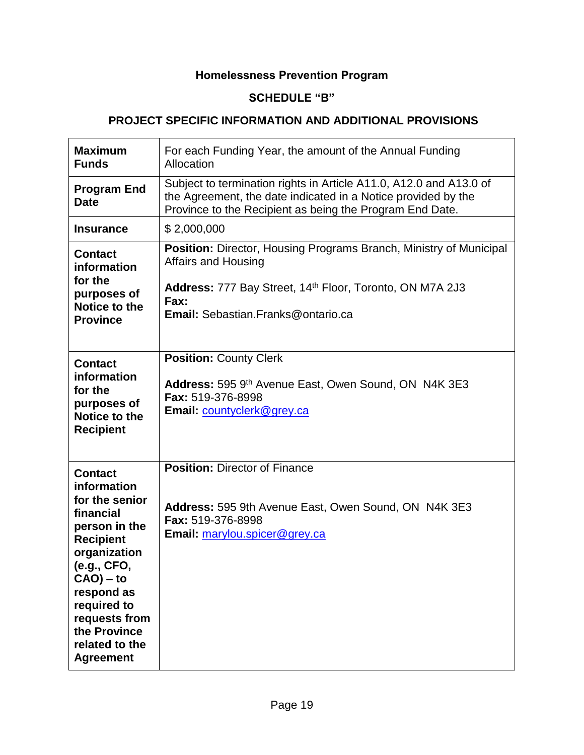# Homelessness Prevention Program

## SCHEDULE "B"

## PROJECT SPECIFIC INFORMATION AND ADDITIONAL PROVISIONS

| | |
|---|---|
| **Maximum Funds** | For each Funding Year, the amount of the Annual Funding Allocation |
| **Program End Date** | Subject to termination rights in Article A11.0, A12.0 and A13.0 of the Agreement, the date indicated in a Notice provided by the Province to the Recipient as being the Program End Date. |
| **Insurance** | $ 2,000,000 |
| **Contact information for the purposes of Notice to the Province** | **Position:** Director, Housing Programs Branch, Ministry of Municipal Affairs and Housing<br><br>**Address:** 777 Bay Street, 14th Floor, Toronto, ON M7A 2J3<br>**Fax:**<br>**Email:** Sebastian.Franks@ontario.ca |
| **Contact information for the purposes of Notice to the Recipient** | **Position:** County Clerk<br><br>**Address:** 595 9th Avenue East, Owen Sound, ON N4K 3E3<br>**Fax:** 519-376-8998<br>**Email:** countyclerk@grey.ca |
| **Contact information for the senior financial person in the Recipient organization (e.g., CFO, CAO) – to respond as required to requests from the Province related to the Agreement** | **Position:** Director of Finance<br><br>**Address:** 595 9th Avenue East, Owen Sound, ON N4K 3E3<br>**Fax:** 519-376-8998<br>**Email:** marylou.spicer@grey.ca |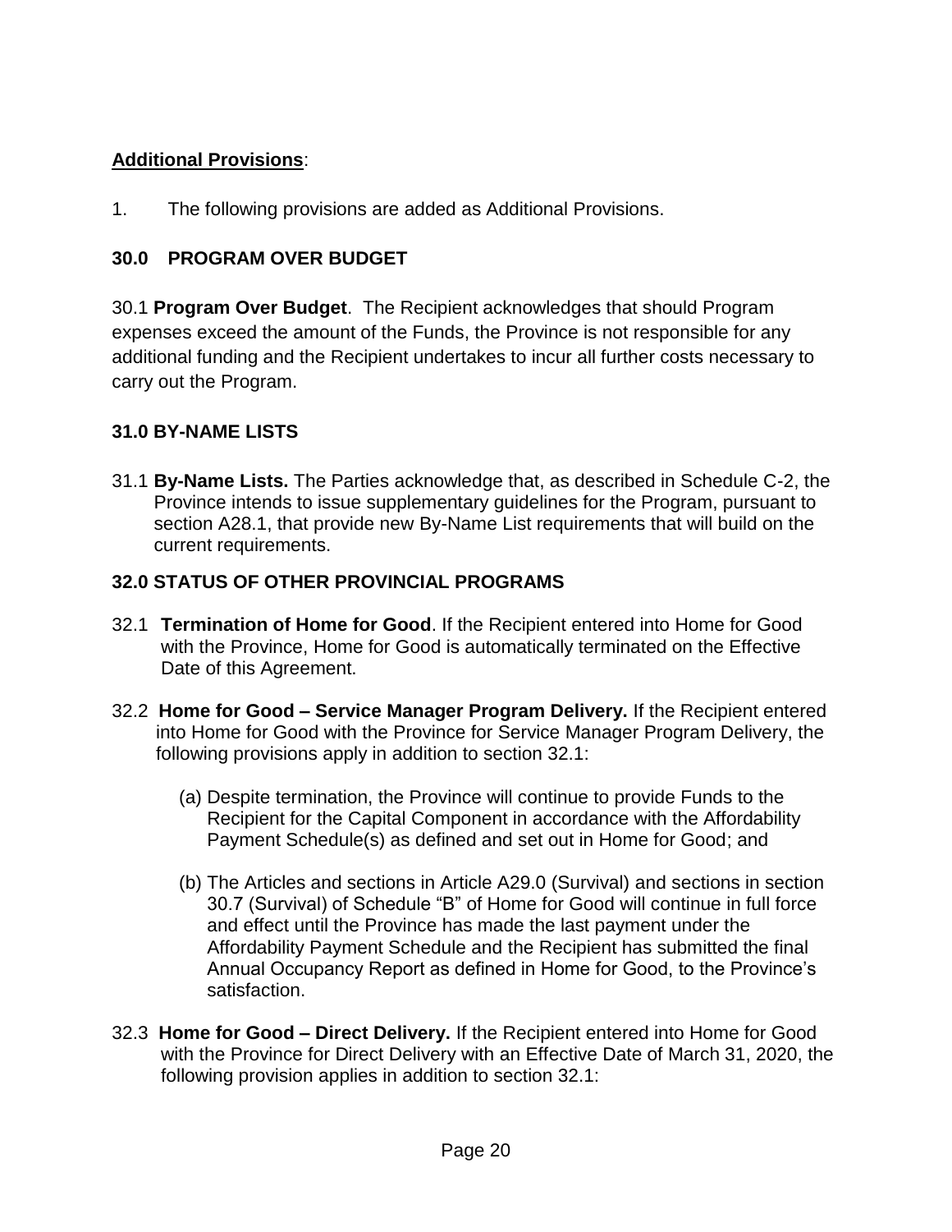**Additional Provisions**:

1. The following provisions are added as Additional Provisions.

## 30.0 PROGRAM OVER BUDGET

30.1 **Program Over Budget**. The Recipient acknowledges that should Program expenses exceed the amount of the Funds, the Province is not responsible for any additional funding and the Recipient undertakes to incur all further costs necessary to carry out the Program.

## 31.0 BY-NAME LISTS

31.1 **By-Name Lists.** The Parties acknowledge that, as described in Schedule C-2, the Province intends to issue supplementary guidelines for the Program, pursuant to section A28.1, that provide new By-Name List requirements that will build on the current requirements.

## 32.0 STATUS OF OTHER PROVINCIAL PROGRAMS

32.1 **Termination of Home for Good**. If the Recipient entered into Home for Good with the Province, Home for Good is automatically terminated on the Effective Date of this Agreement.

32.2 **Home for Good – Service Manager Program Delivery.** If the Recipient entered into Home for Good with the Province for Service Manager Program Delivery, the following provisions apply in addition to section 32.1:

(a) Despite termination, the Province will continue to provide Funds to the Recipient for the Capital Component in accordance with the Affordability Payment Schedule(s) as defined and set out in Home for Good; and

(b) The Articles and sections in Article A29.0 (Survival) and sections in section 30.7 (Survival) of Schedule "B" of Home for Good will continue in full force and effect until the Province has made the last payment under the Affordability Payment Schedule and the Recipient has submitted the final Annual Occupancy Report as defined in Home for Good, to the Province's satisfaction.

32.3 **Home for Good – Direct Delivery.** If the Recipient entered into Home for Good with the Province for Direct Delivery with an Effective Date of March 31, 2020, the following provision applies in addition to section 32.1: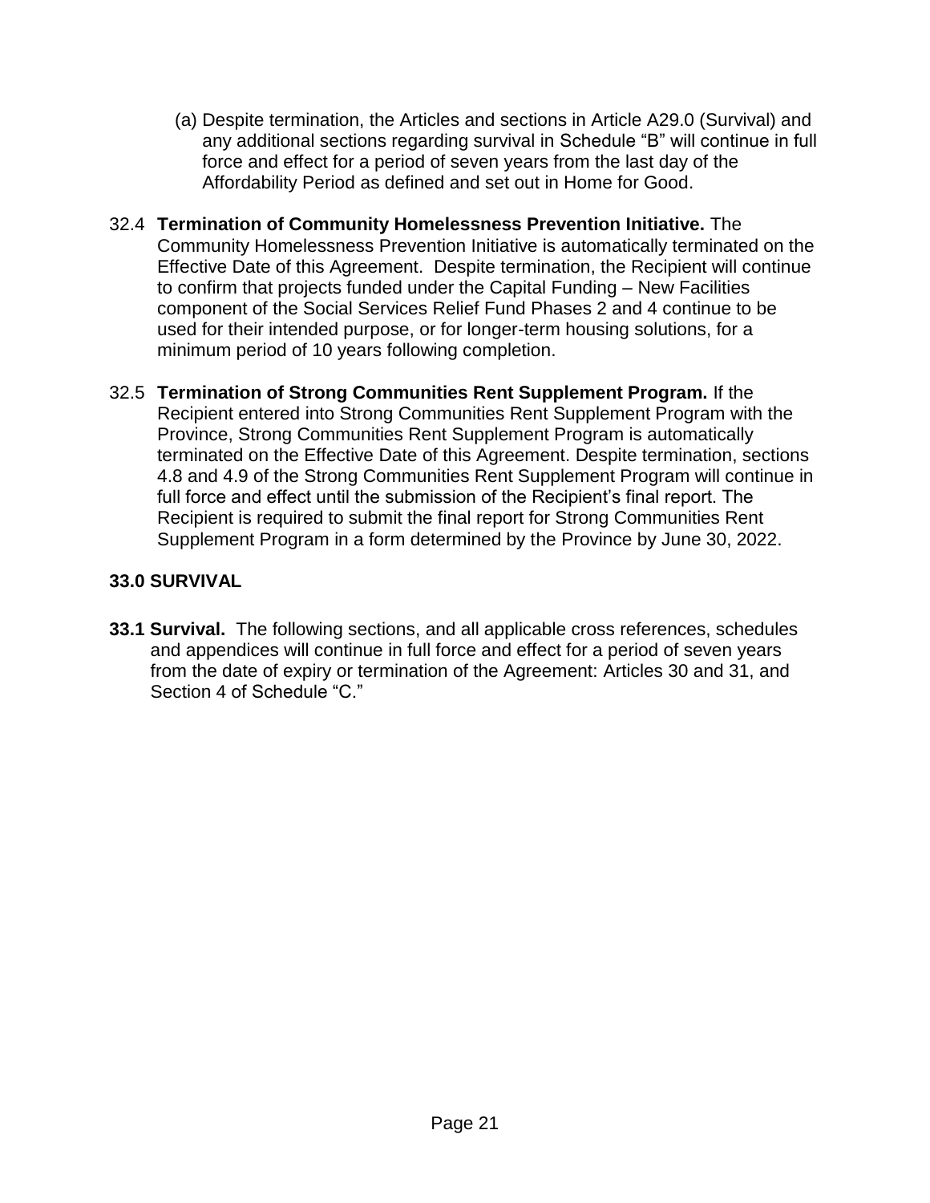(a) Despite termination, the Articles and sections in Article A29.0 (Survival) and any additional sections regarding survival in Schedule "B" will continue in full force and effect for a period of seven years from the last day of the Affordability Period as defined and set out in Home for Good.

32.4 **Termination of Community Homelessness Prevention Initiative.** The Community Homelessness Prevention Initiative is automatically terminated on the Effective Date of this Agreement. Despite termination, the Recipient will continue to confirm that projects funded under the Capital Funding – New Facilities component of the Social Services Relief Fund Phases 2 and 4 continue to be used for their intended purpose, or for longer-term housing solutions, for a minimum period of 10 years following completion.

32.5 **Termination of Strong Communities Rent Supplement Program.** If the Recipient entered into Strong Communities Rent Supplement Program with the Province, Strong Communities Rent Supplement Program is automatically terminated on the Effective Date of this Agreement. Despite termination, sections 4.8 and 4.9 of the Strong Communities Rent Supplement Program will continue in full force and effect until the submission of the Recipient's final report. The Recipient is required to submit the final report for Strong Communities Rent Supplement Program in a form determined by the Province by June 30, 2022.

## 33.0 SURVIVAL

**33.1 Survival.** The following sections, and all applicable cross references, schedules and appendices will continue in full force and effect for a period of seven years from the date of expiry or termination of the Agreement: Articles 30 and 31, and Section 4 of Schedule "C."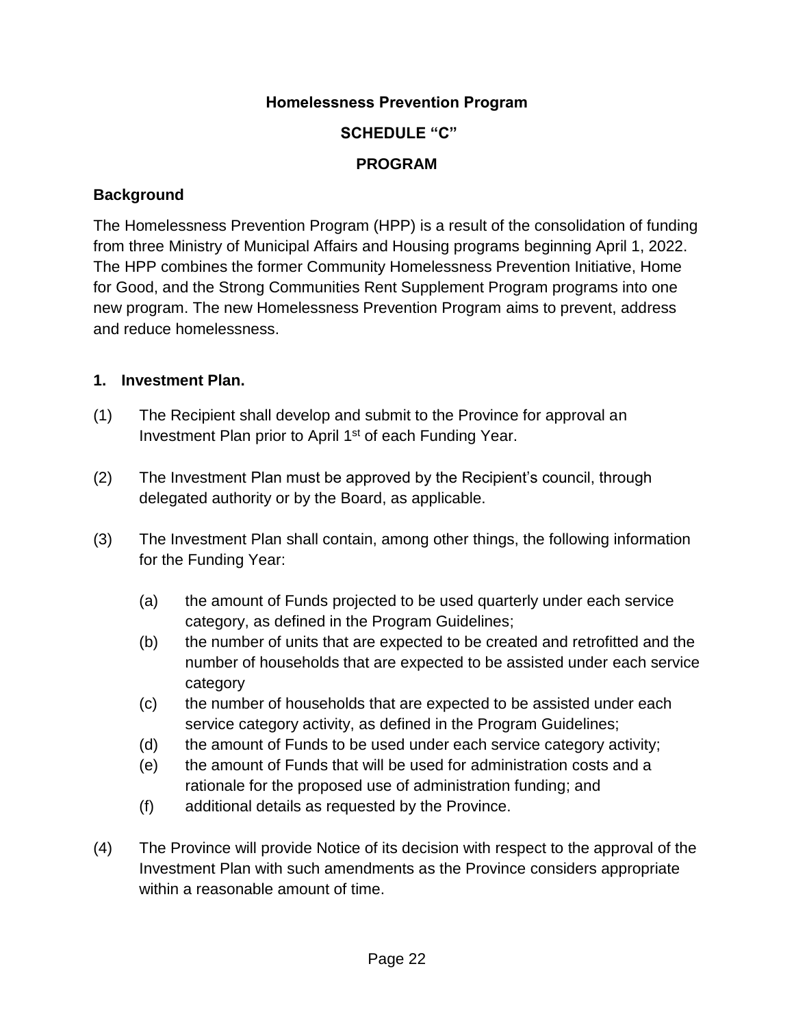**Homelessness Prevention Program**

**SCHEDULE "C"**

**PROGRAM**

## Background

The Homelessness Prevention Program (HPP) is a result of the consolidation of funding from three Ministry of Municipal Affairs and Housing programs beginning April 1, 2022. The HPP combines the former Community Homelessness Prevention Initiative, Home for Good, and the Strong Communities Rent Supplement Program programs into one new program. The new Homelessness Prevention Program aims to prevent, address and reduce homelessness.

## 1. Investment Plan.

(1) The Recipient shall develop and submit to the Province for approval an Investment Plan prior to April 1st of each Funding Year.

(2) The Investment Plan must be approved by the Recipient's council, through delegated authority or by the Board, as applicable.

(3) The Investment Plan shall contain, among other things, the following information for the Funding Year:

- (a) the amount of Funds projected to be used quarterly under each service category, as defined in the Program Guidelines;
- (b) the number of units that are expected to be created and retrofitted and the number of households that are expected to be assisted under each service category
- (c) the number of households that are expected to be assisted under each service category activity, as defined in the Program Guidelines;
- (d) the amount of Funds to be used under each service category activity;
- (e) the amount of Funds that will be used for administration costs and a rationale for the proposed use of administration funding; and
- (f) additional details as requested by the Province.

(4) The Province will provide Notice of its decision with respect to the approval of the Investment Plan with such amendments as the Province considers appropriate within a reasonable amount of time.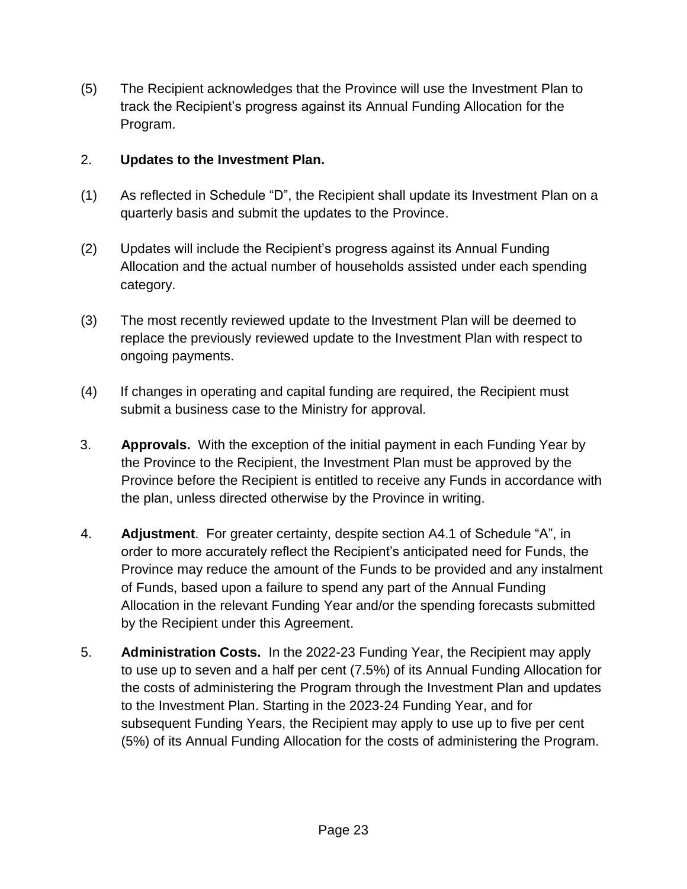(5) The Recipient acknowledges that the Province will use the Investment Plan to track the Recipient's progress against its Annual Funding Allocation for the Program.

2. **Updates to the Investment Plan.**

(1) As reflected in Schedule "D", the Recipient shall update its Investment Plan on a quarterly basis and submit the updates to the Province.

(2) Updates will include the Recipient's progress against its Annual Funding Allocation and the actual number of households assisted under each spending category.

(3) The most recently reviewed update to the Investment Plan will be deemed to replace the previously reviewed update to the Investment Plan with respect to ongoing payments.

(4) If changes in operating and capital funding are required, the Recipient must submit a business case to the Ministry for approval.

3. **Approvals.** With the exception of the initial payment in each Funding Year by the Province to the Recipient, the Investment Plan must be approved by the Province before the Recipient is entitled to receive any Funds in accordance with the plan, unless directed otherwise by the Province in writing.

4. **Adjustment**. For greater certainty, despite section A4.1 of Schedule "A", in order to more accurately reflect the Recipient's anticipated need for Funds, the Province may reduce the amount of the Funds to be provided and any instalment of Funds, based upon a failure to spend any part of the Annual Funding Allocation in the relevant Funding Year and/or the spending forecasts submitted by the Recipient under this Agreement.

5. **Administration Costs.** In the 2022-23 Funding Year, the Recipient may apply to use up to seven and a half per cent (7.5%) of its Annual Funding Allocation for the costs of administering the Program through the Investment Plan and updates to the Investment Plan. Starting in the 2023-24 Funding Year, and for subsequent Funding Years, the Recipient may apply to use up to five per cent (5%) of its Annual Funding Allocation for the costs of administering the Program.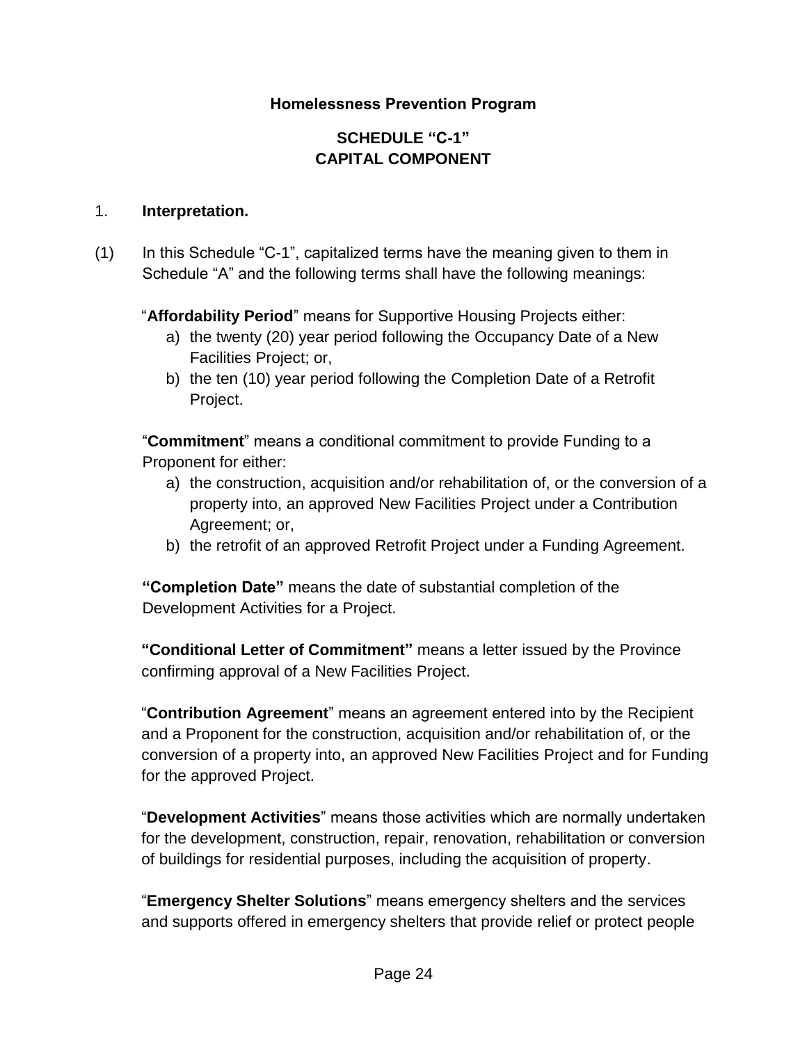**Homelessness Prevention Program**

**SCHEDULE "C-1"**
**CAPITAL COMPONENT**

1. **Interpretation.**

(1) In this Schedule "C-1", capitalized terms have the meaning given to them in Schedule "A" and the following terms shall have the following meanings:

"**Affordability Period**" means for Supportive Housing Projects either:

a) the twenty (20) year period following the Occupancy Date of a New Facilities Project; or,
b) the ten (10) year period following the Completion Date of a Retrofit Project.

"**Commitment**" means a conditional commitment to provide Funding to a Proponent for either:

a) the construction, acquisition and/or rehabilitation of, or the conversion of a property into, an approved New Facilities Project under a Contribution Agreement; or,
b) the retrofit of an approved Retrofit Project under a Funding Agreement.

**"Completion Date"** means the date of substantial completion of the Development Activities for a Project.

**"Conditional Letter of Commitment"** means a letter issued by the Province confirming approval of a New Facilities Project.

"**Contribution Agreement**" means an agreement entered into by the Recipient and a Proponent for the construction, acquisition and/or rehabilitation of, or the conversion of a property into, an approved New Facilities Project and for Funding for the approved Project.

"**Development Activities**" means those activities which are normally undertaken for the development, construction, repair, renovation, rehabilitation or conversion of buildings for residential purposes, including the acquisition of property.

"**Emergency Shelter Solutions**" means emergency shelters and the services and supports offered in emergency shelters that provide relief or protect people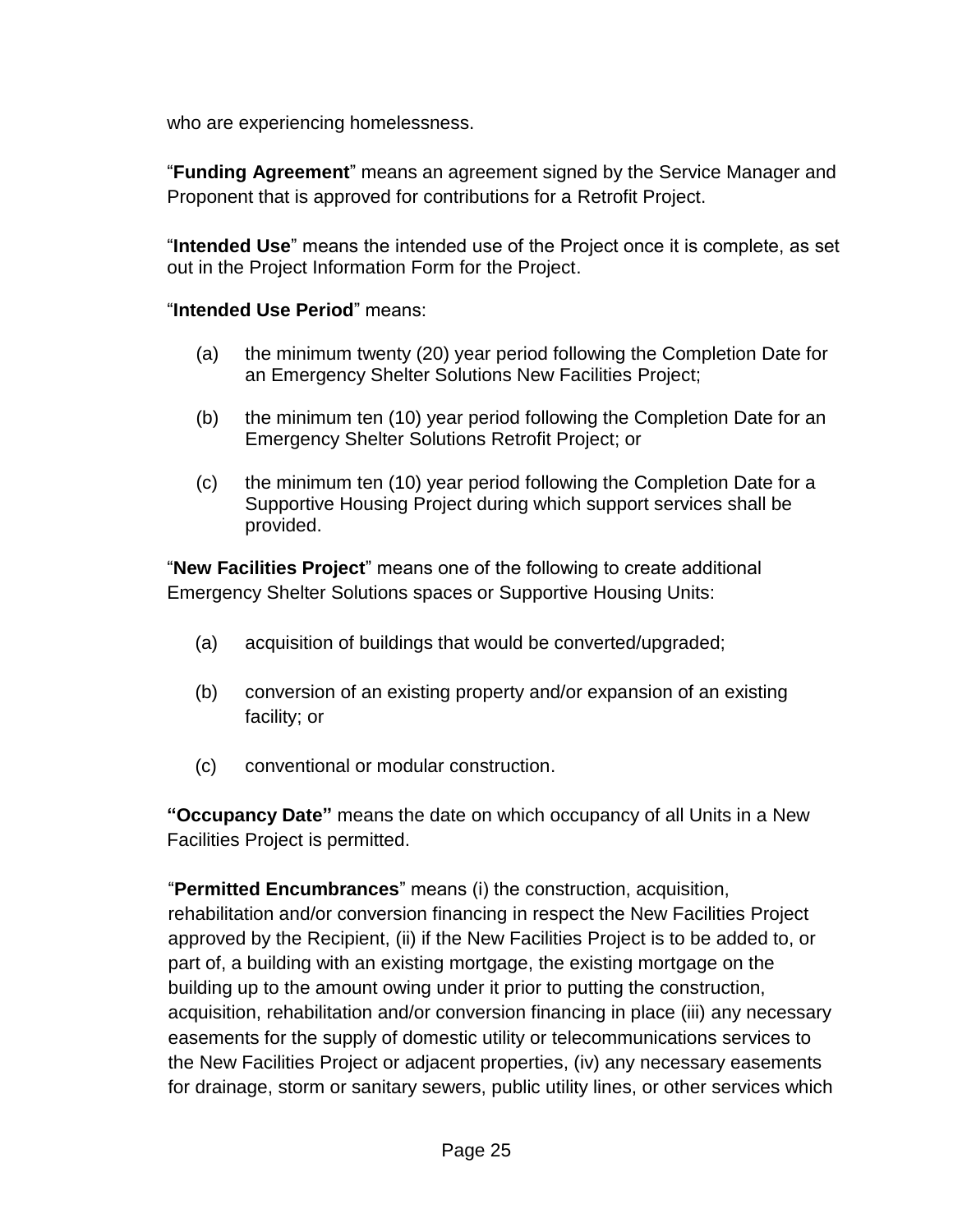who are experiencing homelessness.

"**Funding Agreement**" means an agreement signed by the Service Manager and Proponent that is approved for contributions for a Retrofit Project.

"**Intended Use**" means the intended use of the Project once it is complete, as set out in the Project Information Form for the Project.

"**Intended Use Period**" means:

(a) the minimum twenty (20) year period following the Completion Date for an Emergency Shelter Solutions New Facilities Project;

(b) the minimum ten (10) year period following the Completion Date for an Emergency Shelter Solutions Retrofit Project; or

(c) the minimum ten (10) year period following the Completion Date for a Supportive Housing Project during which support services shall be provided.

"**New Facilities Project**" means one of the following to create additional Emergency Shelter Solutions spaces or Supportive Housing Units:

(a) acquisition of buildings that would be converted/upgraded;

(b) conversion of an existing property and/or expansion of an existing facility; or

(c) conventional or modular construction.

**"Occupancy Date"** means the date on which occupancy of all Units in a New Facilities Project is permitted.

"**Permitted Encumbrances**" means (i) the construction, acquisition, rehabilitation and/or conversion financing in respect the New Facilities Project approved by the Recipient, (ii) if the New Facilities Project is to be added to, or part of, a building with an existing mortgage, the existing mortgage on the building up to the amount owing under it prior to putting the construction, acquisition, rehabilitation and/or conversion financing in place (iii) any necessary easements for the supply of domestic utility or telecommunications services to the New Facilities Project or adjacent properties, (iv) any necessary easements for drainage, storm or sanitary sewers, public utility lines, or other services which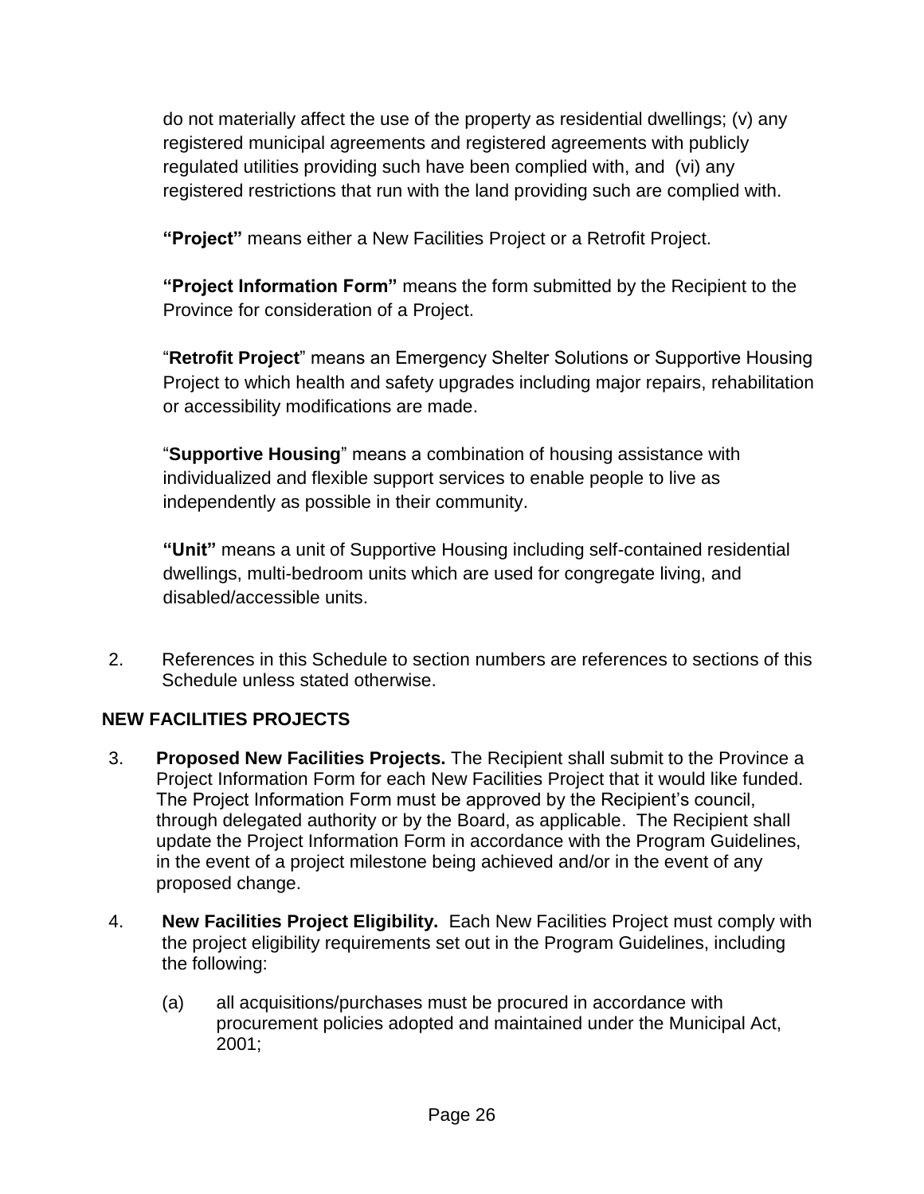do not materially affect the use of the property as residential dwellings; (v) any registered municipal agreements and registered agreements with publicly regulated utilities providing such have been complied with, and (vi) any registered restrictions that run with the land providing such are complied with.

**"Project"** means either a New Facilities Project or a Retrofit Project.

**"Project Information Form"** means the form submitted by the Recipient to the Province for consideration of a Project.

"**Retrofit Project**" means an Emergency Shelter Solutions or Supportive Housing Project to which health and safety upgrades including major repairs, rehabilitation or accessibility modifications are made.

"**Supportive Housing**" means a combination of housing assistance with individualized and flexible support services to enable people to live as independently as possible in their community.

**"Unit"** means a unit of Supportive Housing including self-contained residential dwellings, multi-bedroom units which are used for congregate living, and disabled/accessible units.

2. References in this Schedule to section numbers are references to sections of this Schedule unless stated otherwise.

## NEW FACILITIES PROJECTS

3. **Proposed New Facilities Projects.** The Recipient shall submit to the Province a Project Information Form for each New Facilities Project that it would like funded. The Project Information Form must be approved by the Recipient's council, through delegated authority or by the Board, as applicable. The Recipient shall update the Project Information Form in accordance with the Program Guidelines, in the event of a project milestone being achieved and/or in the event of any proposed change.

4. **New Facilities Project Eligibility.** Each New Facilities Project must comply with the project eligibility requirements set out in the Program Guidelines, including the following:

   (a) all acquisitions/purchases must be procured in accordance with procurement policies adopted and maintained under the Municipal Act, 2001;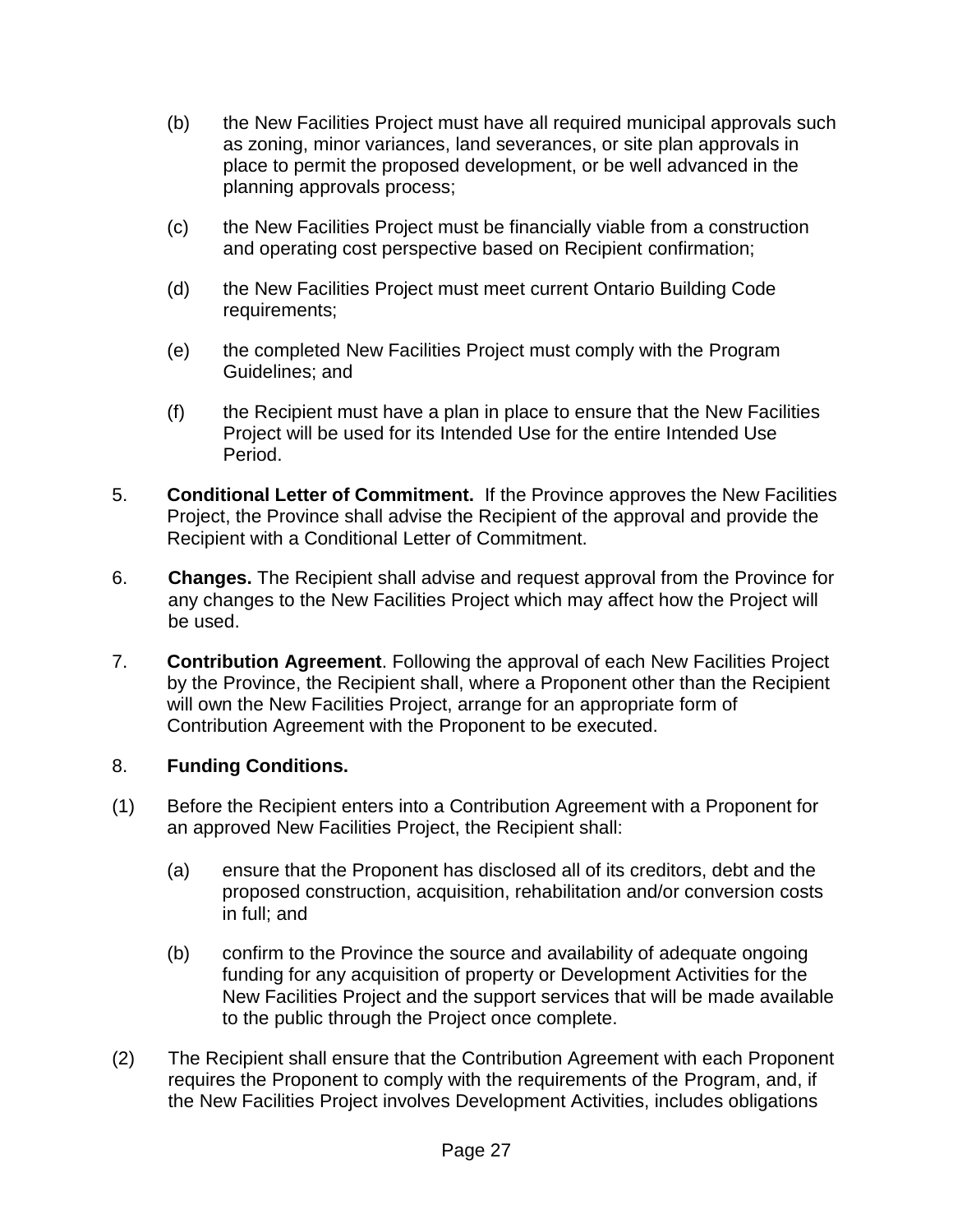(b) the New Facilities Project must have all required municipal approvals such as zoning, minor variances, land severances, or site plan approvals in place to permit the proposed development, or be well advanced in the planning approvals process;

(c) the New Facilities Project must be financially viable from a construction and operating cost perspective based on Recipient confirmation;

(d) the New Facilities Project must meet current Ontario Building Code requirements;

(e) the completed New Facilities Project must comply with the Program Guidelines; and

(f) the Recipient must have a plan in place to ensure that the New Facilities Project will be used for its Intended Use for the entire Intended Use Period.

5. **Conditional Letter of Commitment.** If the Province approves the New Facilities Project, the Province shall advise the Recipient of the approval and provide the Recipient with a Conditional Letter of Commitment.

6. **Changes.** The Recipient shall advise and request approval from the Province for any changes to the New Facilities Project which may affect how the Project will be used.

7. **Contribution Agreement**. Following the approval of each New Facilities Project by the Province, the Recipient shall, where a Proponent other than the Recipient will own the New Facilities Project, arrange for an appropriate form of Contribution Agreement with the Proponent to be executed.

8. **Funding Conditions.**

(1) Before the Recipient enters into a Contribution Agreement with a Proponent for an approved New Facilities Project, the Recipient shall:

(a) ensure that the Proponent has disclosed all of its creditors, debt and the proposed construction, acquisition, rehabilitation and/or conversion costs in full; and

(b) confirm to the Province the source and availability of adequate ongoing funding for any acquisition of property or Development Activities for the New Facilities Project and the support services that will be made available to the public through the Project once complete.

(2) The Recipient shall ensure that the Contribution Agreement with each Proponent requires the Proponent to comply with the requirements of the Program, and, if the New Facilities Project involves Development Activities, includes obligations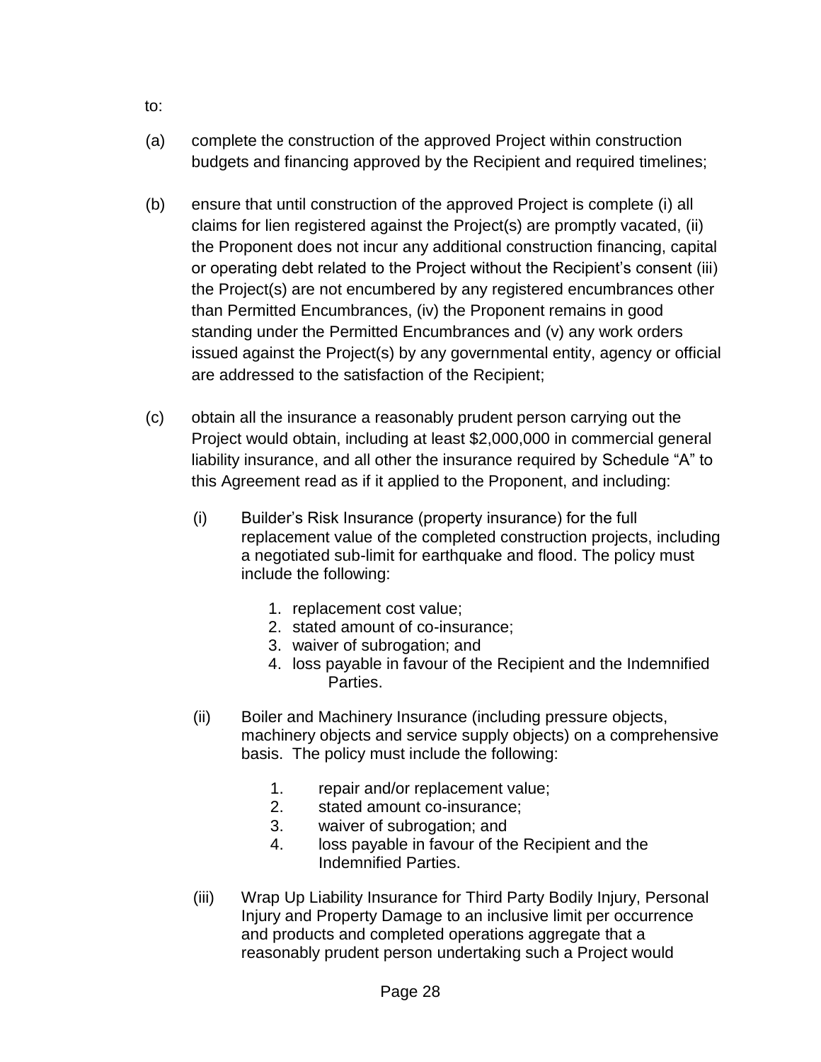to:

(a) complete the construction of the approved Project within construction budgets and financing approved by the Recipient and required timelines;

(b) ensure that until construction of the approved Project is complete (i) all claims for lien registered against the Project(s) are promptly vacated, (ii) the Proponent does not incur any additional construction financing, capital or operating debt related to the Project without the Recipient's consent (iii) the Project(s) are not encumbered by any registered encumbrances other than Permitted Encumbrances, (iv) the Proponent remains in good standing under the Permitted Encumbrances and (v) any work orders issued against the Project(s) by any governmental entity, agency or official are addressed to the satisfaction of the Recipient;

(c) obtain all the insurance a reasonably prudent person carrying out the Project would obtain, including at least $2,000,000 in commercial general liability insurance, and all other the insurance required by Schedule "A" to this Agreement read as if it applied to the Proponent, and including:

   (i) Builder's Risk Insurance (property insurance) for the full replacement value of the completed construction projects, including a negotiated sub-limit for earthquake and flood. The policy must include the following:

      1. replacement cost value;
      2. stated amount of co-insurance;
      3. waiver of subrogation; and
      4. loss payable in favour of the Recipient and the Indemnified Parties.

   (ii) Boiler and Machinery Insurance (including pressure objects, machinery objects and service supply objects) on a comprehensive basis. The policy must include the following:

      1. repair and/or replacement value;
      2. stated amount co-insurance;
      3. waiver of subrogation; and
      4. loss payable in favour of the Recipient and the Indemnified Parties.

   (iii) Wrap Up Liability Insurance for Third Party Bodily Injury, Personal Injury and Property Damage to an inclusive limit per occurrence and products and completed operations aggregate that a reasonably prudent person undertaking such a Project would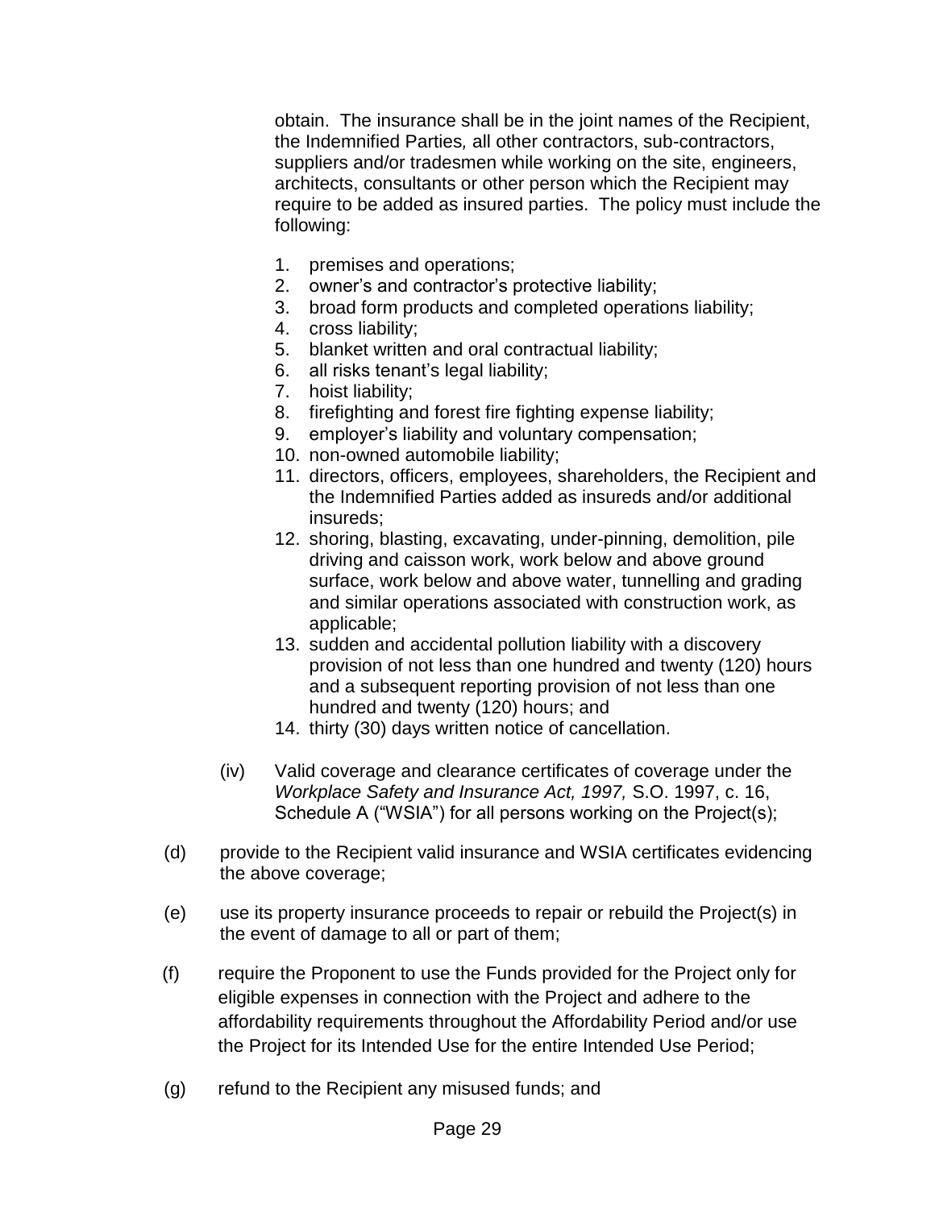obtain. The insurance shall be in the joint names of the Recipient, the Indemnified Parties*,* all other contractors, sub-contractors, suppliers and/or tradesmen while working on the site, engineers, architects, consultants or other person which the Recipient may require to be added as insured parties. The policy must include the following:

1. premises and operations;
2. owner's and contractor's protective liability;
3. broad form products and completed operations liability;
4. cross liability;
5. blanket written and oral contractual liability;
6. all risks tenant's legal liability;
7. hoist liability;
8. firefighting and forest fire fighting expense liability;
9. employer's liability and voluntary compensation;
10. non-owned automobile liability;
11. directors, officers, employees, shareholders, the Recipient and the Indemnified Parties added as insureds and/or additional insureds;
12. shoring, blasting, excavating, under-pinning, demolition, pile driving and caisson work, work below and above ground surface, work below and above water, tunnelling and grading and similar operations associated with construction work, as applicable;
13. sudden and accidental pollution liability with a discovery provision of not less than one hundred and twenty (120) hours and a subsequent reporting provision of not less than one hundred and twenty (120) hours; and
14. thirty (30) days written notice of cancellation.

(iv) Valid coverage and clearance certificates of coverage under the *Workplace Safety and Insurance Act, 1997,* S.O. 1997, c. 16, Schedule A ("WSIA") for all persons working on the Project(s);

(d) provide to the Recipient valid insurance and WSIA certificates evidencing the above coverage;

(e) use its property insurance proceeds to repair or rebuild the Project(s) in the event of damage to all or part of them;

(f) require the Proponent to use the Funds provided for the Project only for eligible expenses in connection with the Project and adhere to the affordability requirements throughout the Affordability Period and/or use the Project for its Intended Use for the entire Intended Use Period;

(g) refund to the Recipient any misused funds; and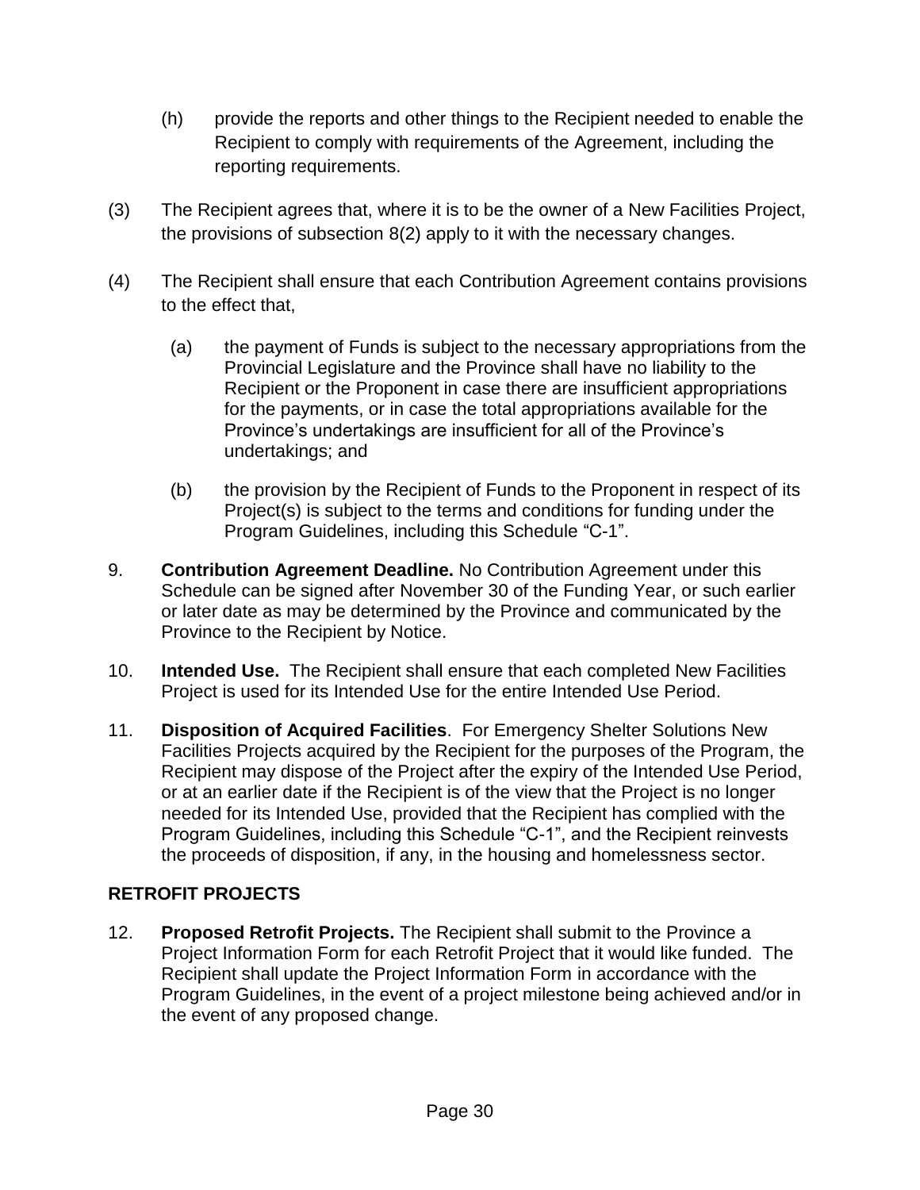(h) provide the reports and other things to the Recipient needed to enable the Recipient to comply with requirements of the Agreement, including the reporting requirements.

(3) The Recipient agrees that, where it is to be the owner of a New Facilities Project, the provisions of subsection 8(2) apply to it with the necessary changes.

(4) The Recipient shall ensure that each Contribution Agreement contains provisions to the effect that,

(a) the payment of Funds is subject to the necessary appropriations from the Provincial Legislature and the Province shall have no liability to the Recipient or the Proponent in case there are insufficient appropriations for the payments, or in case the total appropriations available for the Province's undertakings are insufficient for all of the Province's undertakings; and

(b) the provision by the Recipient of Funds to the Proponent in respect of its Project(s) is subject to the terms and conditions for funding under the Program Guidelines, including this Schedule "C-1".

9. **Contribution Agreement Deadline.** No Contribution Agreement under this Schedule can be signed after November 30 of the Funding Year, or such earlier or later date as may be determined by the Province and communicated by the Province to the Recipient by Notice.

10. **Intended Use.** The Recipient shall ensure that each completed New Facilities Project is used for its Intended Use for the entire Intended Use Period.

11. **Disposition of Acquired Facilities**. For Emergency Shelter Solutions New Facilities Projects acquired by the Recipient for the purposes of the Program, the Recipient may dispose of the Project after the expiry of the Intended Use Period, or at an earlier date if the Recipient is of the view that the Project is no longer needed for its Intended Use, provided that the Recipient has complied with the Program Guidelines, including this Schedule "C-1", and the Recipient reinvests the proceeds of disposition, if any, in the housing and homelessness sector.

## RETROFIT PROJECTS

12. **Proposed Retrofit Projects.** The Recipient shall submit to the Province a Project Information Form for each Retrofit Project that it would like funded. The Recipient shall update the Project Information Form in accordance with the Program Guidelines, in the event of a project milestone being achieved and/or in the event of any proposed change.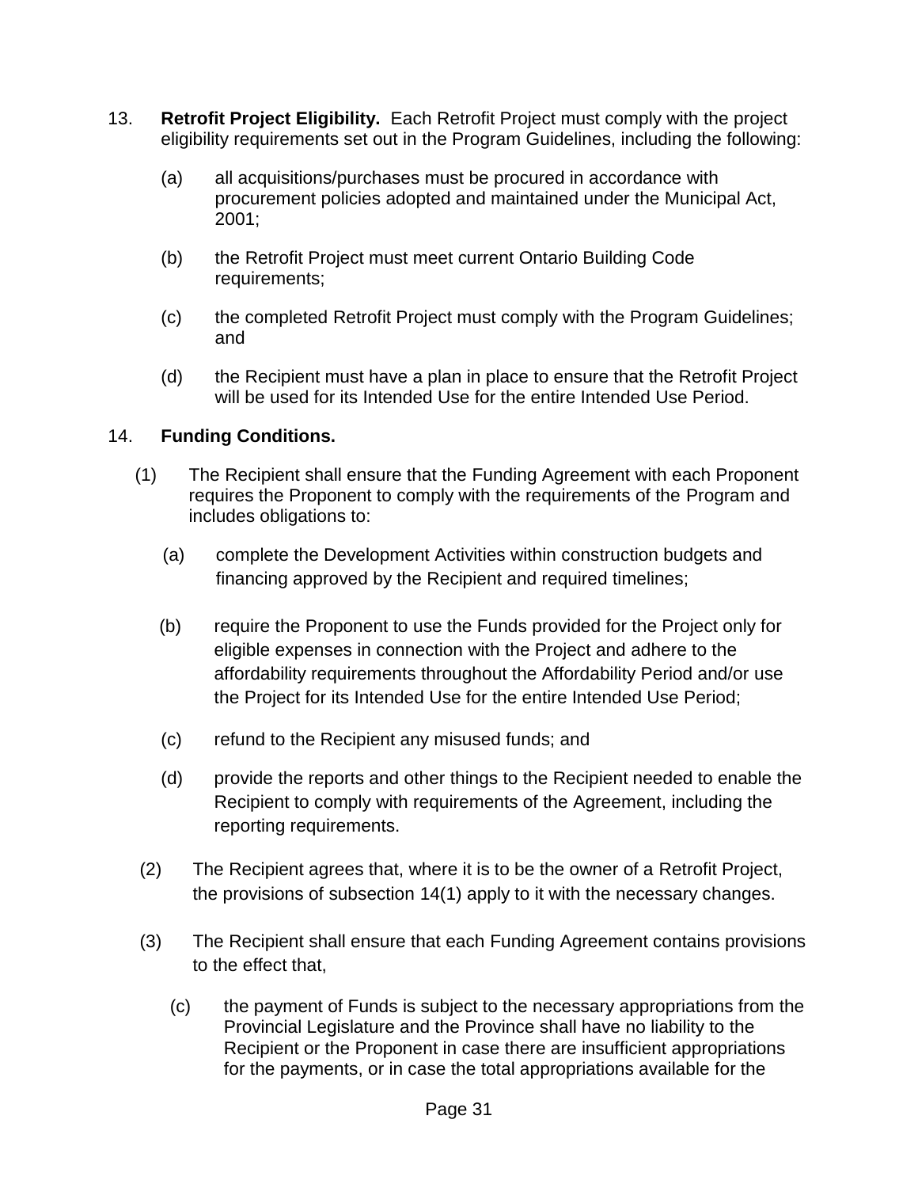13. **Retrofit Project Eligibility.** Each Retrofit Project must comply with the project eligibility requirements set out in the Program Guidelines, including the following:

    (a) all acquisitions/purchases must be procured in accordance with procurement policies adopted and maintained under the Municipal Act, 2001;

    (b) the Retrofit Project must meet current Ontario Building Code requirements;

    (c) the completed Retrofit Project must comply with the Program Guidelines; and

    (d) the Recipient must have a plan in place to ensure that the Retrofit Project will be used for its Intended Use for the entire Intended Use Period.

14. **Funding Conditions.**

    (1) The Recipient shall ensure that the Funding Agreement with each Proponent requires the Proponent to comply with the requirements of the Program and includes obligations to:

    (a) complete the Development Activities within construction budgets and financing approved by the Recipient and required timelines;

    (b) require the Proponent to use the Funds provided for the Project only for eligible expenses in connection with the Project and adhere to the affordability requirements throughout the Affordability Period and/or use the Project for its Intended Use for the entire Intended Use Period;

    (c) refund to the Recipient any misused funds; and

    (d) provide the reports and other things to the Recipient needed to enable the Recipient to comply with requirements of the Agreement, including the reporting requirements.

    (2) The Recipient agrees that, where it is to be the owner of a Retrofit Project, the provisions of subsection 14(1) apply to it with the necessary changes.

    (3) The Recipient shall ensure that each Funding Agreement contains provisions to the effect that,

    (c) the payment of Funds is subject to the necessary appropriations from the Provincial Legislature and the Province shall have no liability to the Recipient or the Proponent in case there are insufficient appropriations for the payments, or in case the total appropriations available for the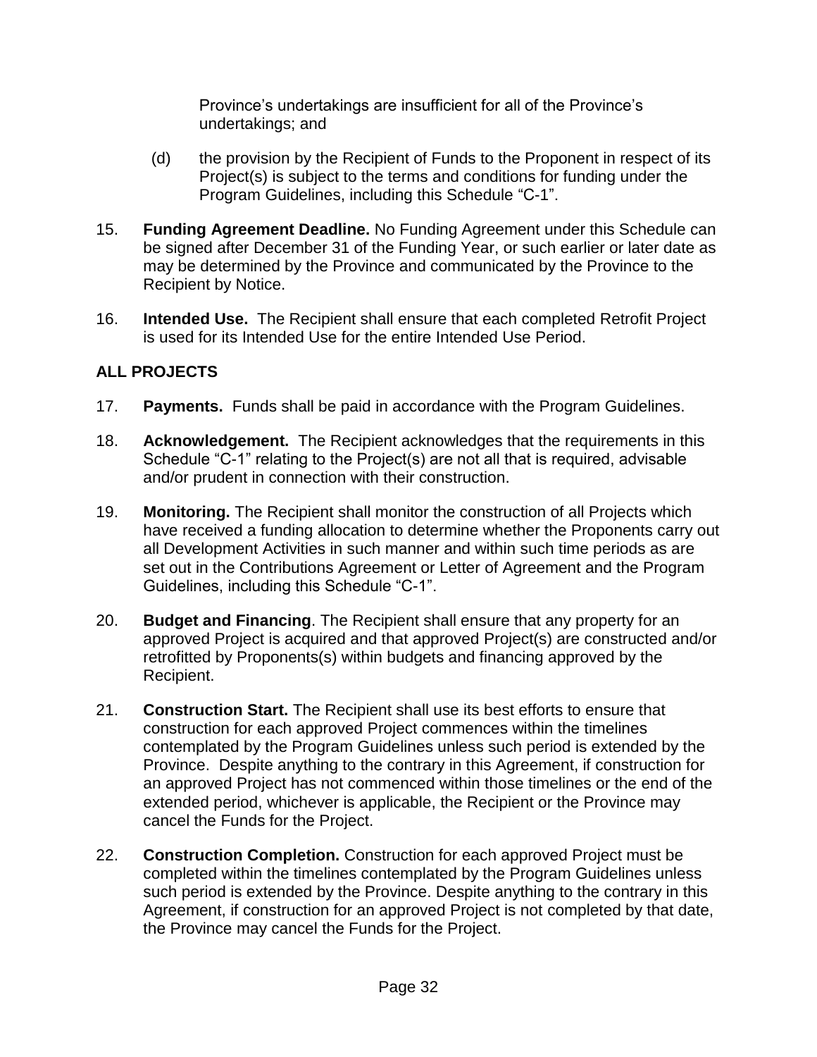Province's undertakings are insufficient for all of the Province's undertakings; and

(d) the provision by the Recipient of Funds to the Proponent in respect of its Project(s) is subject to the terms and conditions for funding under the Program Guidelines, including this Schedule "C-1".

15. **Funding Agreement Deadline.** No Funding Agreement under this Schedule can be signed after December 31 of the Funding Year, or such earlier or later date as may be determined by the Province and communicated by the Province to the Recipient by Notice.

16. **Intended Use.** The Recipient shall ensure that each completed Retrofit Project is used for its Intended Use for the entire Intended Use Period.

**ALL PROJECTS**

17. **Payments.** Funds shall be paid in accordance with the Program Guidelines.

18. **Acknowledgement.** The Recipient acknowledges that the requirements in this Schedule "C-1" relating to the Project(s) are not all that is required, advisable and/or prudent in connection with their construction.

19. **Monitoring.** The Recipient shall monitor the construction of all Projects which have received a funding allocation to determine whether the Proponents carry out all Development Activities in such manner and within such time periods as are set out in the Contributions Agreement or Letter of Agreement and the Program Guidelines, including this Schedule "C-1".

20. **Budget and Financing**. The Recipient shall ensure that any property for an approved Project is acquired and that approved Project(s) are constructed and/or retrofitted by Proponents(s) within budgets and financing approved by the Recipient.

21. **Construction Start.** The Recipient shall use its best efforts to ensure that construction for each approved Project commences within the timelines contemplated by the Program Guidelines unless such period is extended by the Province. Despite anything to the contrary in this Agreement, if construction for an approved Project has not commenced within those timelines or the end of the extended period, whichever is applicable, the Recipient or the Province may cancel the Funds for the Project.

22. **Construction Completion.** Construction for each approved Project must be completed within the timelines contemplated by the Program Guidelines unless such period is extended by the Province. Despite anything to the contrary in this Agreement, if construction for an approved Project is not completed by that date, the Province may cancel the Funds for the Project.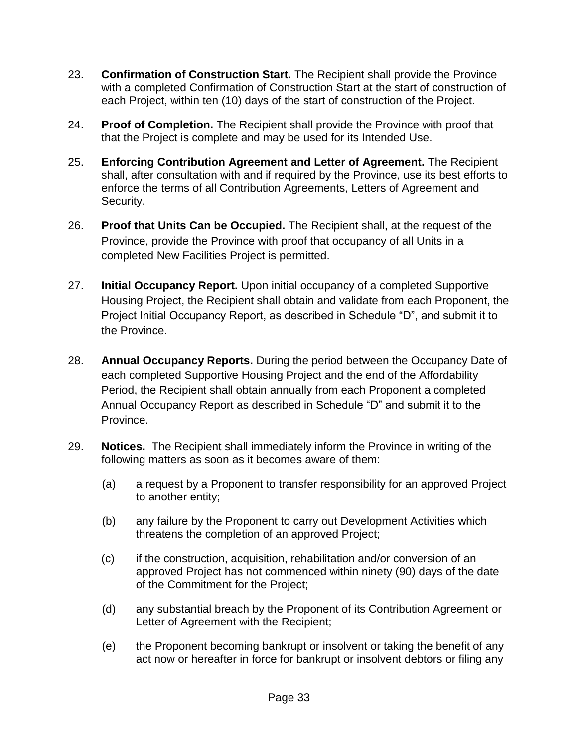23. **Confirmation of Construction Start.** The Recipient shall provide the Province with a completed Confirmation of Construction Start at the start of construction of each Project, within ten (10) days of the start of construction of the Project.

24. **Proof of Completion.** The Recipient shall provide the Province with proof that that the Project is complete and may be used for its Intended Use.

25. **Enforcing Contribution Agreement and Letter of Agreement.** The Recipient shall, after consultation with and if required by the Province, use its best efforts to enforce the terms of all Contribution Agreements, Letters of Agreement and Security.

26. **Proof that Units Can be Occupied.** The Recipient shall, at the request of the Province, provide the Province with proof that occupancy of all Units in a completed New Facilities Project is permitted.

27. **Initial Occupancy Report.** Upon initial occupancy of a completed Supportive Housing Project, the Recipient shall obtain and validate from each Proponent, the Project Initial Occupancy Report, as described in Schedule "D", and submit it to the Province.

28. **Annual Occupancy Reports.** During the period between the Occupancy Date of each completed Supportive Housing Project and the end of the Affordability Period, the Recipient shall obtain annually from each Proponent a completed Annual Occupancy Report as described in Schedule "D" and submit it to the Province.

29. **Notices.** The Recipient shall immediately inform the Province in writing of the following matters as soon as it becomes aware of them:

    (a) a request by a Proponent to transfer responsibility for an approved Project to another entity;

    (b) any failure by the Proponent to carry out Development Activities which threatens the completion of an approved Project;

    (c) if the construction, acquisition, rehabilitation and/or conversion of an approved Project has not commenced within ninety (90) days of the date of the Commitment for the Project;

    (d) any substantial breach by the Proponent of its Contribution Agreement or Letter of Agreement with the Recipient;

    (e) the Proponent becoming bankrupt or insolvent or taking the benefit of any act now or hereafter in force for bankrupt or insolvent debtors or filing any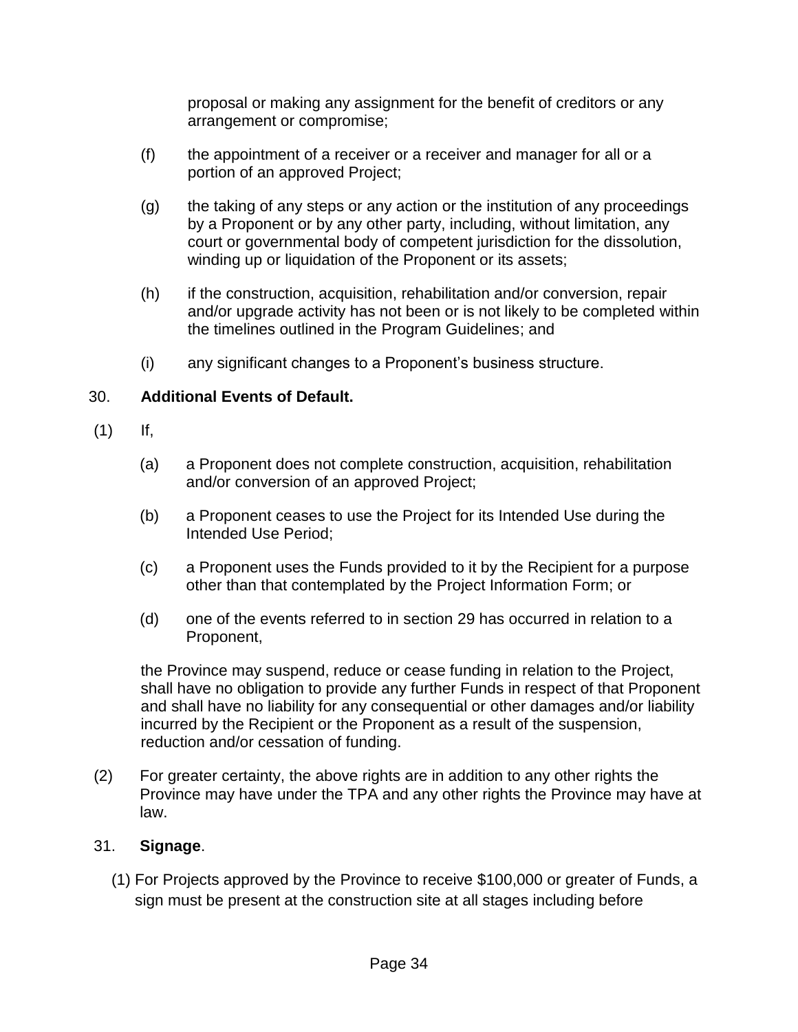proposal or making any assignment for the benefit of creditors or any arrangement or compromise;

(f) the appointment of a receiver or a receiver and manager for all or a portion of an approved Project;

(g) the taking of any steps or any action or the institution of any proceedings by a Proponent or by any other party, including, without limitation, any court or governmental body of competent jurisdiction for the dissolution, winding up or liquidation of the Proponent or its assets;

(h) if the construction, acquisition, rehabilitation and/or conversion, repair and/or upgrade activity has not been or is not likely to be completed within the timelines outlined in the Program Guidelines; and

(i) any significant changes to a Proponent's business structure.

30. **Additional Events of Default.**

(1) If,

(a) a Proponent does not complete construction, acquisition, rehabilitation and/or conversion of an approved Project;

(b) a Proponent ceases to use the Project for its Intended Use during the Intended Use Period;

(c) a Proponent uses the Funds provided to it by the Recipient for a purpose other than that contemplated by the Project Information Form; or

(d) one of the events referred to in section 29 has occurred in relation to a Proponent,

the Province may suspend, reduce or cease funding in relation to the Project, shall have no obligation to provide any further Funds in respect of that Proponent and shall have no liability for any consequential or other damages and/or liability incurred by the Recipient or the Proponent as a result of the suspension, reduction and/or cessation of funding.

(2) For greater certainty, the above rights are in addition to any other rights the Province may have under the TPA and any other rights the Province may have at law.

31. **Signage**.

(1) For Projects approved by the Province to receive $100,000 or greater of Funds, a sign must be present at the construction site at all stages including before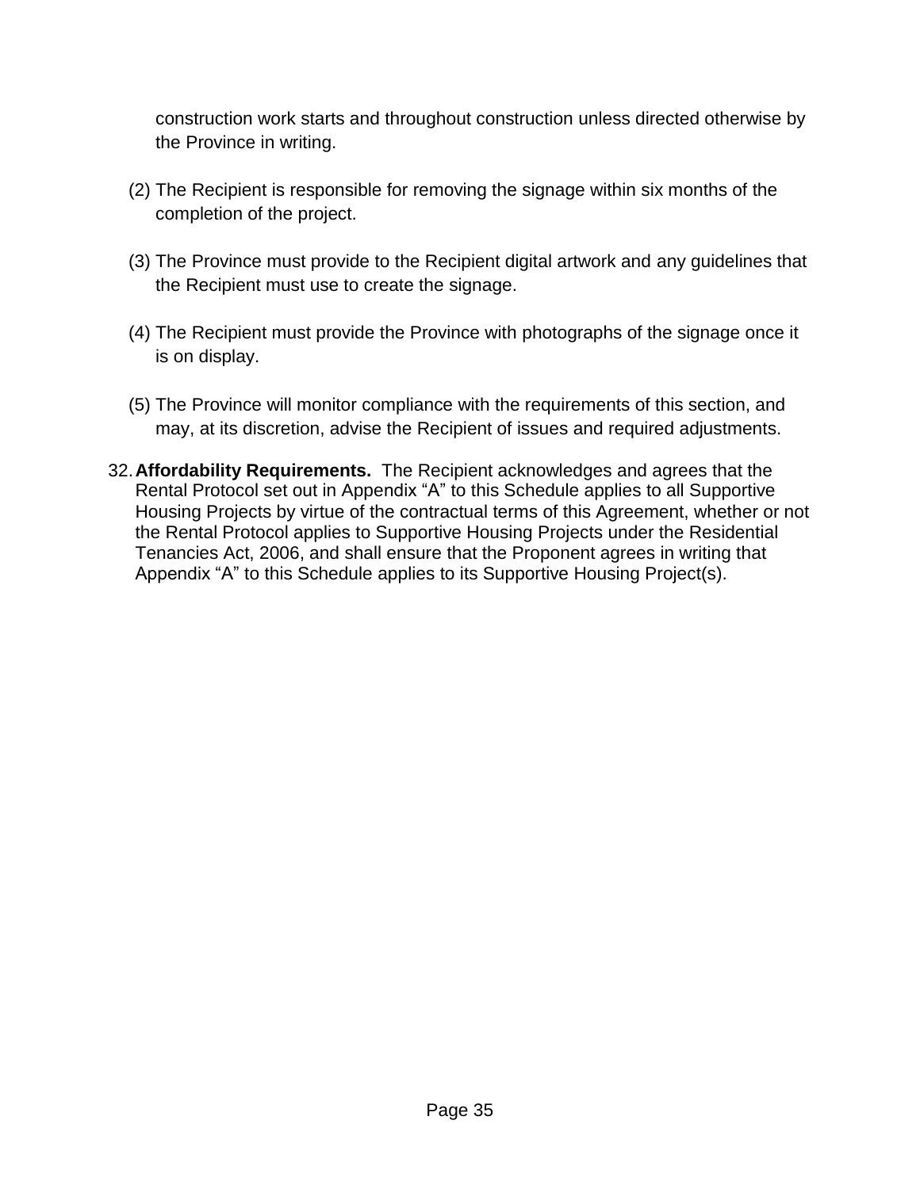construction work starts and throughout construction unless directed otherwise by the Province in writing.

(2) The Recipient is responsible for removing the signage within six months of the completion of the project.

(3) The Province must provide to the Recipient digital artwork and any guidelines that the Recipient must use to create the signage.

(4) The Recipient must provide the Province with photographs of the signage once it is on display.

(5) The Province will monitor compliance with the requirements of this section, and may, at its discretion, advise the Recipient of issues and required adjustments.

32. **Affordability Requirements.** The Recipient acknowledges and agrees that the Rental Protocol set out in Appendix "A" to this Schedule applies to all Supportive Housing Projects by virtue of the contractual terms of this Agreement, whether or not the Rental Protocol applies to Supportive Housing Projects under the Residential Tenancies Act, 2006, and shall ensure that the Proponent agrees in writing that Appendix "A" to this Schedule applies to its Supportive Housing Project(s).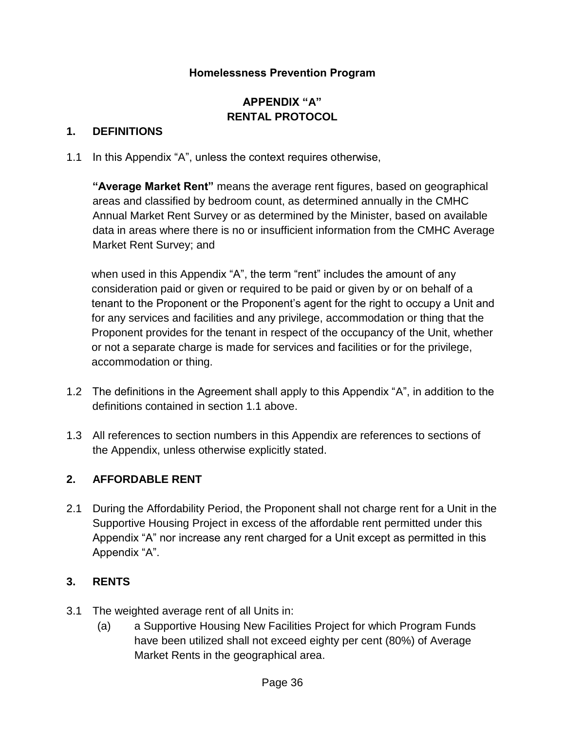**Homelessness Prevention Program**

# APPENDIX "A"
# RENTAL PROTOCOL

## 1. DEFINITIONS

1.1 In this Appendix "A", unless the context requires otherwise,

**"Average Market Rent"** means the average rent figures, based on geographical areas and classified by bedroom count, as determined annually in the CMHC Annual Market Rent Survey or as determined by the Minister, based on available data in areas where there is no or insufficient information from the CMHC Average Market Rent Survey; and

when used in this Appendix "A", the term "rent" includes the amount of any consideration paid or given or required to be paid or given by or on behalf of a tenant to the Proponent or the Proponent's agent for the right to occupy a Unit and for any services and facilities and any privilege, accommodation or thing that the Proponent provides for the tenant in respect of the occupancy of the Unit, whether or not a separate charge is made for services and facilities or for the privilege, accommodation or thing.

1.2 The definitions in the Agreement shall apply to this Appendix "A", in addition to the definitions contained in section 1.1 above.

1.3 All references to section numbers in this Appendix are references to sections of the Appendix, unless otherwise explicitly stated.

## 2. AFFORDABLE RENT

2.1 During the Affordability Period, the Proponent shall not charge rent for a Unit in the Supportive Housing Project in excess of the affordable rent permitted under this Appendix "A" nor increase any rent charged for a Unit except as permitted in this Appendix "A".

## 3. RENTS

3.1 The weighted average rent of all Units in:

(a) a Supportive Housing New Facilities Project for which Program Funds have been utilized shall not exceed eighty per cent (80%) of Average Market Rents in the geographical area.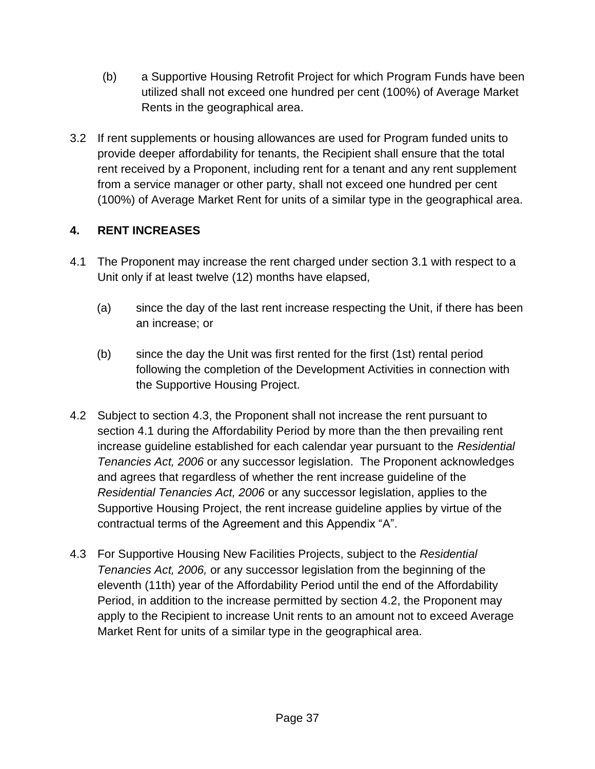(b) a Supportive Housing Retrofit Project for which Program Funds have been utilized shall not exceed one hundred per cent (100%) of Average Market Rents in the geographical area.

3.2 If rent supplements or housing allowances are used for Program funded units to provide deeper affordability for tenants, the Recipient shall ensure that the total rent received by a Proponent, including rent for a tenant and any rent supplement from a service manager or other party, shall not exceed one hundred per cent (100%) of Average Market Rent for units of a similar type in the geographical area.

## 4. RENT INCREASES

4.1 The Proponent may increase the rent charged under section 3.1 with respect to a Unit only if at least twelve (12) months have elapsed,

(a) since the day of the last rent increase respecting the Unit, if there has been an increase; or

(b) since the day the Unit was first rented for the first (1st) rental period following the completion of the Development Activities in connection with the Supportive Housing Project.

4.2 Subject to section 4.3, the Proponent shall not increase the rent pursuant to section 4.1 during the Affordability Period by more than the then prevailing rent increase guideline established for each calendar year pursuant to the *Residential Tenancies Act, 2006* or any successor legislation. The Proponent acknowledges and agrees that regardless of whether the rent increase guideline of the *Residential Tenancies Act, 2006* or any successor legislation, applies to the Supportive Housing Project, the rent increase guideline applies by virtue of the contractual terms of the Agreement and this Appendix “A”.

4.3 For Supportive Housing New Facilities Projects, subject to the *Residential Tenancies Act, 2006,* or any successor legislation from the beginning of the eleventh (11th) year of the Affordability Period until the end of the Affordability Period, in addition to the increase permitted by section 4.2, the Proponent may apply to the Recipient to increase Unit rents to an amount not to exceed Average Market Rent for units of a similar type in the geographical area.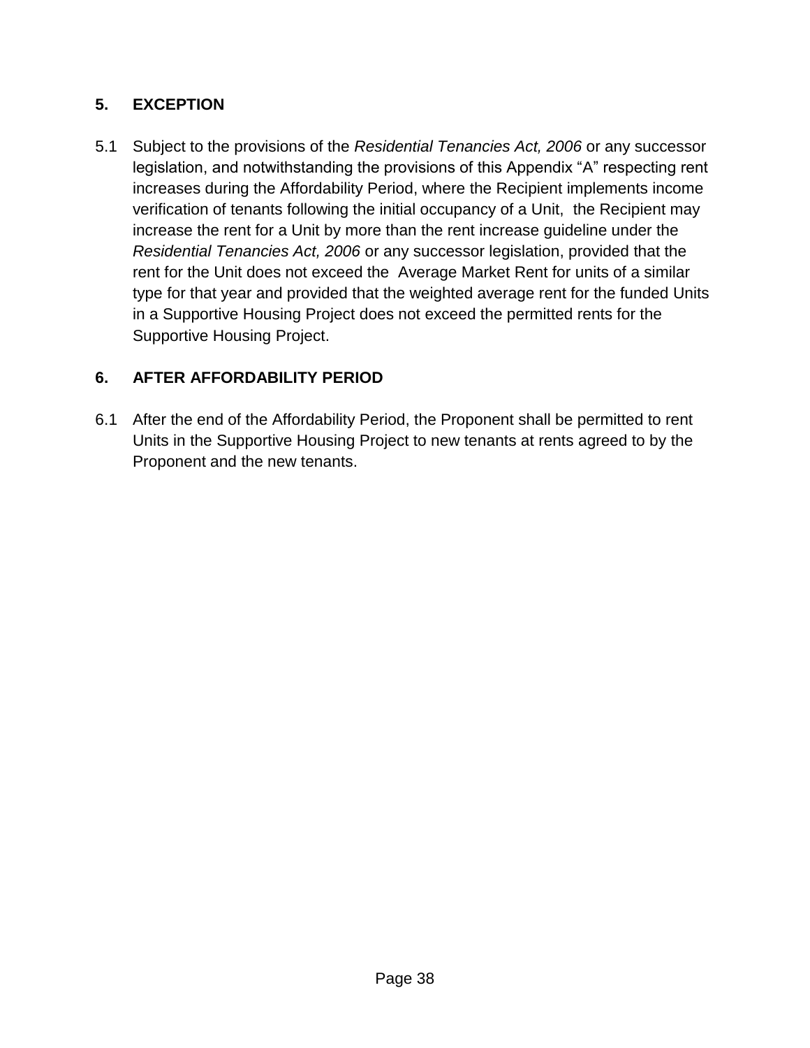## 5. EXCEPTION

5.1 Subject to the provisions of the *Residential Tenancies Act, 2006* or any successor legislation, and notwithstanding the provisions of this Appendix "A" respecting rent increases during the Affordability Period, where the Recipient implements income verification of tenants following the initial occupancy of a Unit, the Recipient may increase the rent for a Unit by more than the rent increase guideline under the *Residential Tenancies Act, 2006* or any successor legislation, provided that the rent for the Unit does not exceed the Average Market Rent for units of a similar type for that year and provided that the weighted average rent for the funded Units in a Supportive Housing Project does not exceed the permitted rents for the Supportive Housing Project.

## 6. AFTER AFFORDABILITY PERIOD

6.1 After the end of the Affordability Period, the Proponent shall be permitted to rent Units in the Supportive Housing Project to new tenants at rents agreed to by the Proponent and the new tenants.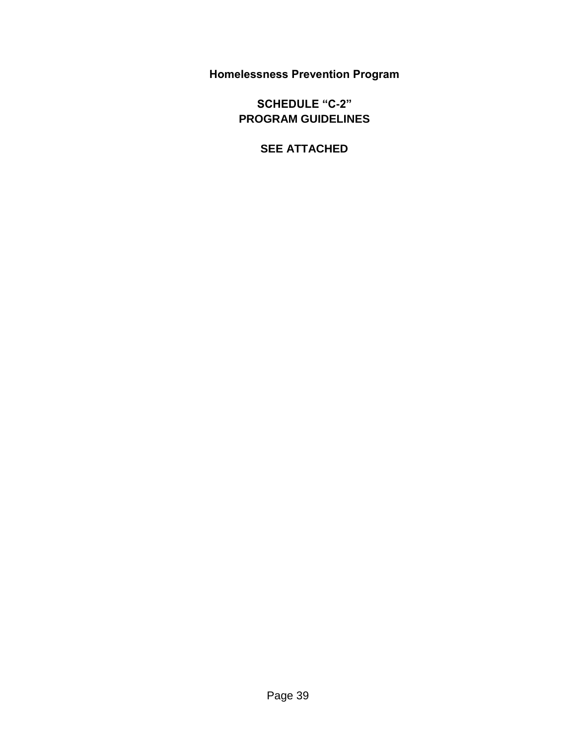**Homelessness Prevention Program**

**SCHEDULE “C-2”**
**PROGRAM GUIDELINES**

**SEE ATTACHED**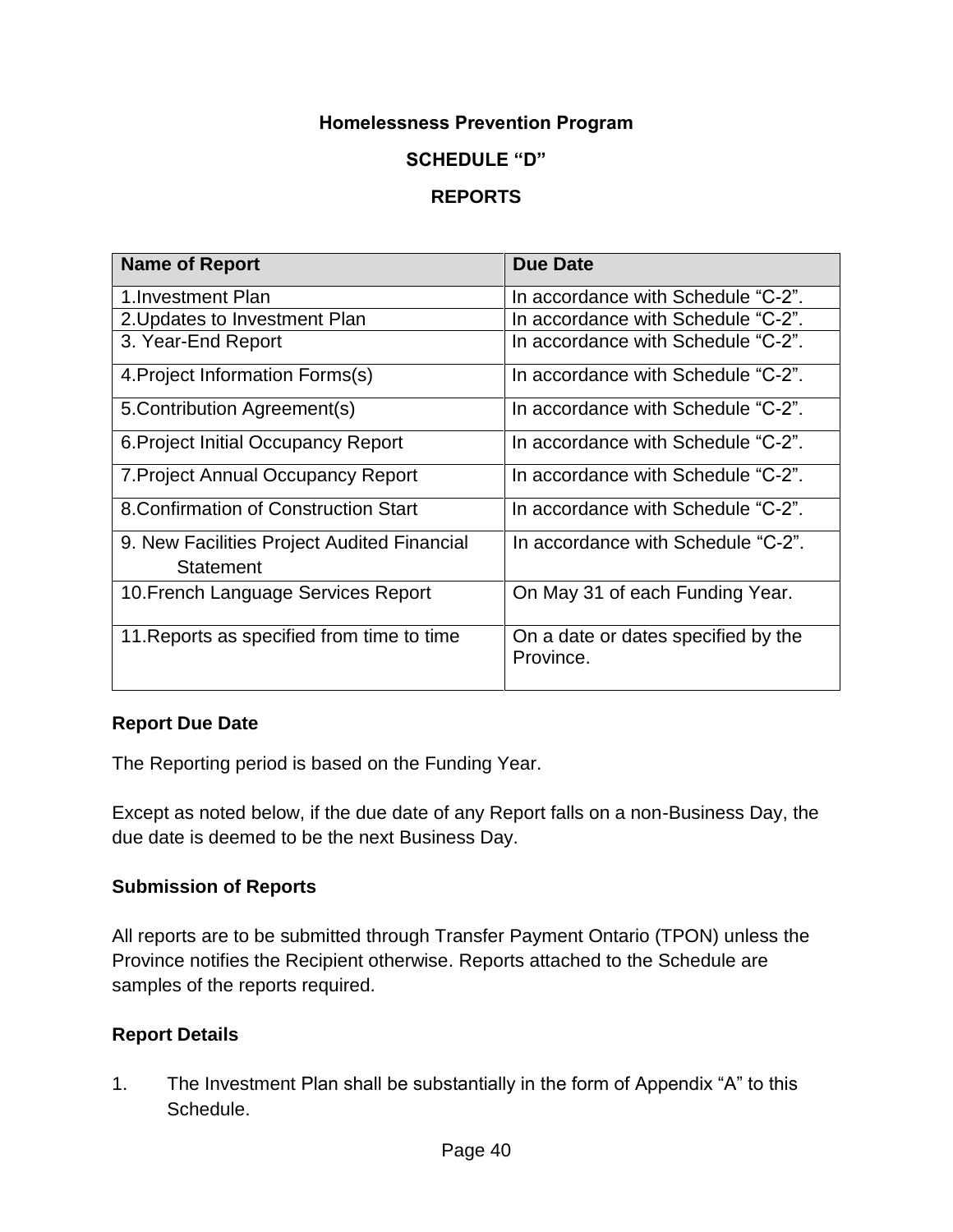# Homelessness Prevention Program

## SCHEDULE "D"

## REPORTS

| Name of Report | Due Date |
| --- | --- |
| 1.Investment Plan | In accordance with Schedule "C-2". |
| 2.Updates to Investment Plan | In accordance with Schedule "C-2". |
| 3. Year-End Report | In accordance with Schedule "C-2". |
| 4.Project Information Forms(s) | In accordance with Schedule "C-2". |
| 5.Contribution Agreement(s) | In accordance with Schedule "C-2". |
| 6.Project Initial Occupancy Report | In accordance with Schedule "C-2". |
| 7.Project Annual Occupancy Report | In accordance with Schedule "C-2". |
| 8.Confirmation of Construction Start | In accordance with Schedule "C-2". |
| 9. New Facilities Project Audited Financial Statement | In accordance with Schedule "C-2". |
| 10.French Language Services Report | On May 31 of each Funding Year. |
| 11.Reports as specified from time to time | On a date or dates specified by the Province. |

### Report Due Date

The Reporting period is based on the Funding Year.

Except as noted below, if the due date of any Report falls on a non-Business Day, the due date is deemed to be the next Business Day.

### Submission of Reports

All reports are to be submitted through Transfer Payment Ontario (TPON) unless the Province notifies the Recipient otherwise. Reports attached to the Schedule are samples of the reports required.

### Report Details

1. The Investment Plan shall be substantially in the form of Appendix "A" to this Schedule.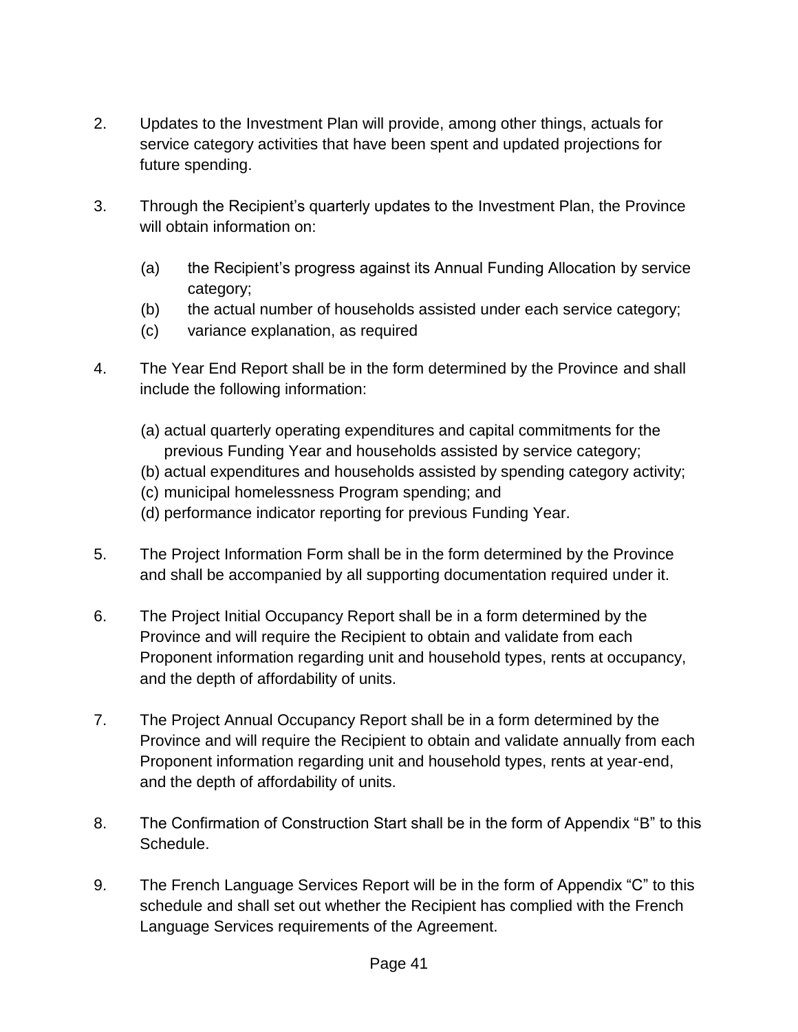2. Updates to the Investment Plan will provide, among other things, actuals for service category activities that have been spent and updated projections for future spending.

3. Through the Recipient's quarterly updates to the Investment Plan, the Province will obtain information on:

   (a) the Recipient's progress against its Annual Funding Allocation by service category;
   (b) the actual number of households assisted under each service category;
   (c) variance explanation, as required

4. The Year End Report shall be in the form determined by the Province and shall include the following information:

   (a) actual quarterly operating expenditures and capital commitments for the previous Funding Year and households assisted by service category;
   (b) actual expenditures and households assisted by spending category activity;
   (c) municipal homelessness Program spending; and
   (d) performance indicator reporting for previous Funding Year.

5. The Project Information Form shall be in the form determined by the Province and shall be accompanied by all supporting documentation required under it.

6. The Project Initial Occupancy Report shall be in a form determined by the Province and will require the Recipient to obtain and validate from each Proponent information regarding unit and household types, rents at occupancy, and the depth of affordability of units.

7. The Project Annual Occupancy Report shall be in a form determined by the Province and will require the Recipient to obtain and validate annually from each Proponent information regarding unit and household types, rents at year-end, and the depth of affordability of units.

8. The Confirmation of Construction Start shall be in the form of Appendix "B" to this Schedule.

9. The French Language Services Report will be in the form of Appendix "C" to this schedule and shall set out whether the Recipient has complied with the French Language Services requirements of the Agreement.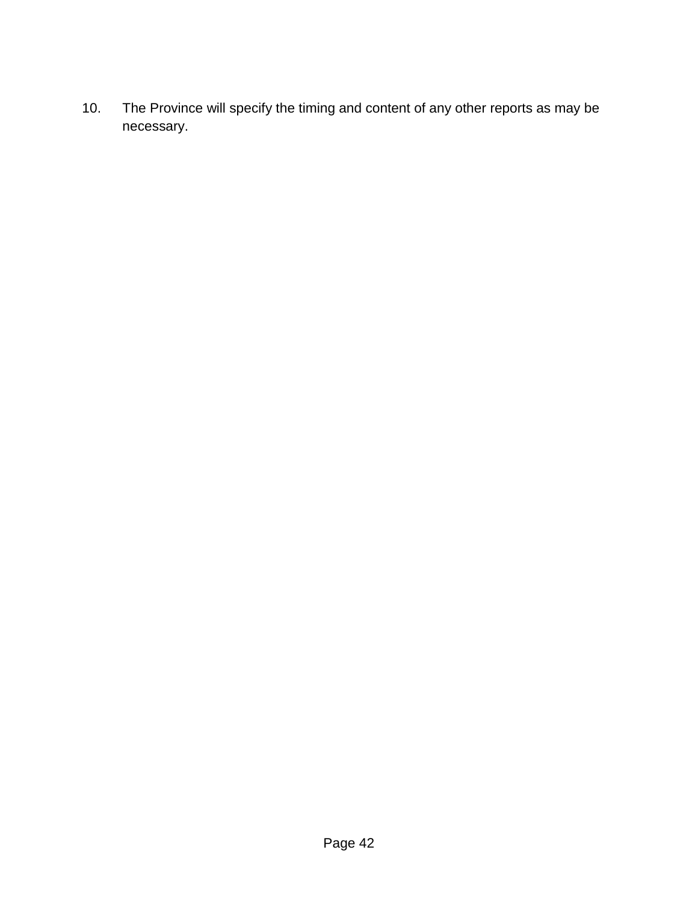10. The Province will specify the timing and content of any other reports as may be necessary.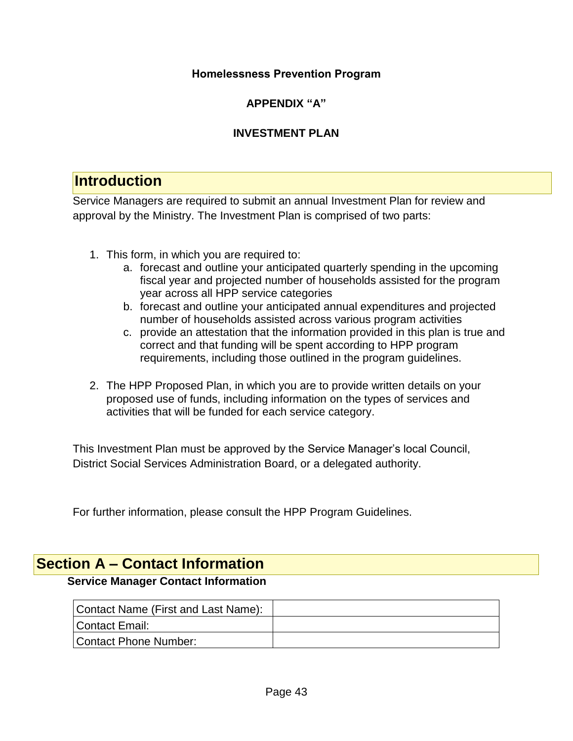**Homelessness Prevention Program**

**APPENDIX "A"**

**INVESTMENT PLAN**

## Introduction

Service Managers are required to submit an annual Investment Plan for review and approval by the Ministry. The Investment Plan is comprised of two parts:

1. This form, in which you are required to:
   a. forecast and outline your anticipated quarterly spending in the upcoming fiscal year and projected number of households assisted for the program year across all HPP service categories
   b. forecast and outline your anticipated annual expenditures and projected number of households assisted across various program activities
   c. provide an attestation that the information provided in this plan is true and correct and that funding will be spent according to HPP program requirements, including those outlined in the program guidelines.

2. The HPP Proposed Plan, in which you are to provide written details on your proposed use of funds, including information on the types of services and activities that will be funded for each service category.

This Investment Plan must be approved by the Service Manager's local Council, District Social Services Administration Board, or a delegated authority.

For further information, please consult the HPP Program Guidelines.

## Section A – Contact Information

**Service Manager Contact Information**

| Contact Name (First and Last Name): | |
|---|---|
| Contact Email: | |
| Contact Phone Number: | |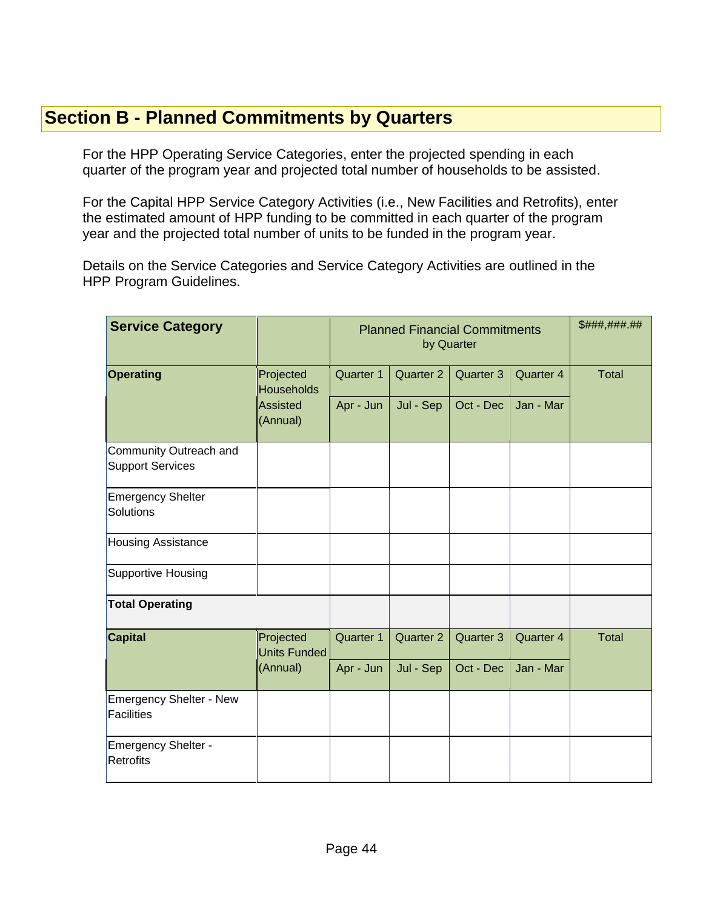## Section B - Planned Commitments by Quarters

For the HPP Operating Service Categories, enter the projected spending in each quarter of the program year and projected total number of households to be assisted.

For the Capital HPP Service Category Activities (i.e., New Facilities and Retrofits), enter the estimated amount of HPP funding to be committed in each quarter of the program year and the projected total number of units to be funded in the program year.

Details on the Service Categories and Service Category Activities are outlined in the HPP Program Guidelines.

| **Service Category** | | Planned Financial Commitments by Quarter | | | | $###,###.## |
|---|---|---|---|---|---|---|
| **Operating** | Projected Households Assisted (Annual) | Quarter 1<br>Apr - Jun | Quarter 2<br>Jul - Sep | Quarter 3<br>Oct - Dec | Quarter 4<br>Jan - Mar | Total |
| Community Outreach and Support Services | | | | | | |
| Emergency Shelter Solutions | | | | | | |
| Housing Assistance | | | | | | |
| Supportive Housing | | | | | | |
| **Total Operating** | | | | | | |
| **Capital** | Projected Units Funded (Annual) | Quarter 1<br>Apr - Jun | Quarter 2<br>Jul - Sep | Quarter 3<br>Oct - Dec | Quarter 4<br>Jan - Mar | Total |
| Emergency Shelter - New Facilities | | | | | | |
| Emergency Shelter - Retrofits | | | | | | |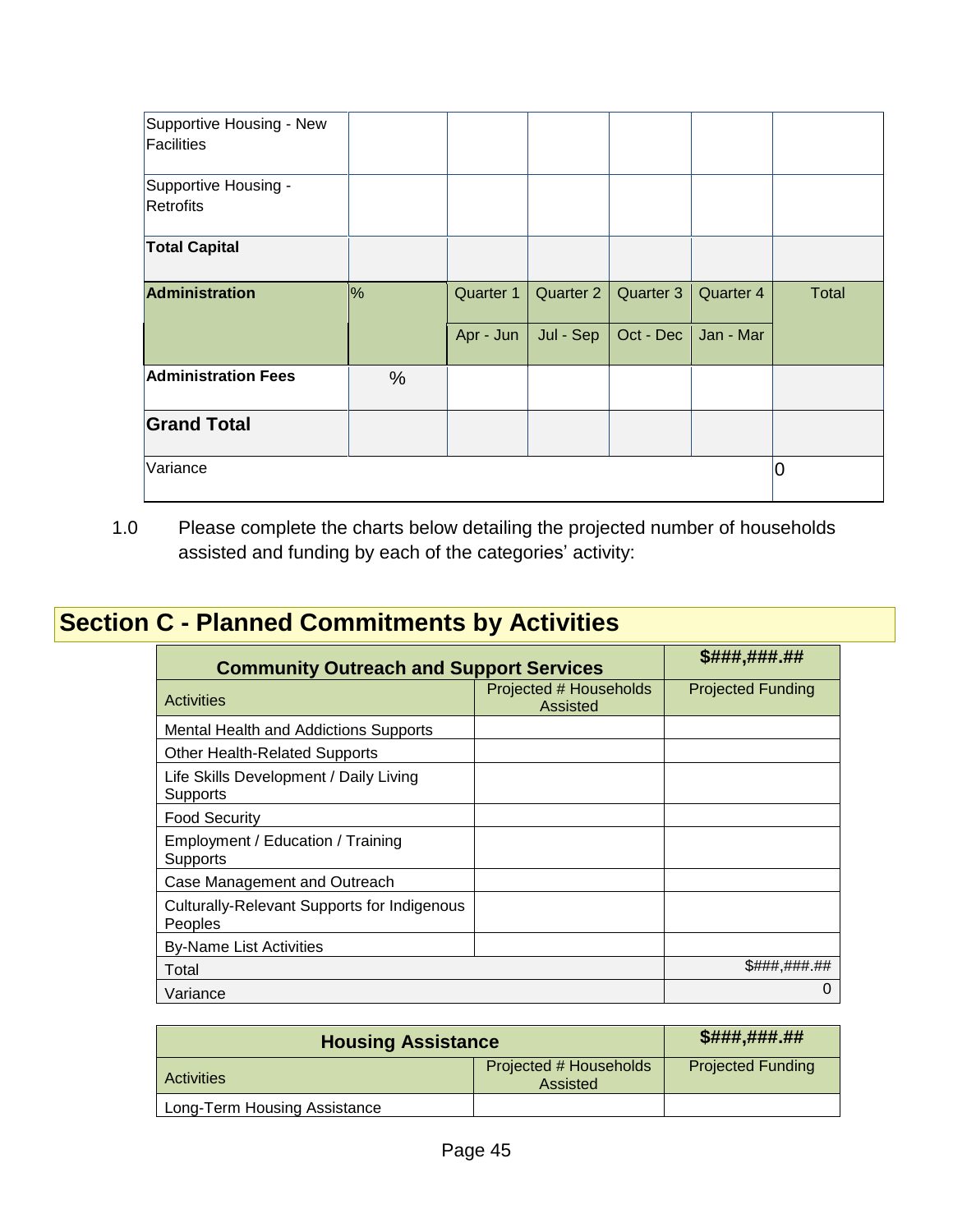| | | | | | | |
|---|---|---|---|---|---|---|
| Supportive Housing - New Facilities | | | | | | |
| Supportive Housing - Retrofits | | | | | | |
| **Total Capital** | | | | | | |
| **Administration** | % | Quarter 1 | Quarter 2 | Quarter 3 | Quarter 4 | Total |
| | | Apr - Jun | Jul - Sep | Oct - Dec | Jan - Mar | |
| **Administration Fees** | % | | | | | |
| **Grand Total** | | | | | | |
| Variance | | | | | | 0 |

1.0 Please complete the charts below detailing the projected number of households assisted and funding by each of the categories' activity:

## Section C - Planned Commitments by Activities

| **Community Outreach and Support Services** | | **$###,###.##** |
|---|---|---|
| Activities | Projected # Households Assisted | Projected Funding |
| Mental Health and Addictions Supports | | |
| Other Health-Related Supports | | |
| Life Skills Development / Daily Living Supports | | |
| Food Security | | |
| Employment / Education / Training Supports | | |
| Case Management and Outreach | | |
| Culturally-Relevant Supports for Indigenous Peoples | | |
| By-Name List Activities | | |
| Total | | $###,###.## |
| Variance | | 0 |

| **Housing Assistance** | | **$###,###.##** |
|---|---|---|
| Activities | Projected # Households Assisted | Projected Funding |
| Long-Term Housing Assistance | | |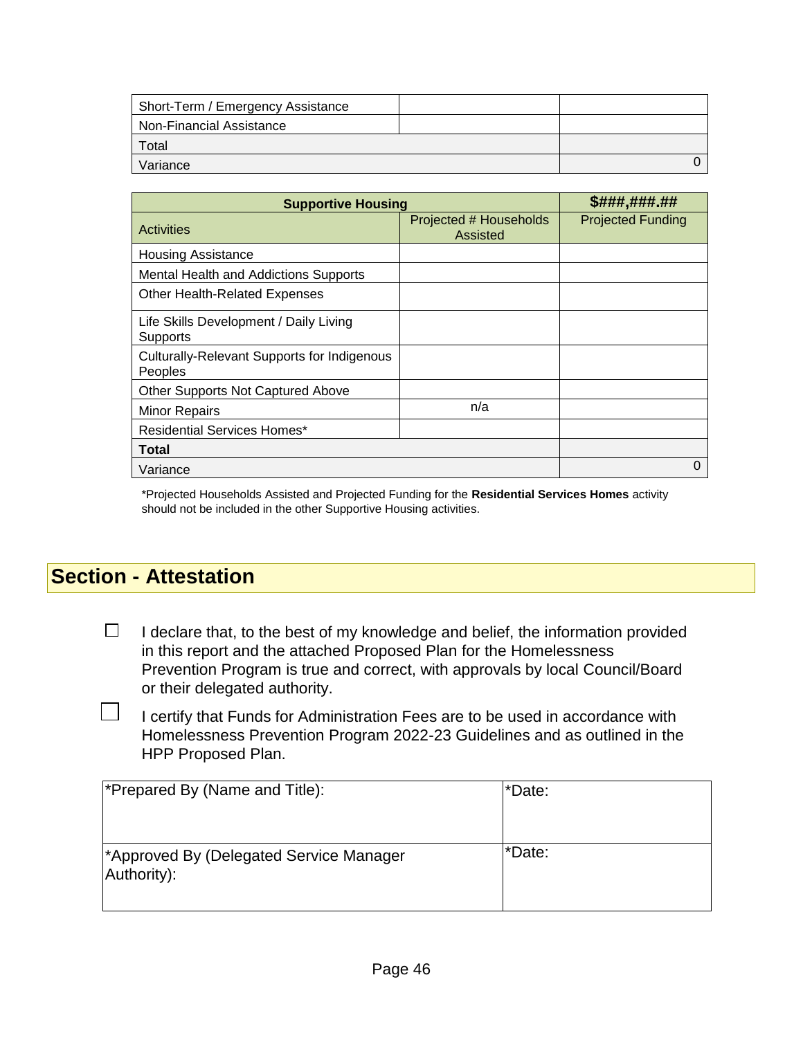| | | |
|---|---|---|
| Short-Term / Emergency Assistance | | |
| Non-Financial Assistance | | |
| Total | | |
| Variance | | 0 |

| Supportive Housing | | $###,###.## |
|---|---|---|
| Activities | Projected # Households Assisted | Projected Funding |
| Housing Assistance | | |
| Mental Health and Addictions Supports | | |
| Other Health-Related Expenses | | |
| Life Skills Development / Daily Living Supports | | |
| Culturally-Relevant Supports for Indigenous Peoples | | |
| Other Supports Not Captured Above | | |
| Minor Repairs | n/a | |
| Residential Services Homes* | | |
| **Total** | | |
| Variance | | 0 |

*Projected Households Assisted and Projected Funding for the **Residential Services Homes** activity should not be included in the other Supportive Housing activities.

## Section - Attestation

☐ I declare that, to the best of my knowledge and belief, the information provided in this report and the attached Proposed Plan for the Homelessness Prevention Program is true and correct, with approvals by local Council/Board or their delegated authority.

☐ I certify that Funds for Administration Fees are to be used in accordance with Homelessness Prevention Program 2022-23 Guidelines and as outlined in the HPP Proposed Plan.

| *Prepared By (Name and Title): | *Date: |
|---|---|
| *Approved By (Delegated Service Manager Authority): | *Date: |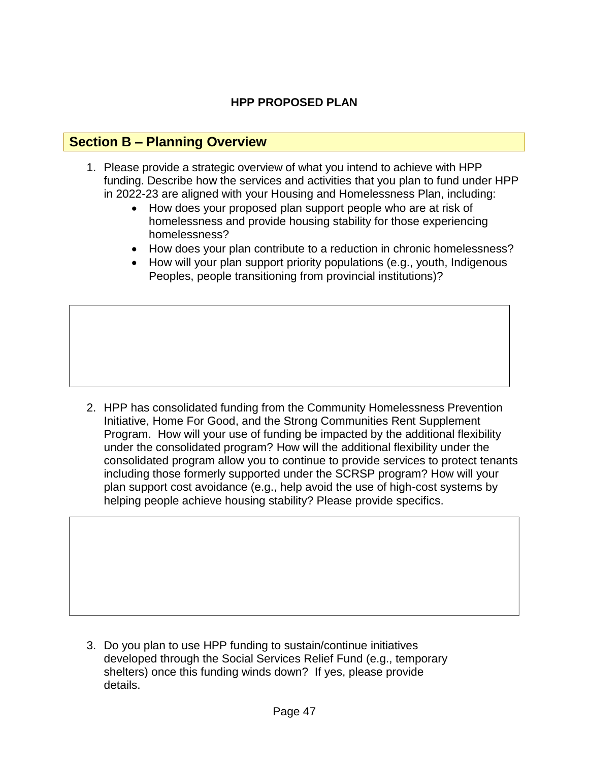**HPP PROPOSED PLAN**

## Section B – Planning Overview

1. Please provide a strategic overview of what you intend to achieve with HPP funding. Describe how the services and activities that you plan to fund under HPP in 2022-23 are aligned with your Housing and Homelessness Plan, including:
   - How does your proposed plan support people who are at risk of homelessness and provide housing stability for those experiencing homelessness?
   - How does your plan contribute to a reduction in chronic homelessness?
   - How will your plan support priority populations (e.g., youth, Indigenous Peoples, people transitioning from provincial institutions)?

2. HPP has consolidated funding from the Community Homelessness Prevention Initiative, Home For Good, and the Strong Communities Rent Supplement Program. How will your use of funding be impacted by the additional flexibility under the consolidated program? How will the additional flexibility under the consolidated program allow you to continue to provide services to protect tenants including those formerly supported under the SCRSP program? How will your plan support cost avoidance (e.g., help avoid the use of high-cost systems by helping people achieve housing stability? Please provide specifics.

3. Do you plan to use HPP funding to sustain/continue initiatives developed through the Social Services Relief Fund (e.g., temporary shelters) once this funding winds down? If yes, please provide details.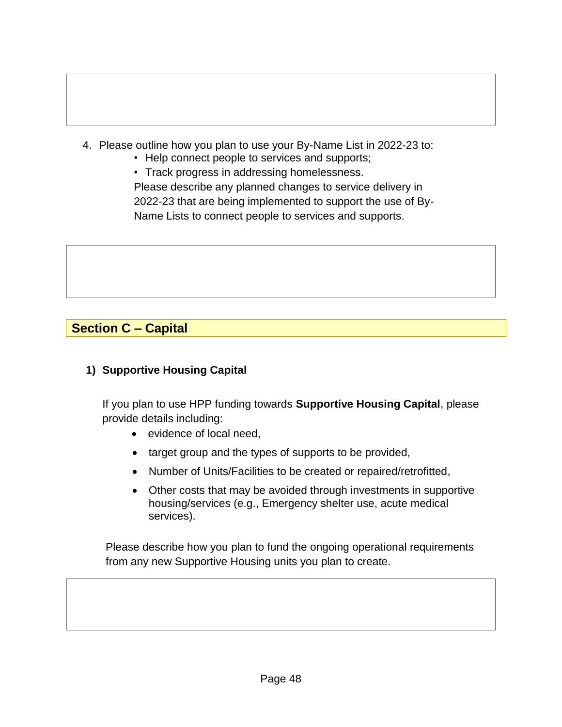4. Please outline how you plan to use your By-Name List in 2022-23 to:
   - Help connect people to services and supports;
   - Track progress in addressing homelessness.

   Please describe any planned changes to service delivery in 2022-23 that are being implemented to support the use of By-Name Lists to connect people to services and supports.

## Section C – Capital

### 1) Supportive Housing Capital

If you plan to use HPP funding towards **Supportive Housing Capital**, please provide details including:

- evidence of local need,
- target group and the types of supports to be provided,
- Number of Units/Facilities to be created or repaired/retrofitted,
- Other costs that may be avoided through investments in supportive housing/services (e.g., Emergency shelter use, acute medical services).

Please describe how you plan to fund the ongoing operational requirements from any new Supportive Housing units you plan to create.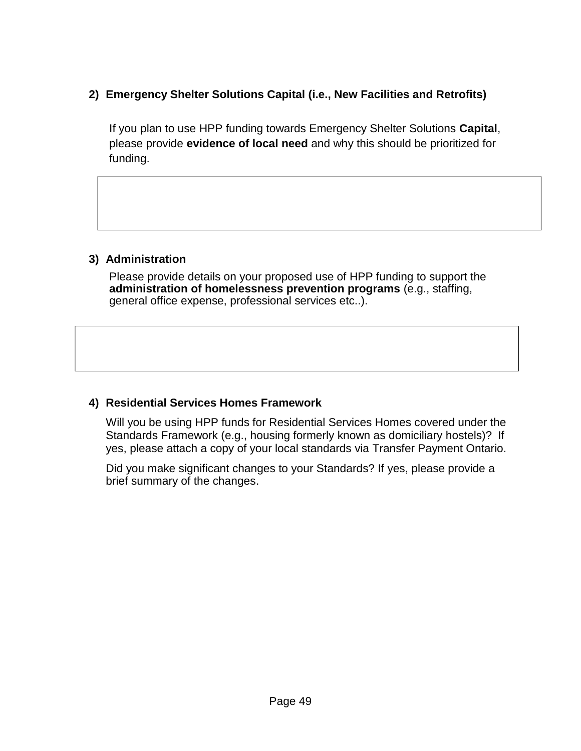2) **Emergency Shelter Solutions Capital (i.e., New Facilities and Retrofits)**

If you plan to use HPP funding towards Emergency Shelter Solutions **Capital**, please provide **evidence of local need** and why this should be prioritized for funding.

|   |
|---|
|   |

3) **Administration**

Please provide details on your proposed use of HPP funding to support the **administration of homelessness prevention programs** (e.g., staffing, general office expense, professional services etc..).

|   |
|---|
|   |

4) **Residential Services Homes Framework**

Will you be using HPP funds for Residential Services Homes covered under the Standards Framework (e.g., housing formerly known as domiciliary hostels)? If yes, please attach a copy of your local standards via Transfer Payment Ontario.

Did you make significant changes to your Standards? If yes, please provide a brief summary of the changes.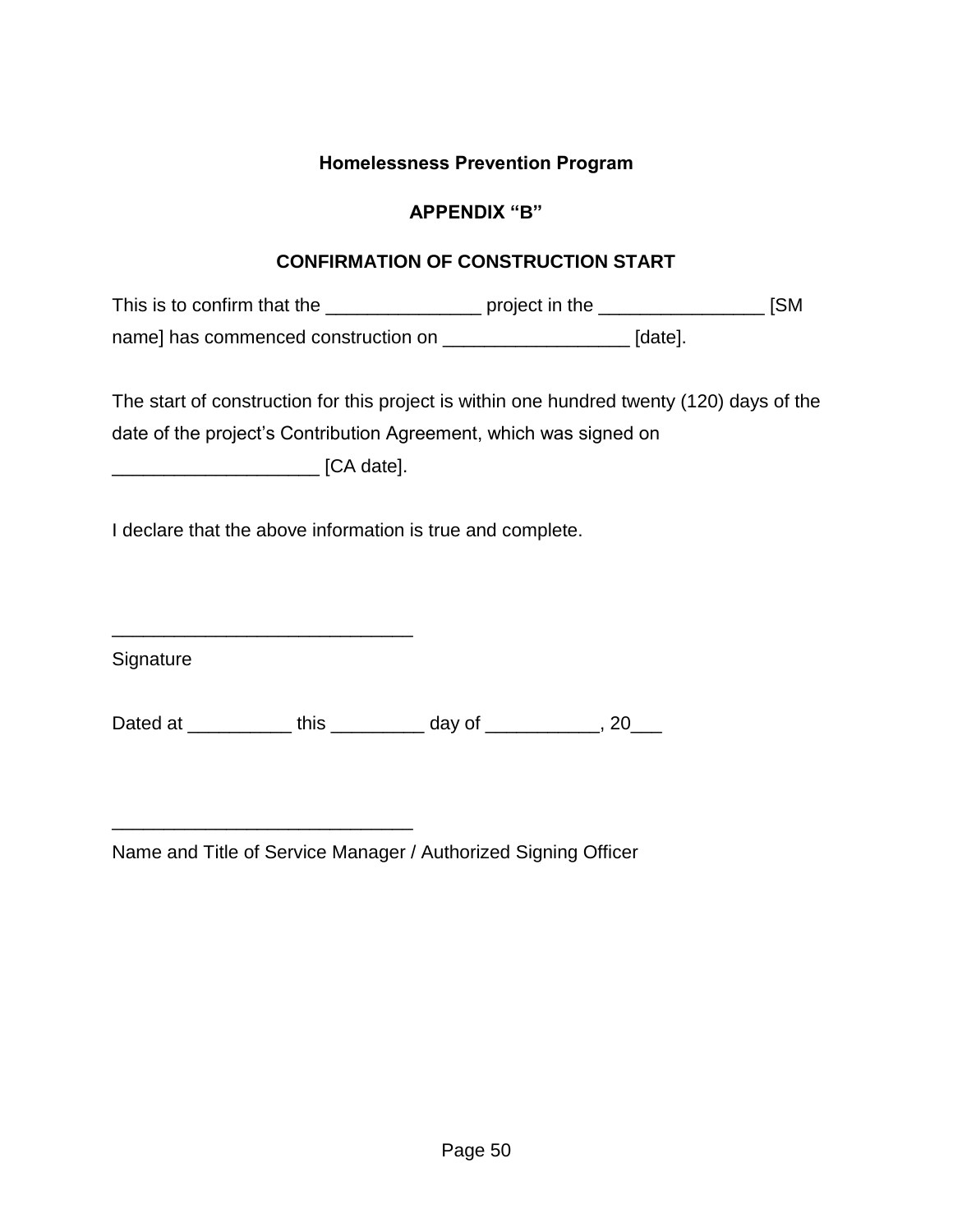**Homelessness Prevention Program**

**APPENDIX “B”**

**CONFIRMATION OF CONSTRUCTION START**

This is to confirm that the _______________ project in the ________________ [SM name] has commenced construction on __________________ [date].

The start of construction for this project is within one hundred twenty (120) days of the date of the project’s Contribution Agreement, which was signed on ____________________ [CA date].

I declare that the above information is true and complete.

_____________________________
Signature

Dated at __________ this _________ day of ___________, 20___

_____________________________
Name and Title of Service Manager / Authorized Signing Officer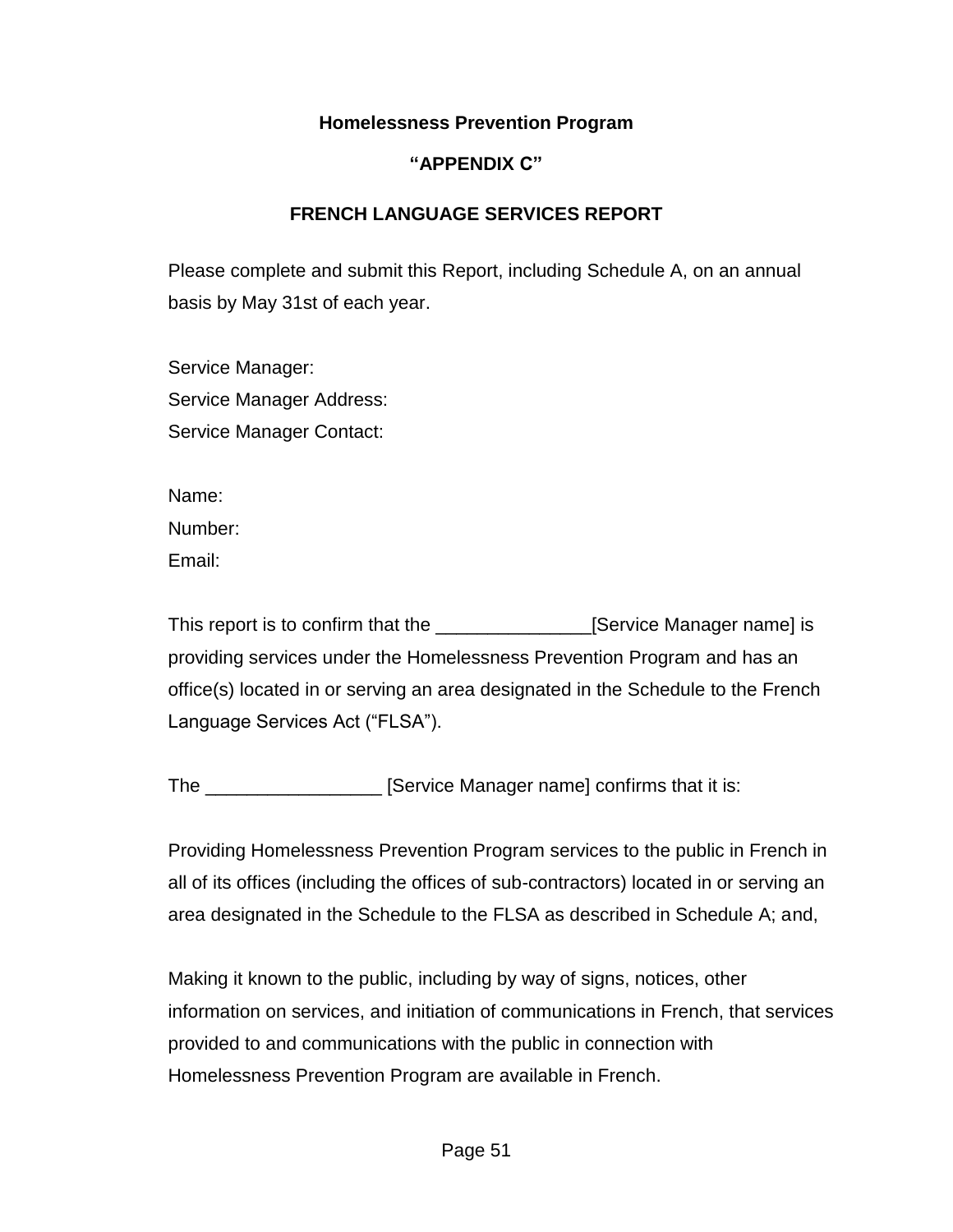**Homelessness Prevention Program**

**"APPENDIX C"**

**FRENCH LANGUAGE SERVICES REPORT**

Please complete and submit this Report, including Schedule A, on an annual basis by May 31st of each year.

Service Manager:
Service Manager Address:
Service Manager Contact:

Name:
Number:
Email:

This report is to confirm that the _______________[Service Manager name] is providing services under the Homelessness Prevention Program and has an office(s) located in or serving an area designated in the Schedule to the French Language Services Act ("FLSA").

The _________________ [Service Manager name] confirms that it is:

Providing Homelessness Prevention Program services to the public in French in all of its offices (including the offices of sub-contractors) located in or serving an area designated in the Schedule to the FLSA as described in Schedule A; and,

Making it known to the public, including by way of signs, notices, other information on services, and initiation of communications in French, that services provided to and communications with the public in connection with Homelessness Prevention Program are available in French.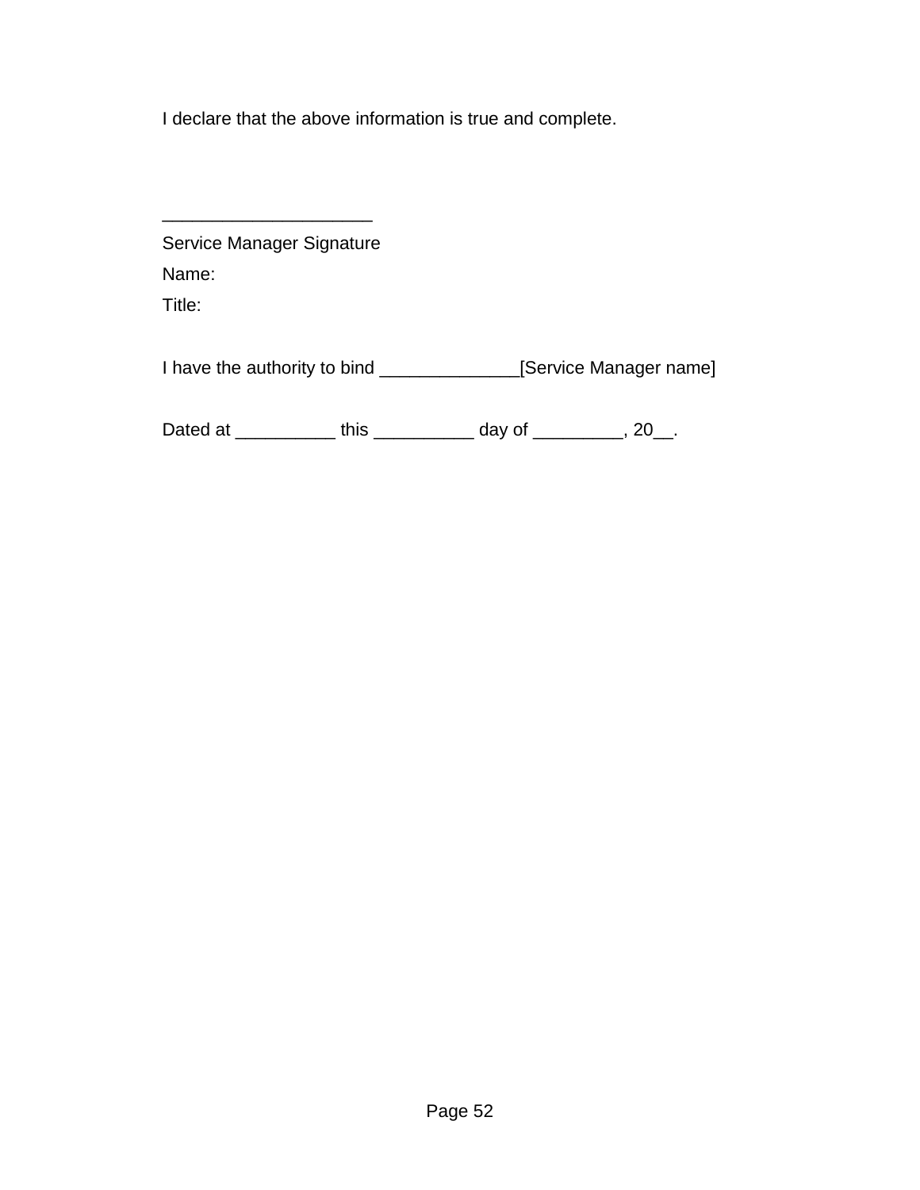I declare that the above information is true and complete.

_____________________

Service Manager Signature

Name:

Title:

I have the authority to bind ______________[Service Manager name]

Dated at __________ this __________ day of _________, 20__.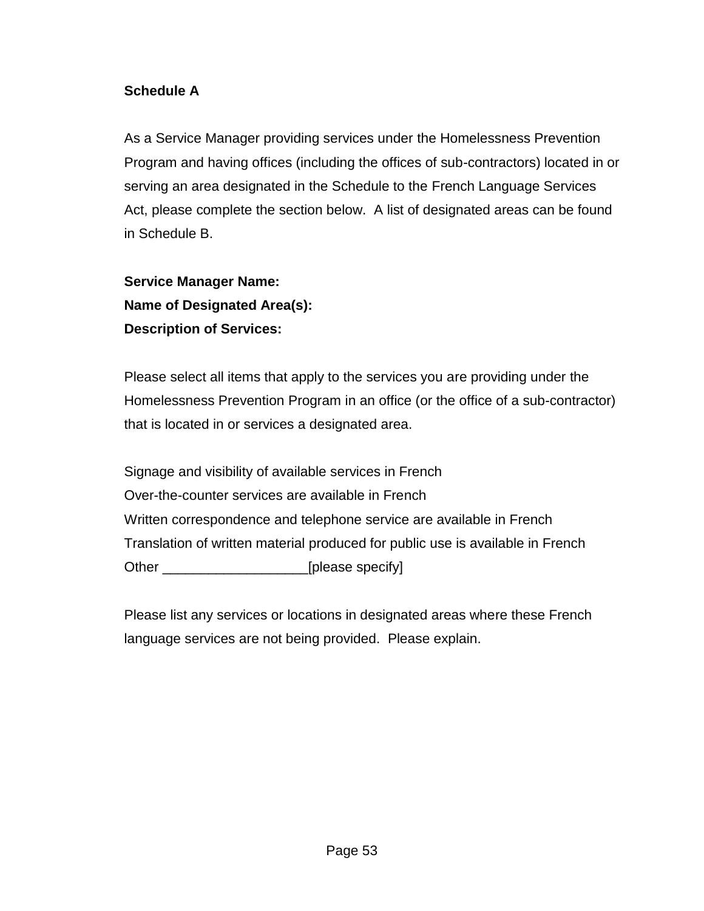**Schedule A**

As a Service Manager providing services under the Homelessness Prevention Program and having offices (including the offices of sub-contractors) located in or serving an area designated in the Schedule to the French Language Services Act, please complete the section below. A list of designated areas can be found in Schedule B.

**Service Manager Name:**
**Name of Designated Area(s):**
**Description of Services:**

Please select all items that apply to the services you are providing under the Homelessness Prevention Program in an office (or the office of a sub-contractor) that is located in or services a designated area.

Signage and visibility of available services in French
Over-the-counter services are available in French
Written correspondence and telephone service are available in French
Translation of written material produced for public use is available in French
Other ___________________[please specify]

Please list any services or locations in designated areas where these French language services are not being provided. Please explain.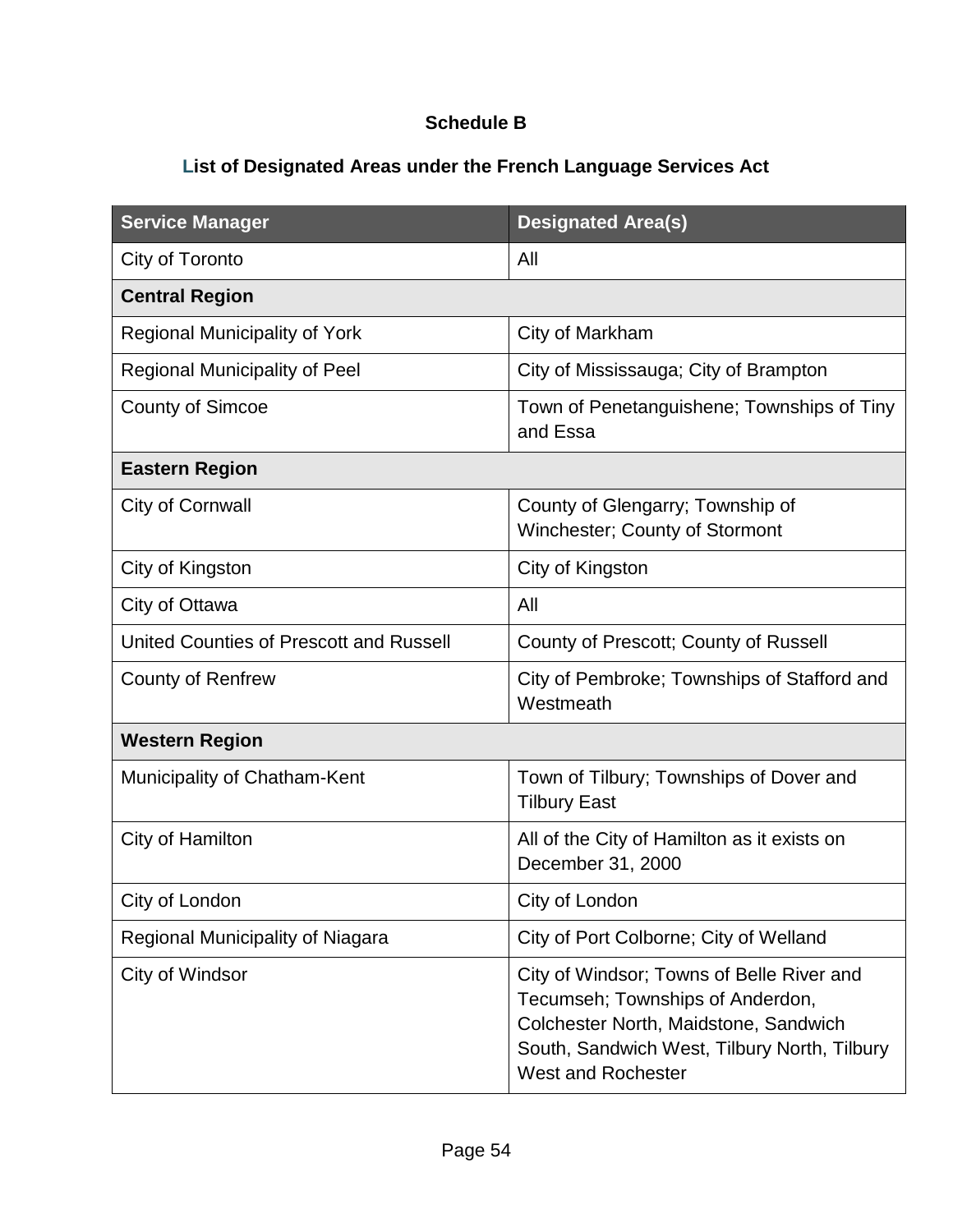**Schedule B**

**List of Designated Areas under the French Language Services Act**

| Service Manager | Designated Area(s) |
| --- | --- |
| City of Toronto | All |
| **Central Region** | |
| Regional Municipality of York | City of Markham |
| Regional Municipality of Peel | City of Mississauga; City of Brampton |
| County of Simcoe | Town of Penetanguishene; Townships of Tiny and Essa |
| **Eastern Region** | |
| City of Cornwall | County of Glengarry; Township of Winchester; County of Stormont |
| City of Kingston | City of Kingston |
| City of Ottawa | All |
| United Counties of Prescott and Russell | County of Prescott; County of Russell |
| County of Renfrew | City of Pembroke; Townships of Stafford and Westmeath |
| **Western Region** | |
| Municipality of Chatham-Kent | Town of Tilbury; Townships of Dover and Tilbury East |
| City of Hamilton | All of the City of Hamilton as it exists on December 31, 2000 |
| City of London | City of London |
| Regional Municipality of Niagara | City of Port Colborne; City of Welland |
| City of Windsor | City of Windsor; Towns of Belle River and Tecumseh; Townships of Anderdon, Colchester North, Maidstone, Sandwich South, Sandwich West, Tilbury North, Tilbury West and Rochester |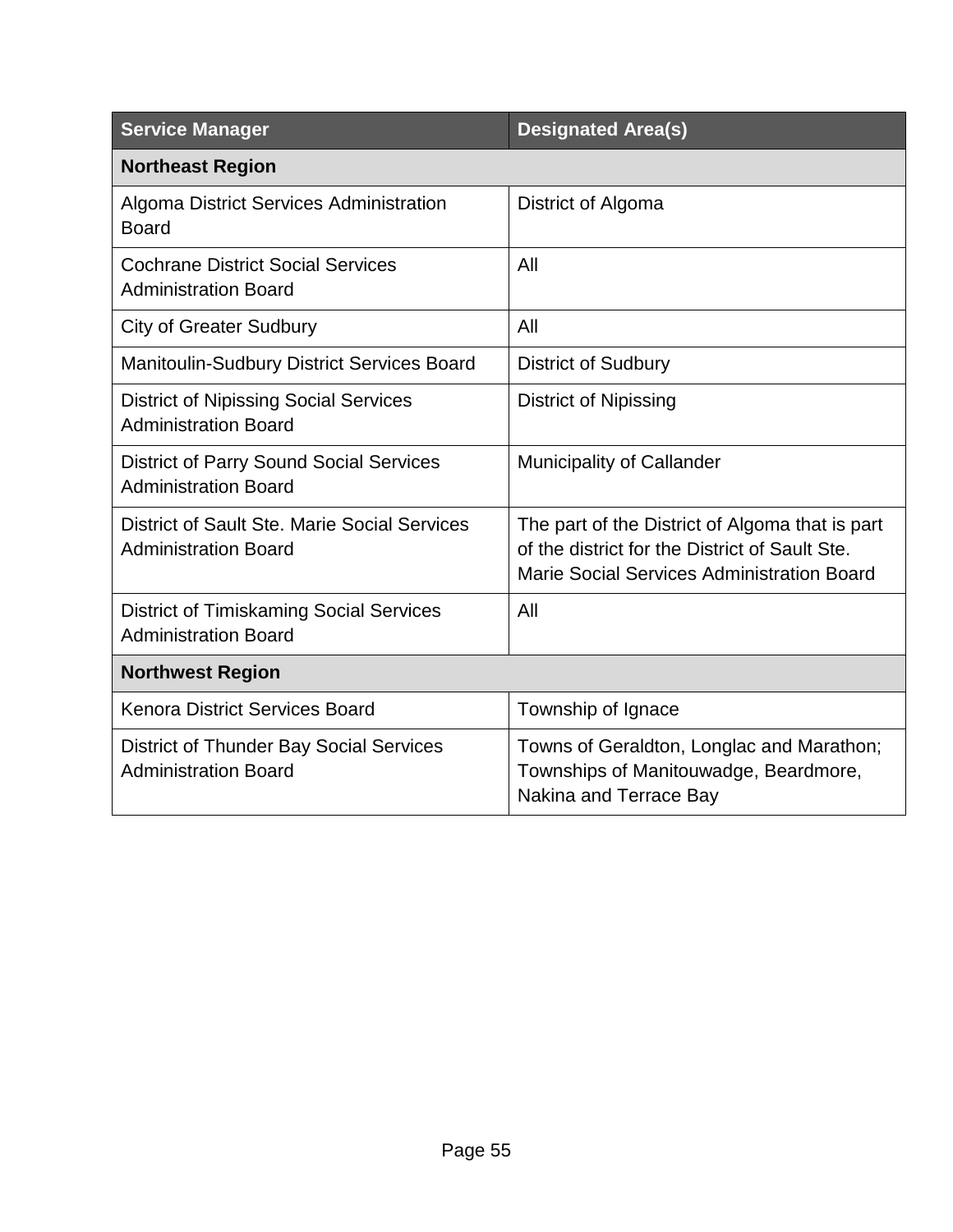| Service Manager | Designated Area(s) |
| --- | --- |
| **Northeast Region** | |
| Algoma District Services Administration Board | District of Algoma |
| Cochrane District Social Services Administration Board | All |
| City of Greater Sudbury | All |
| Manitoulin-Sudbury District Services Board | District of Sudbury |
| District of Nipissing Social Services Administration Board | District of Nipissing |
| District of Parry Sound Social Services Administration Board | Municipality of Callander |
| District of Sault Ste. Marie Social Services Administration Board | The part of the District of Algoma that is part of the district for the District of Sault Ste. Marie Social Services Administration Board |
| District of Timiskaming Social Services Administration Board | All |
| **Northwest Region** | |
| Kenora District Services Board | Township of Ignace |
| District of Thunder Bay Social Services Administration Board | Towns of Geraldton, Longlac and Marathon; Townships of Manitouwadge, Beardmore, Nakina and Terrace Bay |